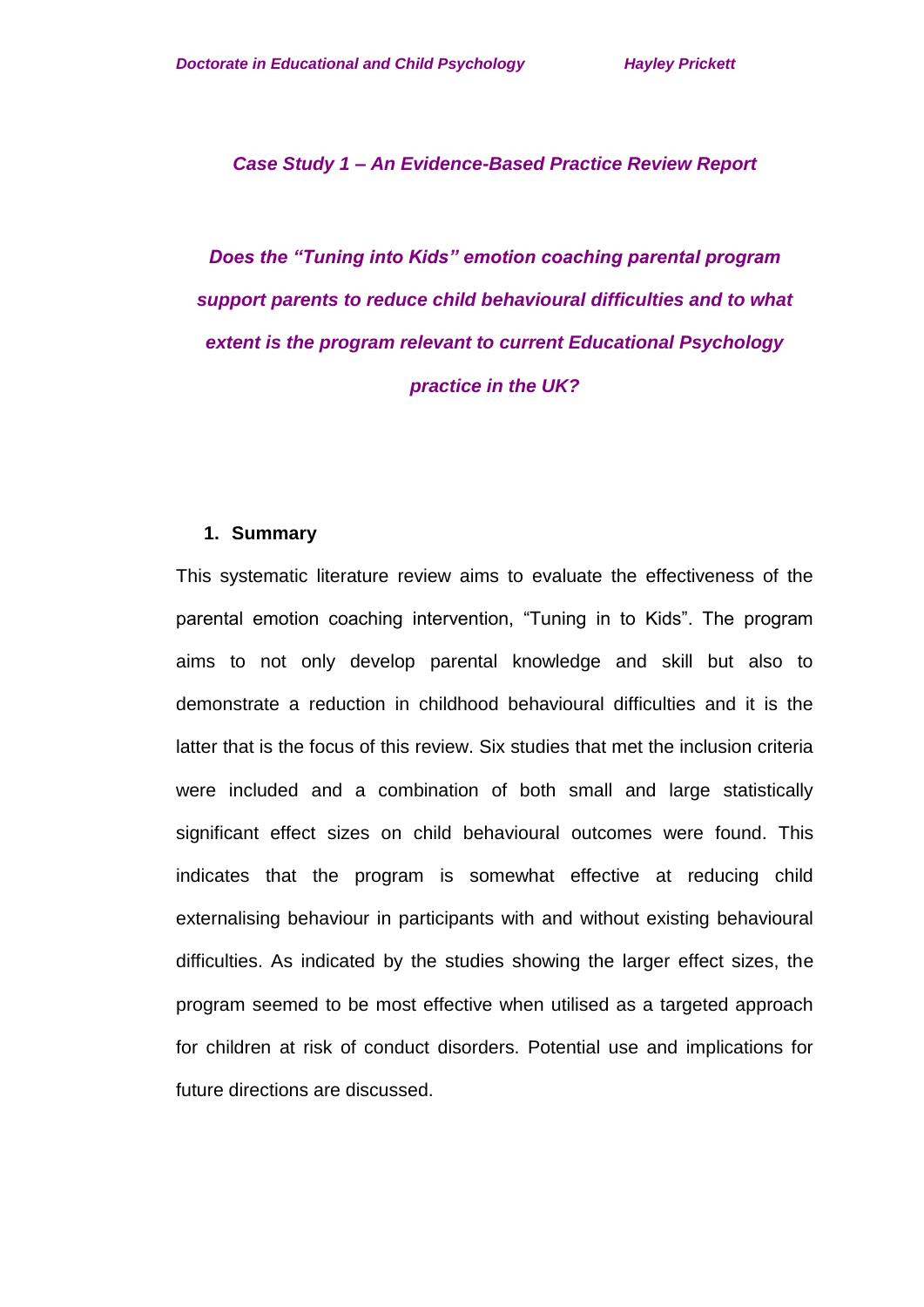*Case Study 1 – An Evidence-Based Practice Review Report*

# *Does the "Tuning into Kids" emotion coaching parental program support parents to reduce child behavioural difficulties and to what extent is the program relevant to current Educational Psychology practice in the UK?*

## 1. Summary

This systematic literature review aims to evaluate the effectiveness of the parental emotion coaching intervention, "Tuning in to Kids". The program aims to not only develop parental knowledge and skill but also to demonstrate a reduction in childhood behavioural difficulties and it is the latter that is the focus of this review. Six studies that met the inclusion criteria were included and a combination of both small and large statistically significant effect sizes on child behavioural outcomes were found. This indicates that the program is somewhat effective at reducing child externalising behaviour in participants with and without existing behavioural difficulties. As indicated by the studies showing the larger effect sizes, the program seemed to be most effective when utilised as a targeted approach for children at risk of conduct disorders. Potential use and implications for future directions are discussed.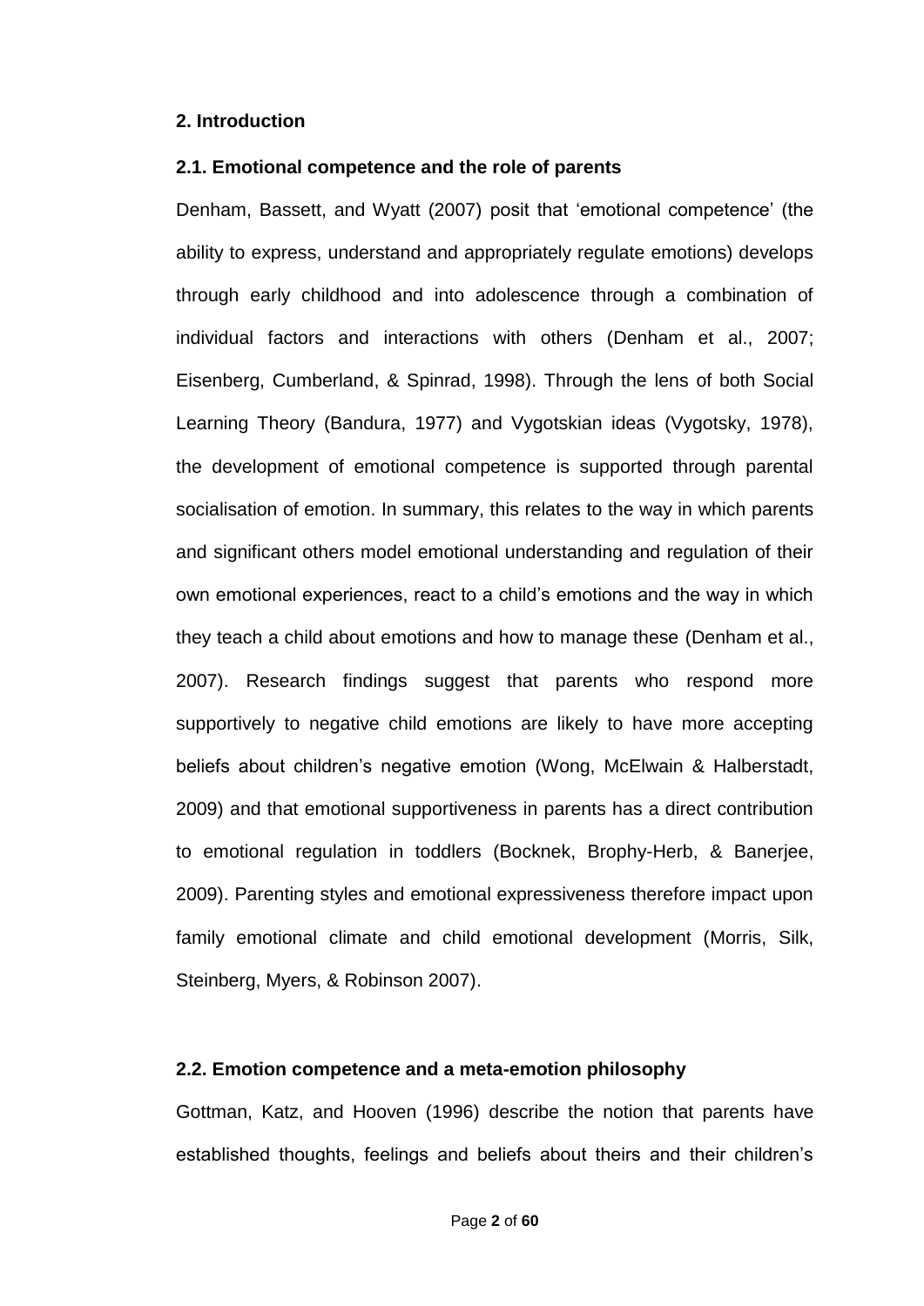## 2. Introduction

### 2.1. Emotional competence and the role of parents

Denham, Bassett, and Wyatt (2007) posit that 'emotional competence' (the ability to express, understand and appropriately regulate emotions) develops through early childhood and into adolescence through a combination of individual factors and interactions with others (Denham et al., 2007; Eisenberg, Cumberland, & Spinrad, 1998). Through the lens of both Social Learning Theory (Bandura, 1977) and Vygotskian ideas (Vygotsky, 1978), the development of emotional competence is supported through parental socialisation of emotion. In summary, this relates to the way in which parents and significant others model emotional understanding and regulation of their own emotional experiences, react to a child's emotions and the way in which they teach a child about emotions and how to manage these (Denham et al., 2007). Research findings suggest that parents who respond more supportively to negative child emotions are likely to have more accepting beliefs about children's negative emotion (Wong, McElwain & Halberstadt, 2009) and that emotional supportiveness in parents has a direct contribution to emotional regulation in toddlers (Bocknek, Brophy-Herb, & Banerjee, 2009). Parenting styles and emotional expressiveness therefore impact upon family emotional climate and child emotional development (Morris, Silk, Steinberg, Myers, & Robinson 2007).

### 2.2. Emotion competence and a meta-emotion philosophy

Gottman, Katz, and Hooven (1996) describe the notion that parents have established thoughts, feelings and beliefs about theirs and their children's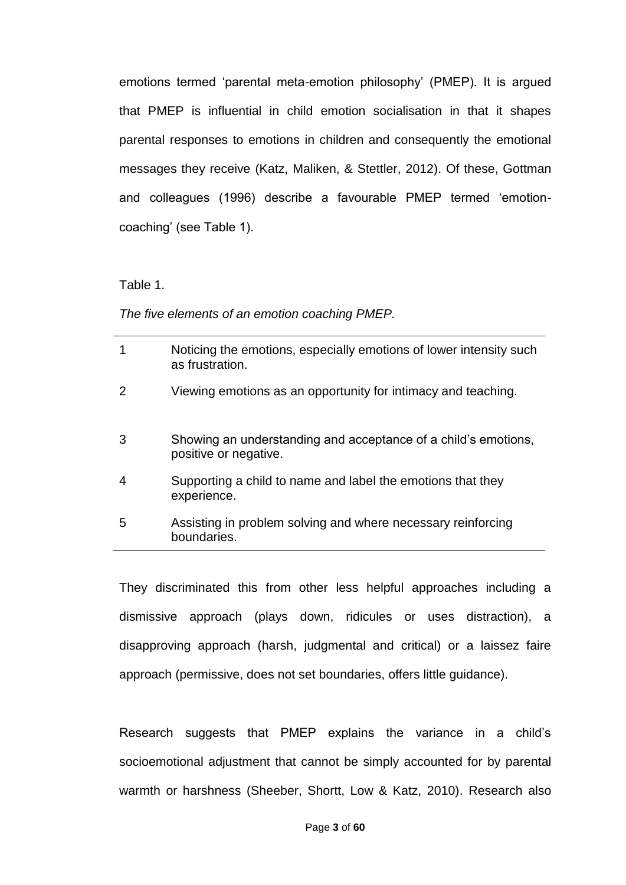emotions termed 'parental meta-emotion philosophy' (PMEP). It is argued that PMEP is influential in child emotion socialisation in that it shapes parental responses to emotions in children and consequently the emotional messages they receive (Katz, Maliken, & Stettler, 2012). Of these, Gottman and colleagues (1996) describe a favourable PMEP termed 'emotion-coaching' (see Table 1).

Table 1.

*The five elements of an emotion coaching PMEP.*

| | |
|---|---|
| 1 | Noticing the emotions, especially emotions of lower intensity such as frustration. |
| 2 | Viewing emotions as an opportunity for intimacy and teaching. |
| 3 | Showing an understanding and acceptance of a child's emotions, positive or negative. |
| 4 | Supporting a child to name and label the emotions that they experience. |
| 5 | Assisting in problem solving and where necessary reinforcing boundaries. |

They discriminated this from other less helpful approaches including a dismissive approach (plays down, ridicules or uses distraction), a disapproving approach (harsh, judgmental and critical) or a laissez faire approach (permissive, does not set boundaries, offers little guidance).

Research suggests that PMEP explains the variance in a child's socioemotional adjustment that cannot be simply accounted for by parental warmth or harshness (Sheeber, Shortt, Low & Katz, 2010). Research also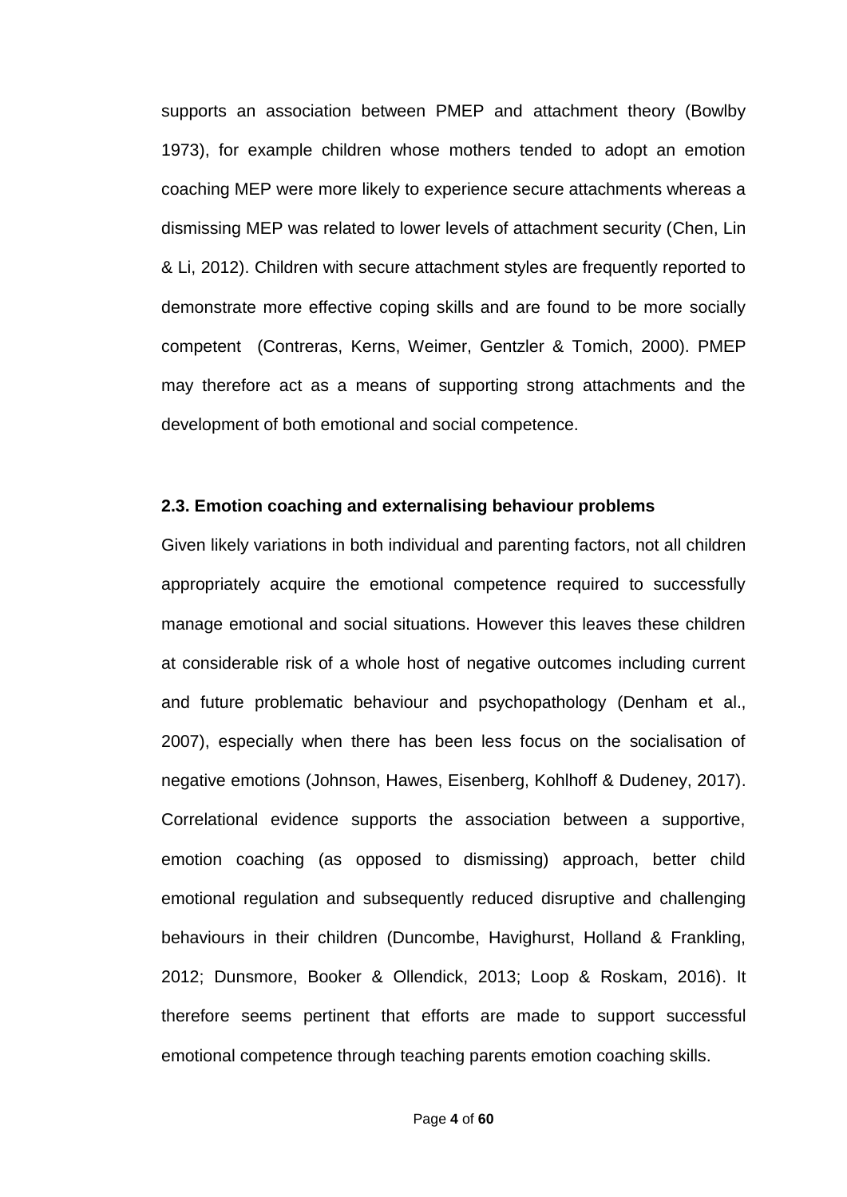supports an association between PMEP and attachment theory (Bowlby 1973), for example children whose mothers tended to adopt an emotion coaching MEP were more likely to experience secure attachments whereas a dismissing MEP was related to lower levels of attachment security (Chen, Lin & Li, 2012). Children with secure attachment styles are frequently reported to demonstrate more effective coping skills and are found to be more socially competent (Contreras, Kerns, Weimer, Gentzler & Tomich, 2000). PMEP may therefore act as a means of supporting strong attachments and the development of both emotional and social competence.

### 2.3. Emotion coaching and externalising behaviour problems

Given likely variations in both individual and parenting factors, not all children appropriately acquire the emotional competence required to successfully manage emotional and social situations. However this leaves these children at considerable risk of a whole host of negative outcomes including current and future problematic behaviour and psychopathology (Denham et al., 2007), especially when there has been less focus on the socialisation of negative emotions (Johnson, Hawes, Eisenberg, Kohlhoff & Dudeney, 2017). Correlational evidence supports the association between a supportive, emotion coaching (as opposed to dismissing) approach, better child emotional regulation and subsequently reduced disruptive and challenging behaviours in their children (Duncombe, Havighurst, Holland & Frankling, 2012; Dunsmore, Booker & Ollendick, 2013; Loop & Roskam, 2016). It therefore seems pertinent that efforts are made to support successful emotional competence through teaching parents emotion coaching skills.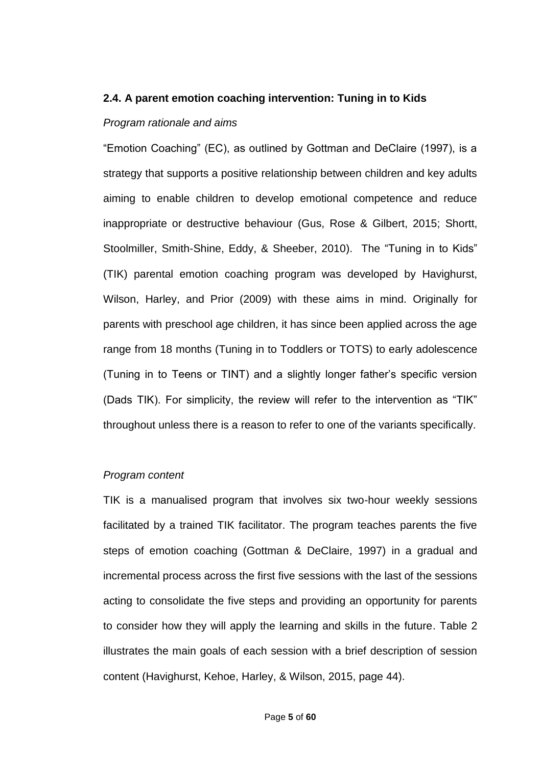## 2.4. A parent emotion coaching intervention: Tuning in to Kids

*Program rationale and aims*

"Emotion Coaching" (EC), as outlined by Gottman and DeClaire (1997), is a strategy that supports a positive relationship between children and key adults aiming to enable children to develop emotional competence and reduce inappropriate or destructive behaviour (Gus, Rose & Gilbert, 2015; Shortt, Stoolmiller, Smith-Shine, Eddy, & Sheeber, 2010). The "Tuning in to Kids" (TIK) parental emotion coaching program was developed by Havighurst, Wilson, Harley, and Prior (2009) with these aims in mind. Originally for parents with preschool age children, it has since been applied across the age range from 18 months (Tuning in to Toddlers or TOTS) to early adolescence (Tuning in to Teens or TINT) and a slightly longer father's specific version (Dads TIK). For simplicity, the review will refer to the intervention as "TIK" throughout unless there is a reason to refer to one of the variants specifically.

*Program content*

TIK is a manualised program that involves six two-hour weekly sessions facilitated by a trained TIK facilitator. The program teaches parents the five steps of emotion coaching (Gottman & DeClaire, 1997) in a gradual and incremental process across the first five sessions with the last of the sessions acting to consolidate the five steps and providing an opportunity for parents to consider how they will apply the learning and skills in the future. Table 2 illustrates the main goals of each session with a brief description of session content (Havighurst, Kehoe, Harley, & Wilson, 2015, page 44).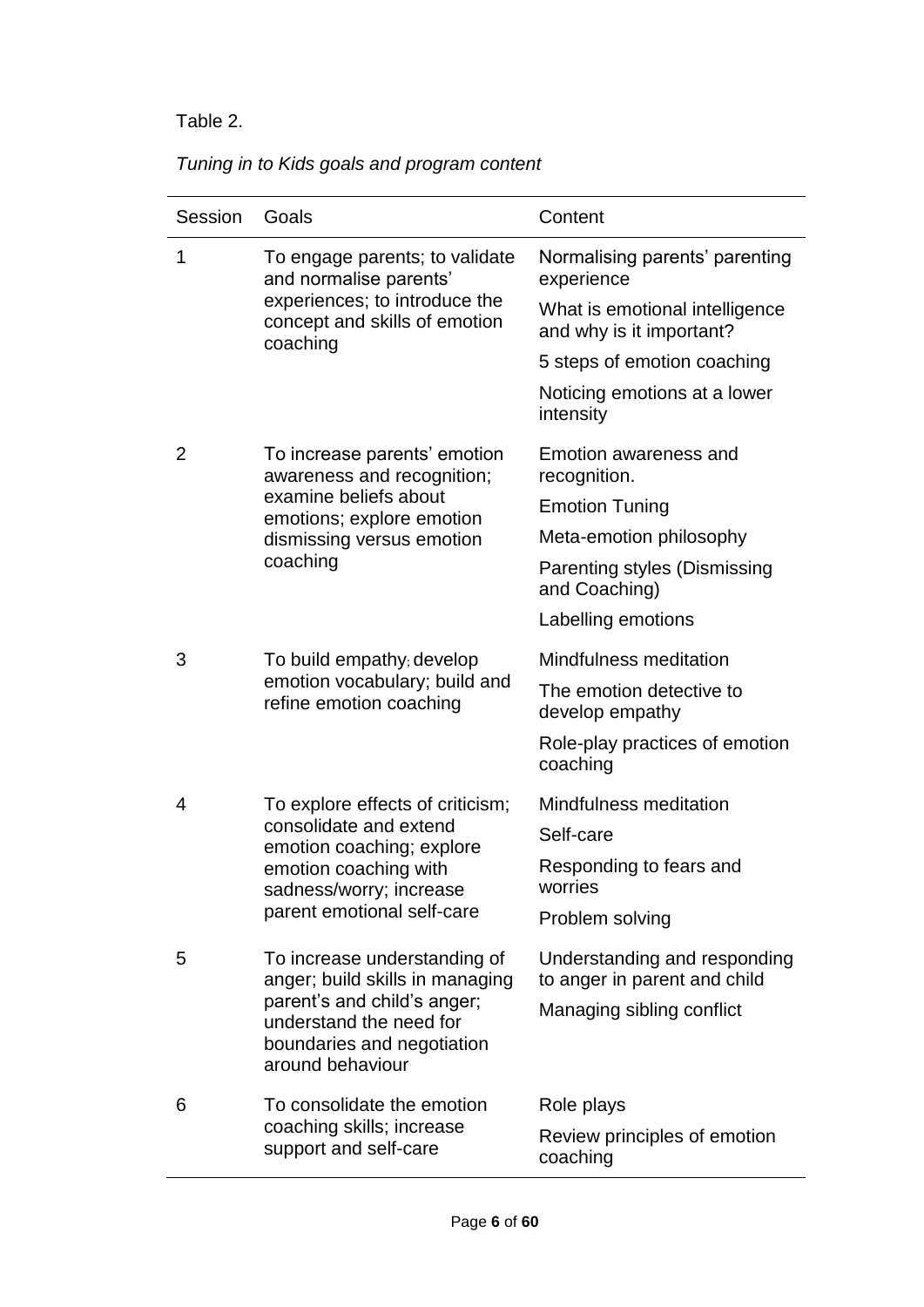Table 2.

*Tuning in to Kids goals and program content*

| Session | Goals | Content |
|---|---|---|
| 1 | To engage parents; to validate and normalise parents' experiences; to introduce the concept and skills of emotion coaching | Normalising parents' parenting experience<br>What is emotional intelligence and why is it important?<br>5 steps of emotion coaching<br>Noticing emotions at a lower intensity |
| 2 | To increase parents' emotion awareness and recognition; examine beliefs about emotions; explore emotion dismissing versus emotion coaching | Emotion awareness and recognition.<br>Emotion Tuning<br>Meta-emotion philosophy<br>Parenting styles (Dismissing and Coaching)<br>Labelling emotions |
| 3 | To build empathy; develop emotion vocabulary; build and refine emotion coaching | Mindfulness meditation<br>The emotion detective to develop empathy<br>Role-play practices of emotion coaching |
| 4 | To explore effects of criticism; consolidate and extend emotion coaching; explore emotion coaching with sadness/worry; increase parent emotional self-care | Mindfulness meditation<br>Self-care<br>Responding to fears and worries<br>Problem solving |
| 5 | To increase understanding of anger; build skills in managing parent's and child's anger; understand the need for boundaries and negotiation around behaviour | Understanding and responding to anger in parent and child<br>Managing sibling conflict |
| 6 | To consolidate the emotion coaching skills; increase support and self-care | Role plays<br>Review principles of emotion coaching |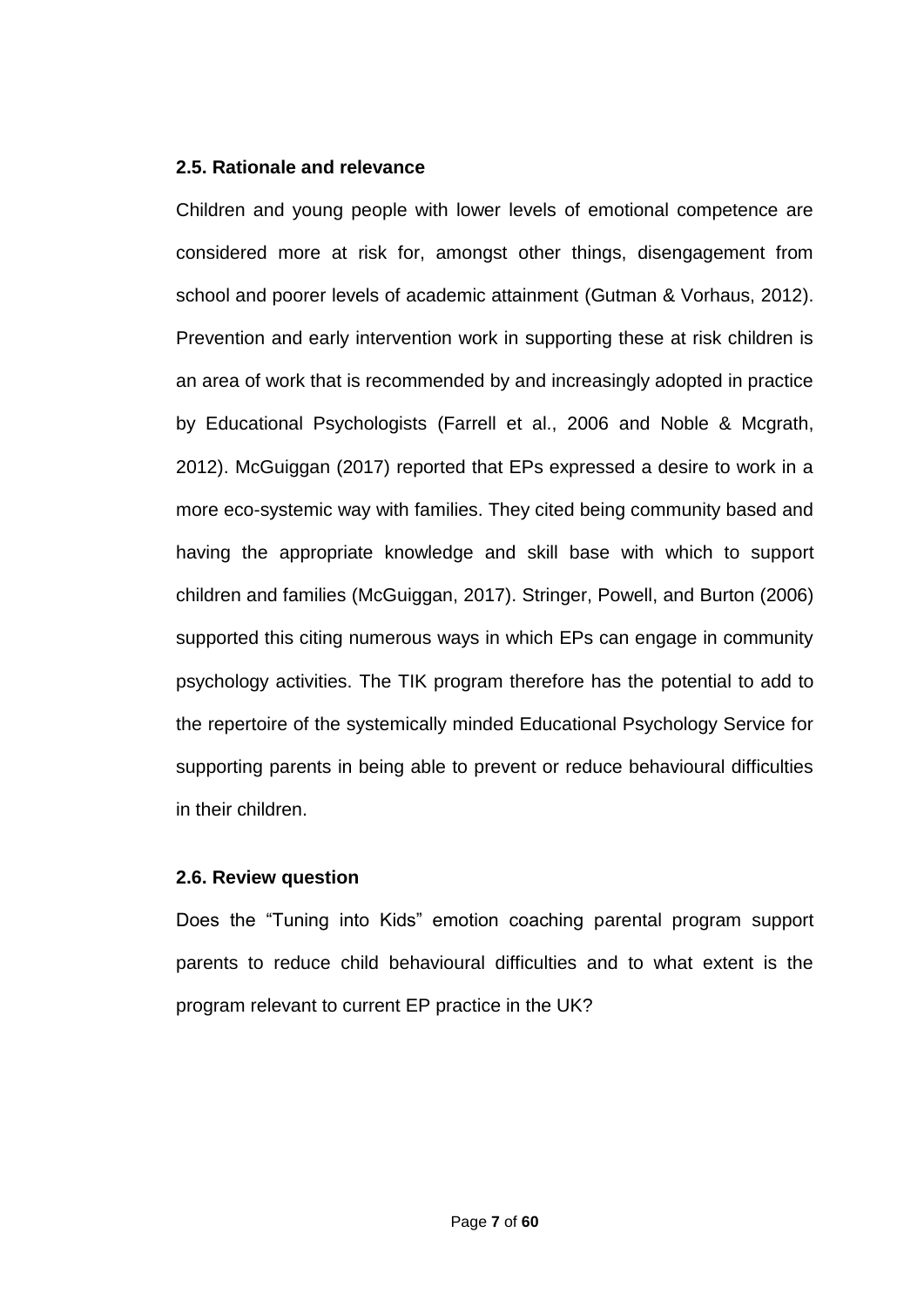### 2.5. Rationale and relevance

Children and young people with lower levels of emotional competence are considered more at risk for, amongst other things, disengagement from school and poorer levels of academic attainment (Gutman & Vorhaus, 2012). Prevention and early intervention work in supporting these at risk children is an area of work that is recommended by and increasingly adopted in practice by Educational Psychologists (Farrell et al., 2006 and Noble & Mcgrath, 2012). McGuiggan (2017) reported that EPs expressed a desire to work in a more eco-systemic way with families. They cited being community based and having the appropriate knowledge and skill base with which to support children and families (McGuiggan, 2017). Stringer, Powell, and Burton (2006) supported this citing numerous ways in which EPs can engage in community psychology activities. The TIK program therefore has the potential to add to the repertoire of the systemically minded Educational Psychology Service for supporting parents in being able to prevent or reduce behavioural difficulties in their children.

### 2.6. Review question

Does the "Tuning into Kids" emotion coaching parental program support parents to reduce child behavioural difficulties and to what extent is the program relevant to current EP practice in the UK?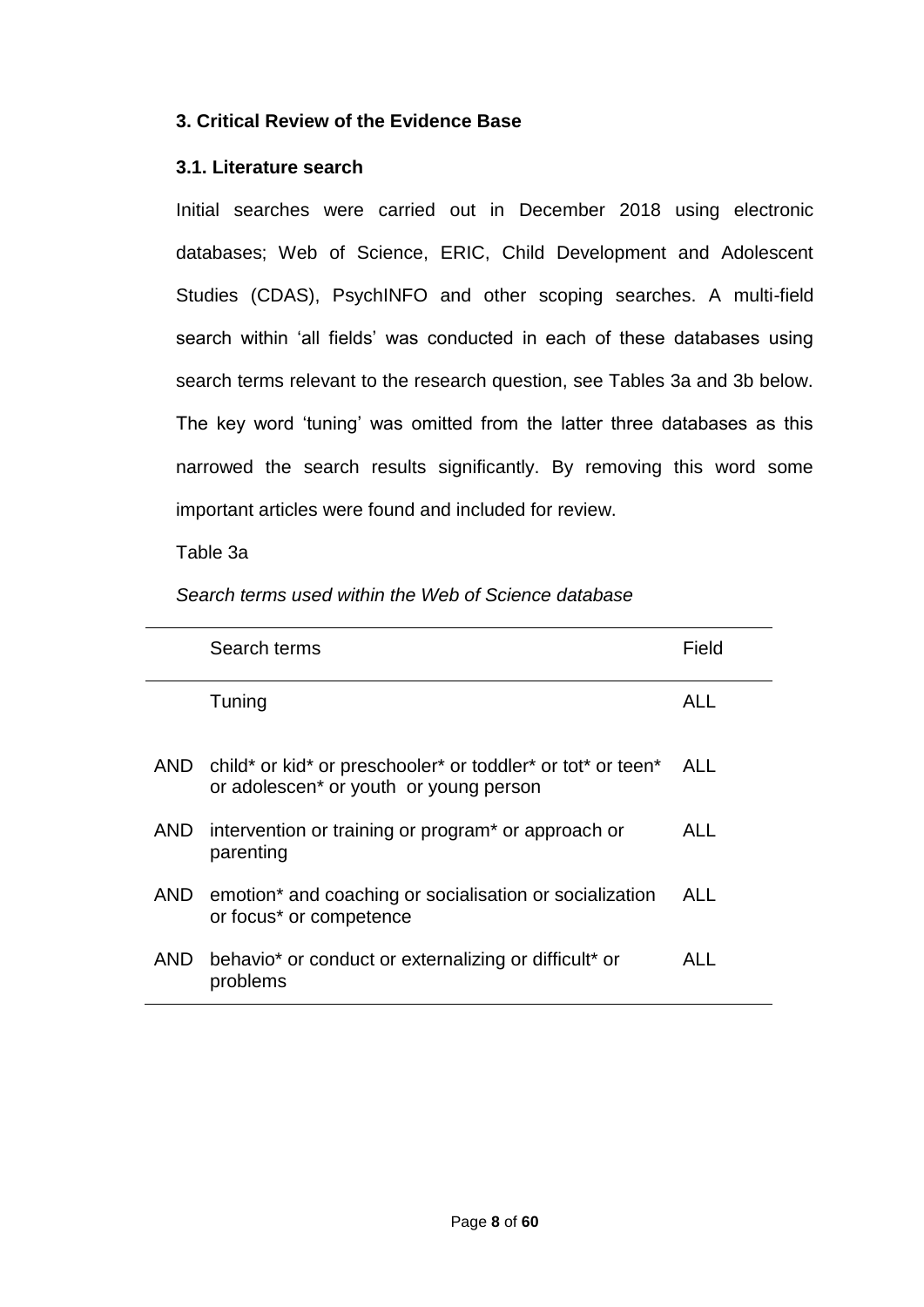### 3. Critical Review of the Evidence Base

#### 3.1. Literature search

Initial searches were carried out in December 2018 using electronic databases; Web of Science, ERIC, Child Development and Adolescent Studies (CDAS), PsychINFO and other scoping searches. A multi-field search within 'all fields' was conducted in each of these databases using search terms relevant to the research question, see Tables 3a and 3b below. The key word 'tuning' was omitted from the latter three databases as this narrowed the search results significantly. By removing this word some important articles were found and included for review.

Table 3a

*Search terms used within the Web of Science database*

| | Search terms | Field |
|---|---|---|
| | Tuning | ALL |
| AND | child* or kid* or preschooler* or toddler* or tot* or teen* or adolescen* or youth or young person | ALL |
| AND | intervention or training or program* or approach or parenting | ALL |
| AND | emotion* and coaching or socialisation or socialization or focus* or competence | ALL |
| AND | behavio* or conduct or externalizing or difficult* or problems | ALL |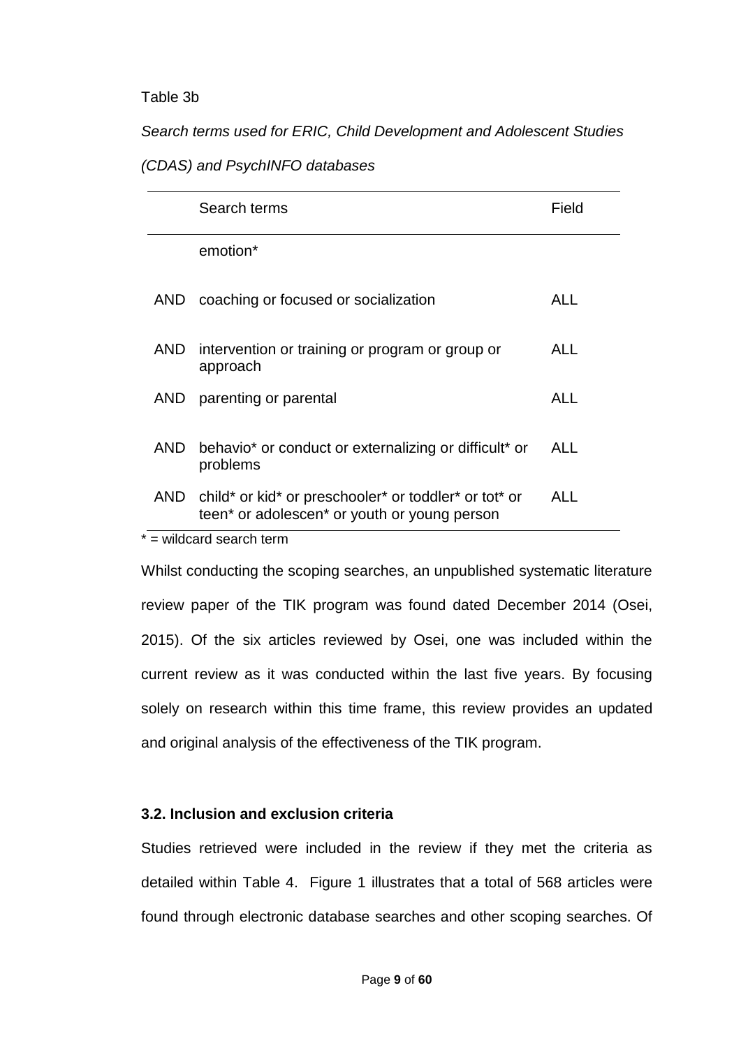Table 3b

*Search terms used for ERIC, Child Development and Adolescent Studies (CDAS) and PsychINFO databases*

| | Search terms | Field |
|---|---|---|
| | emotion* | |
| AND | coaching or focused or socialization | ALL |
| AND | intervention or training or program or group or approach | ALL |
| AND | parenting or parental | ALL |
| AND | behavio* or conduct or externalizing or difficult* or problems | ALL |
| AND | child* or kid* or preschooler* or toddler* or tot* or teen* or adolescen* or youth or young person | ALL |

* = wildcard search term

Whilst conducting the scoping searches, an unpublished systematic literature review paper of the TIK program was found dated December 2014 (Osei, 2015). Of the six articles reviewed by Osei, one was included within the current review as it was conducted within the last five years. By focusing solely on research within this time frame, this review provides an updated and original analysis of the effectiveness of the TIK program.

### 3.2. Inclusion and exclusion criteria

Studies retrieved were included in the review if they met the criteria as detailed within Table 4. Figure 1 illustrates that a total of 568 articles were found through electronic database searches and other scoping searches. Of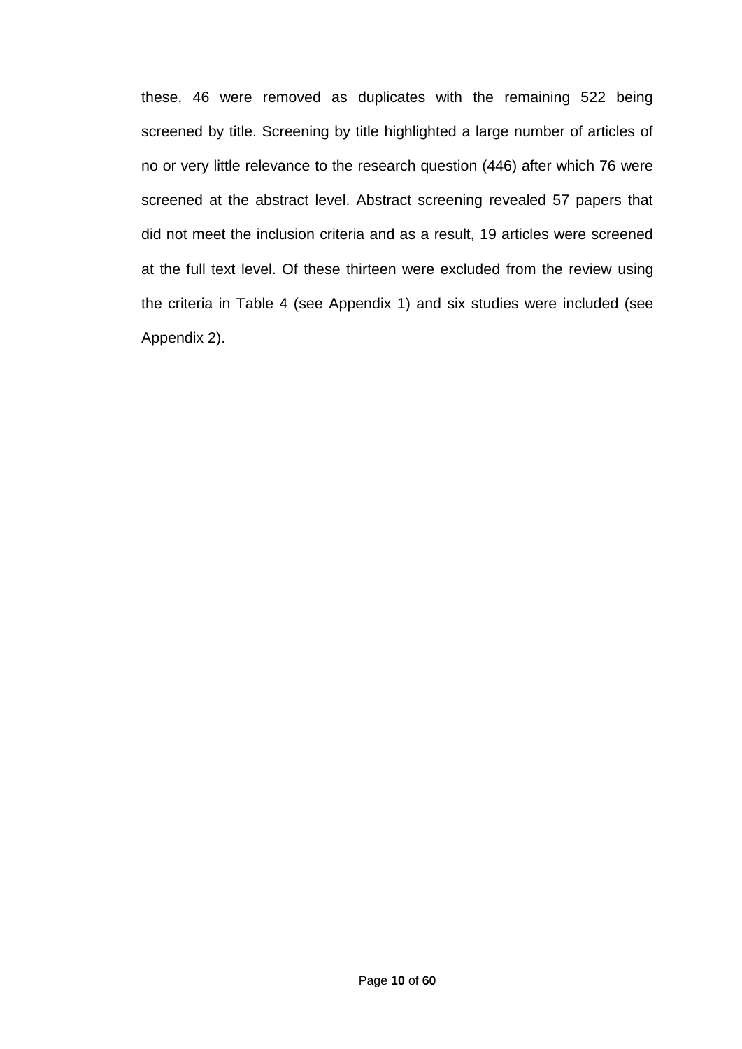these, 46 were removed as duplicates with the remaining 522 being screened by title. Screening by title highlighted a large number of articles of no or very little relevance to the research question (446) after which 76 were screened at the abstract level. Abstract screening revealed 57 papers that did not meet the inclusion criteria and as a result, 19 articles were screened at the full text level. Of these thirteen were excluded from the review using the criteria in Table 4 (see Appendix 1) and six studies were included (see Appendix 2).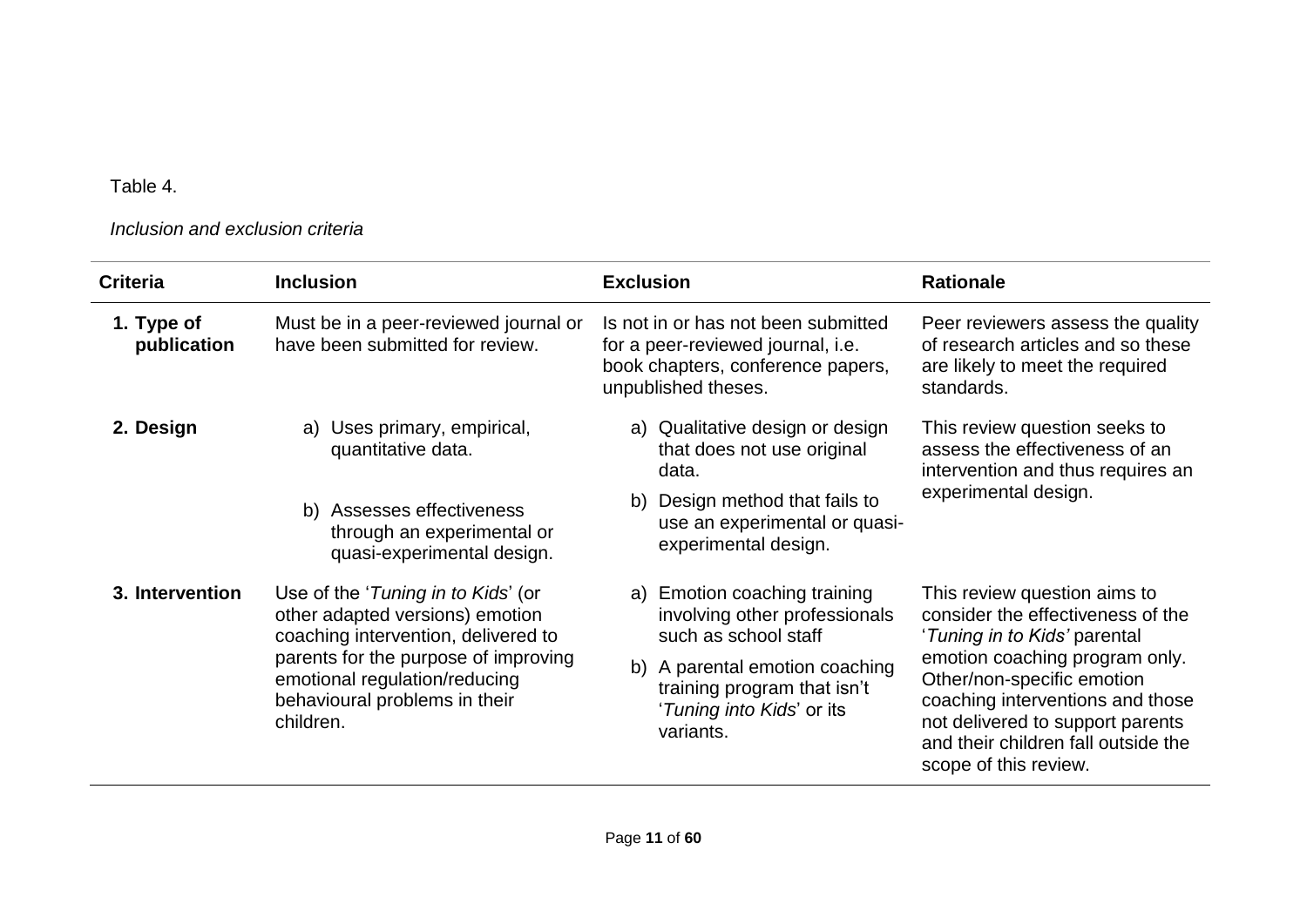Table 4.

*Inclusion and exclusion criteria*

| Criteria | Inclusion | Exclusion | Rationale |
|---|---|---|---|
| **1. Type of publication** | Must be in a peer-reviewed journal or have been submitted for review. | Is not in or has not been submitted for a peer-reviewed journal, i.e. book chapters, conference papers, unpublished theses. | Peer reviewers assess the quality of research articles and so these are likely to meet the required standards. |
| **2. Design** | a) Uses primary, empirical, quantitative data.<br><br>b) Assesses effectiveness through an experimental or quasi-experimental design. | a) Qualitative design or design that does not use original data.<br><br>b) Design method that fails to use an experimental or quasi-experimental design. | This review question seeks to assess the effectiveness of an intervention and thus requires an experimental design. |
| **3. Intervention** | Use of the '*Tuning in to Kids*' (or other adapted versions) emotion coaching intervention, delivered to parents for the purpose of improving emotional regulation/reducing behavioural problems in their children. | a) Emotion coaching training involving other professionals such as school staff<br><br>b) A parental emotion coaching training program that isn't '*Tuning into Kids*' or its variants. | This review question aims to consider the effectiveness of the '*Tuning in to Kids'* parental emotion coaching program only. Other/non-specific emotion coaching interventions and those not delivered to support parents and their children fall outside the scope of this review. |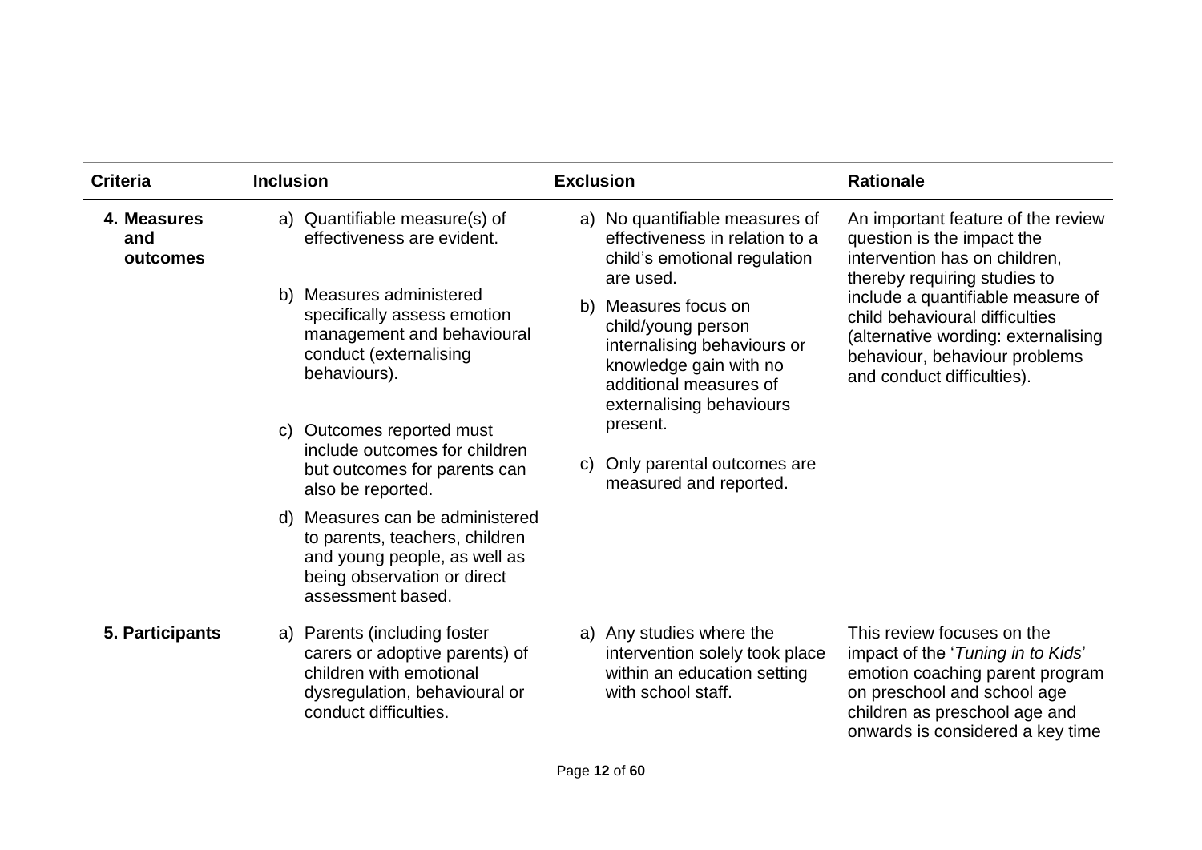| Criteria | Inclusion | Exclusion | Rationale |
|---|---|---|---|
| **4. Measures and outcomes** | a) Quantifiable measure(s) of effectiveness are evident.<br><br>b) Measures administered specifically assess emotion management and behavioural conduct (externalising behaviours).<br><br>c) Outcomes reported must include outcomes for children but outcomes for parents can also be reported.<br><br>d) Measures can be administered to parents, teachers, children and young people, as well as being observation or direct assessment based. | a) No quantifiable measures of effectiveness in relation to a child's emotional regulation are used.<br><br>b) Measures focus on child/young person internalising behaviours or knowledge gain with no additional measures of externalising behaviours present.<br><br>c) Only parental outcomes are measured and reported. | An important feature of the review question is the impact the intervention has on children, thereby requiring studies to include a quantifiable measure of child behavioural difficulties (alternative wording: externalising behaviour, behaviour problems and conduct difficulties). |
| **5. Participants** | a) Parents (including foster carers or adoptive parents) of children with emotional dysregulation, behavioural or conduct difficulties. | a) Any studies where the intervention solely took place within an education setting with school staff. | This review focuses on the impact of the '*Tuning in to Kids*' emotion coaching parent program on preschool and school age children as preschool age and onwards is considered a key time |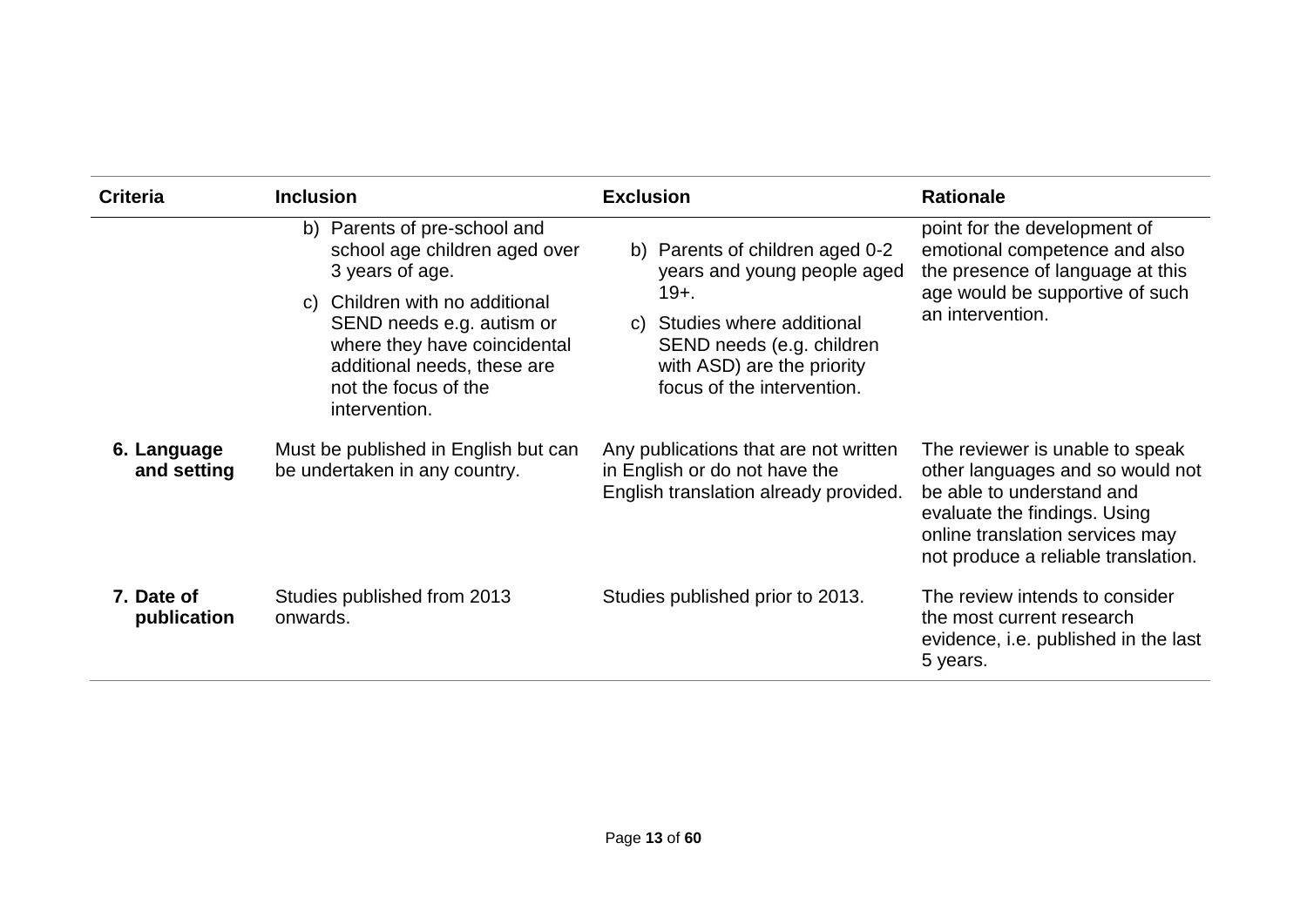| Criteria | Inclusion | Exclusion | Rationale |
|---|---|---|---|
| | b) Parents of pre-school and school age children aged over 3 years of age.<br>c) Children with no additional SEND needs e.g. autism or where they have coincidental additional needs, these are not the focus of the intervention. | b) Parents of children aged 0-2 years and young people aged 19+.<br>c) Studies where additional SEND needs (e.g. children with ASD) are the priority focus of the intervention. | point for the development of emotional competence and also the presence of language at this age would be supportive of such an intervention. |
| **6. Language and setting** | Must be published in English but can be undertaken in any country. | Any publications that are not written in English or do not have the English translation already provided. | The reviewer is unable to speak other languages and so would not be able to understand and evaluate the findings. Using online translation services may not produce a reliable translation. |
| **7. Date of publication** | Studies published from 2013 onwards. | Studies published prior to 2013. | The review intends to consider the most current research evidence, i.e. published in the last 5 years. |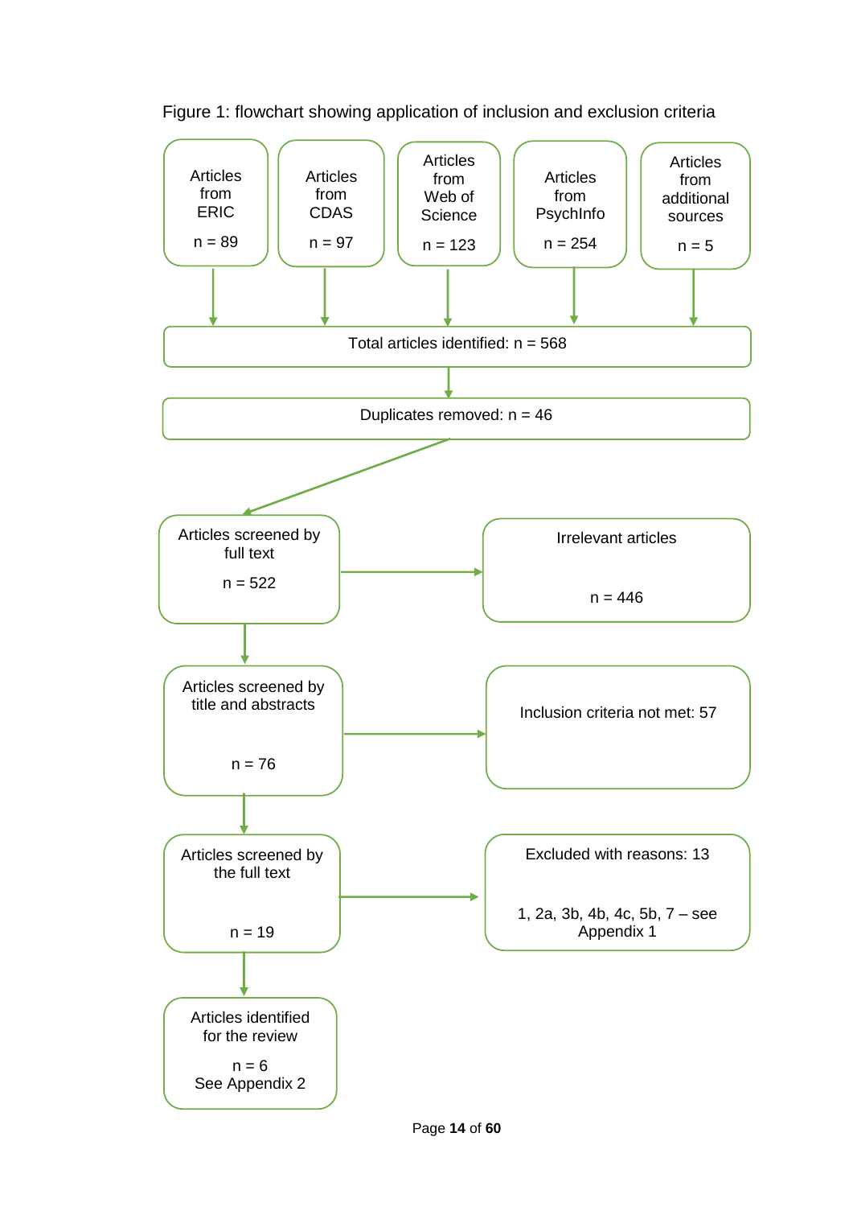Figure 1: flowchart showing application of inclusion and exclusion criteria

Articles from ERIC

n = 89

Articles from CDAS

n = 97

Articles from Web of Science

n = 123

Articles from PsychInfo

n = 254

Articles from additional sources

n = 5

Total articles identified: n = 568

Duplicates removed: n = 46

Articles screened by full text

n = 522

Irrelevant articles

n = 446

Articles screened by title and abstracts

n = 76

Inclusion criteria not met: 57

Articles screened by the full text

n = 19

Excluded with reasons: 13

1, 2a, 3b, 4b, 4c, 5b, 7 – see Appendix 1

Articles identified for the review

n = 6
See Appendix 2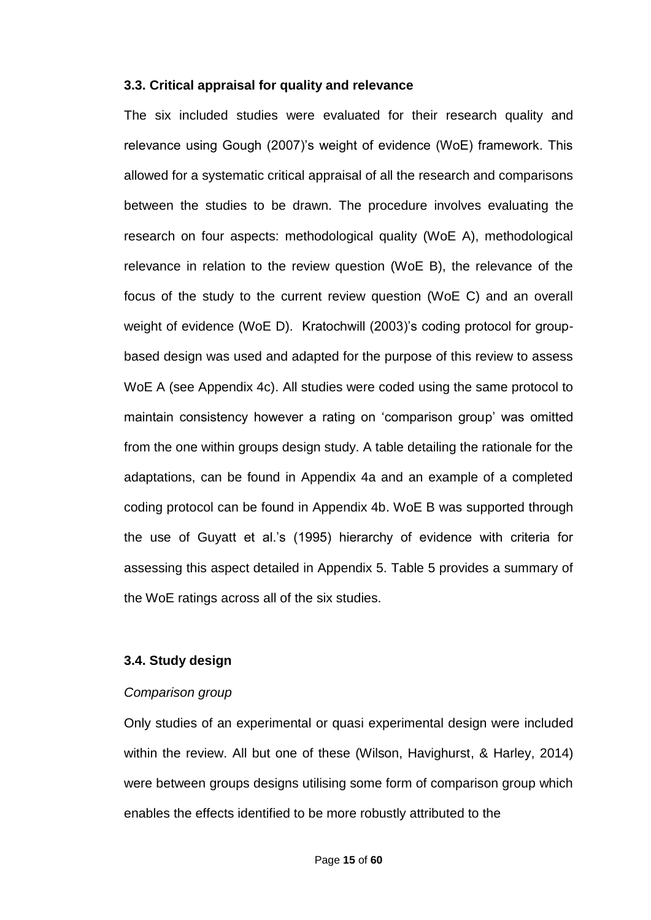### 3.3. Critical appraisal for quality and relevance

The six included studies were evaluated for their research quality and relevance using Gough (2007)'s weight of evidence (WoE) framework. This allowed for a systematic critical appraisal of all the research and comparisons between the studies to be drawn. The procedure involves evaluating the research on four aspects: methodological quality (WoE A), methodological relevance in relation to the review question (WoE B), the relevance of the focus of the study to the current review question (WoE C) and an overall weight of evidence (WoE D). Kratochwill (2003)'s coding protocol for group-based design was used and adapted for the purpose of this review to assess WoE A (see Appendix 4c). All studies were coded using the same protocol to maintain consistency however a rating on 'comparison group' was omitted from the one within groups design study. A table detailing the rationale for the adaptations, can be found in Appendix 4a and an example of a completed coding protocol can be found in Appendix 4b. WoE B was supported through the use of Guyatt et al.'s (1995) hierarchy of evidence with criteria for assessing this aspect detailed in Appendix 5. Table 5 provides a summary of the WoE ratings across all of the six studies.

### 3.4. Study design

*Comparison group*

Only studies of an experimental or quasi experimental design were included within the review. All but one of these (Wilson, Havighurst, & Harley, 2014) were between groups designs utilising some form of comparison group which enables the effects identified to be more robustly attributed to the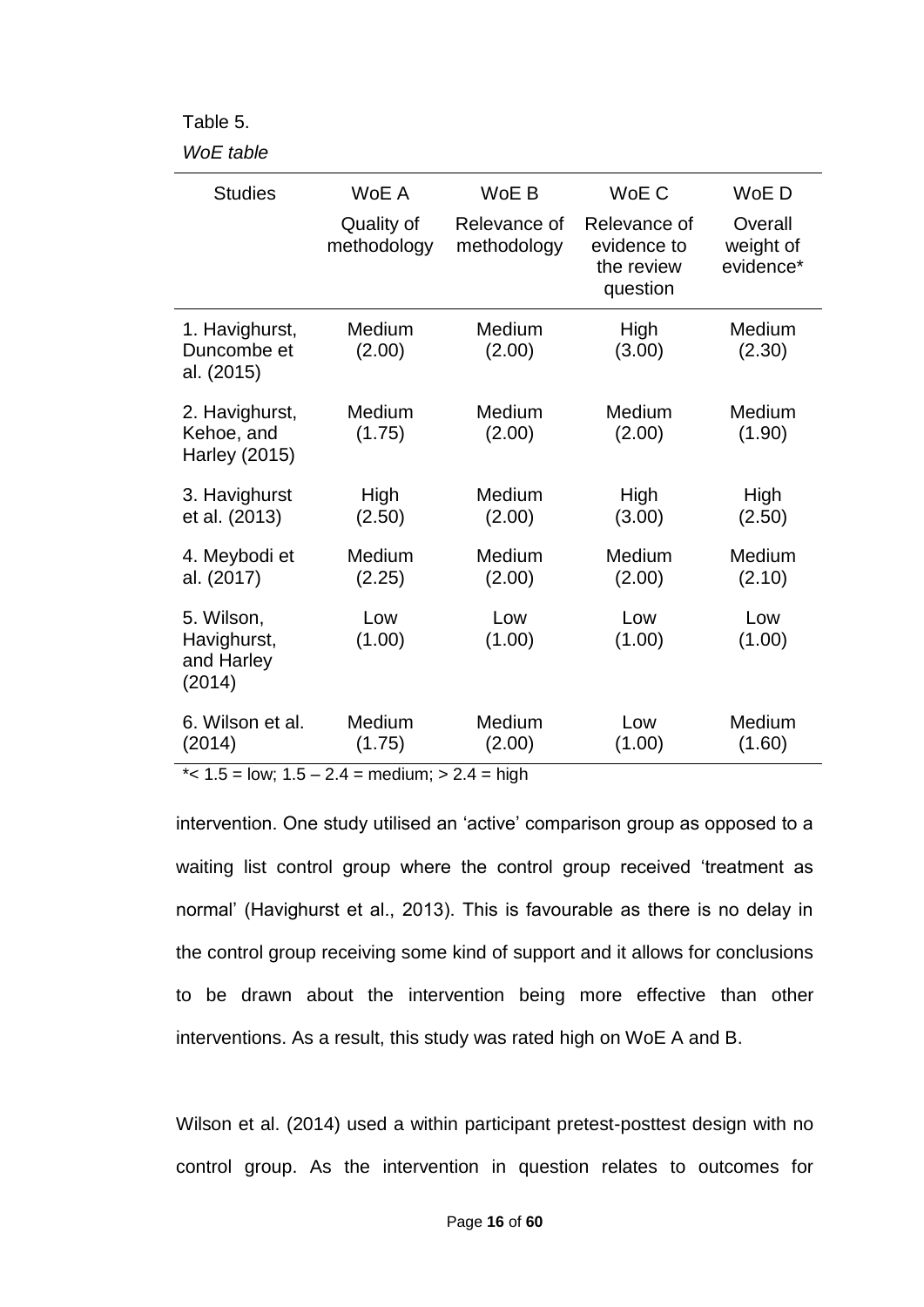Table 5.

*WoE table*

| Studies | WoE A<br>Quality of methodology | WoE B<br>Relevance of methodology | WoE C<br>Relevance of evidence to the review question | WoE D<br>Overall weight of evidence* |
|---|---|---|---|---|
| 1. Havighurst, Duncombe et al. (2015) | Medium (2.00) | Medium (2.00) | High (3.00) | Medium (2.30) |
| 2. Havighurst, Kehoe, and Harley (2015) | Medium (1.75) | Medium (2.00) | Medium (2.00) | Medium (1.90) |
| 3. Havighurst et al. (2013) | High (2.50) | Medium (2.00) | High (3.00) | High (2.50) |
| 4. Meybodi et al. (2017) | Medium (2.25) | Medium (2.00) | Medium (2.00) | Medium (2.10) |
| 5. Wilson, Havighurst, and Harley (2014) | Low (1.00) | Low (1.00) | Low (1.00) | Low (1.00) |
| 6. Wilson et al. (2014) | Medium (1.75) | Medium (2.00) | Low (1.00) | Medium (1.60) |

*< 1.5 = low; 1.5 – 2.4 = medium; > 2.4 = high

intervention. One study utilised an 'active' comparison group as opposed to a waiting list control group where the control group received 'treatment as normal' (Havighurst et al., 2013). This is favourable as there is no delay in the control group receiving some kind of support and it allows for conclusions to be drawn about the intervention being more effective than other interventions. As a result, this study was rated high on WoE A and B.

Wilson et al. (2014) used a within participant pretest-posttest design with no control group. As the intervention in question relates to outcomes for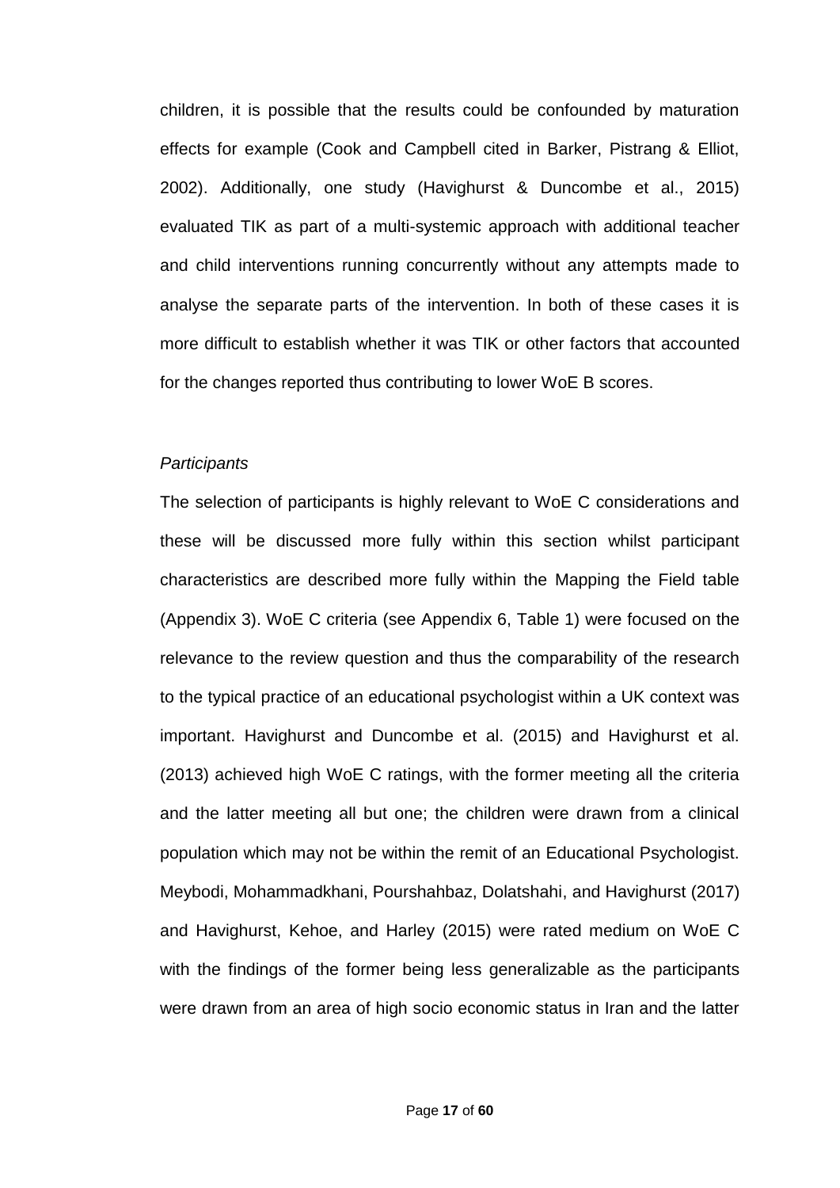children, it is possible that the results could be confounded by maturation effects for example (Cook and Campbell cited in Barker, Pistrang & Elliot, 2002). Additionally, one study (Havighurst & Duncombe et al., 2015) evaluated TIK as part of a multi-systemic approach with additional teacher and child interventions running concurrently without any attempts made to analyse the separate parts of the intervention. In both of these cases it is more difficult to establish whether it was TIK or other factors that accounted for the changes reported thus contributing to lower WoE B scores.

*Participants*

The selection of participants is highly relevant to WoE C considerations and these will be discussed more fully within this section whilst participant characteristics are described more fully within the Mapping the Field table (Appendix 3). WoE C criteria (see Appendix 6, Table 1) were focused on the relevance to the review question and thus the comparability of the research to the typical practice of an educational psychologist within a UK context was important. Havighurst and Duncombe et al. (2015) and Havighurst et al. (2013) achieved high WoE C ratings, with the former meeting all the criteria and the latter meeting all but one; the children were drawn from a clinical population which may not be within the remit of an Educational Psychologist. Meybodi, Mohammadkhani, Pourshahbaz, Dolatshahi, and Havighurst (2017) and Havighurst, Kehoe, and Harley (2015) were rated medium on WoE C with the findings of the former being less generalizable as the participants were drawn from an area of high socio economic status in Iran and the latter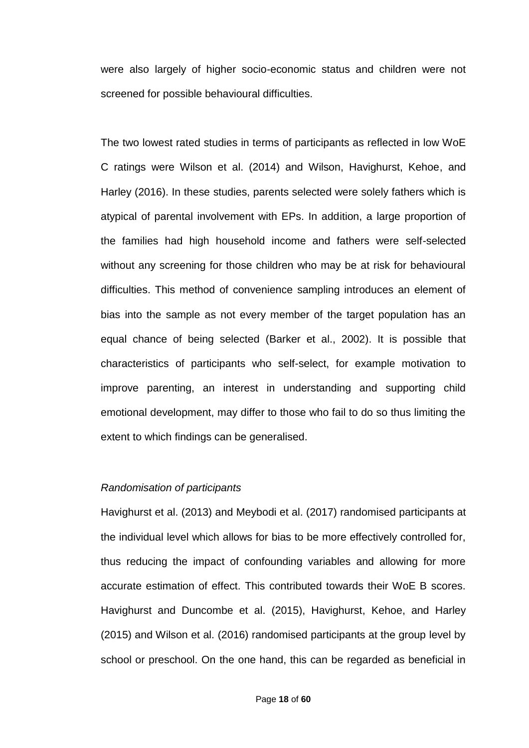were also largely of higher socio-economic status and children were not screened for possible behavioural difficulties.

The two lowest rated studies in terms of participants as reflected in low WoE C ratings were Wilson et al. (2014) and Wilson, Havighurst, Kehoe, and Harley (2016). In these studies, parents selected were solely fathers which is atypical of parental involvement with EPs. In addition, a large proportion of the families had high household income and fathers were self-selected without any screening for those children who may be at risk for behavioural difficulties. This method of convenience sampling introduces an element of bias into the sample as not every member of the target population has an equal chance of being selected (Barker et al., 2002). It is possible that characteristics of participants who self-select, for example motivation to improve parenting, an interest in understanding and supporting child emotional development, may differ to those who fail to do so thus limiting the extent to which findings can be generalised.

*Randomisation of participants*

Havighurst et al. (2013) and Meybodi et al. (2017) randomised participants at the individual level which allows for bias to be more effectively controlled for, thus reducing the impact of confounding variables and allowing for more accurate estimation of effect. This contributed towards their WoE B scores. Havighurst and Duncombe et al. (2015), Havighurst, Kehoe, and Harley (2015) and Wilson et al. (2016) randomised participants at the group level by school or preschool. On the one hand, this can be regarded as beneficial in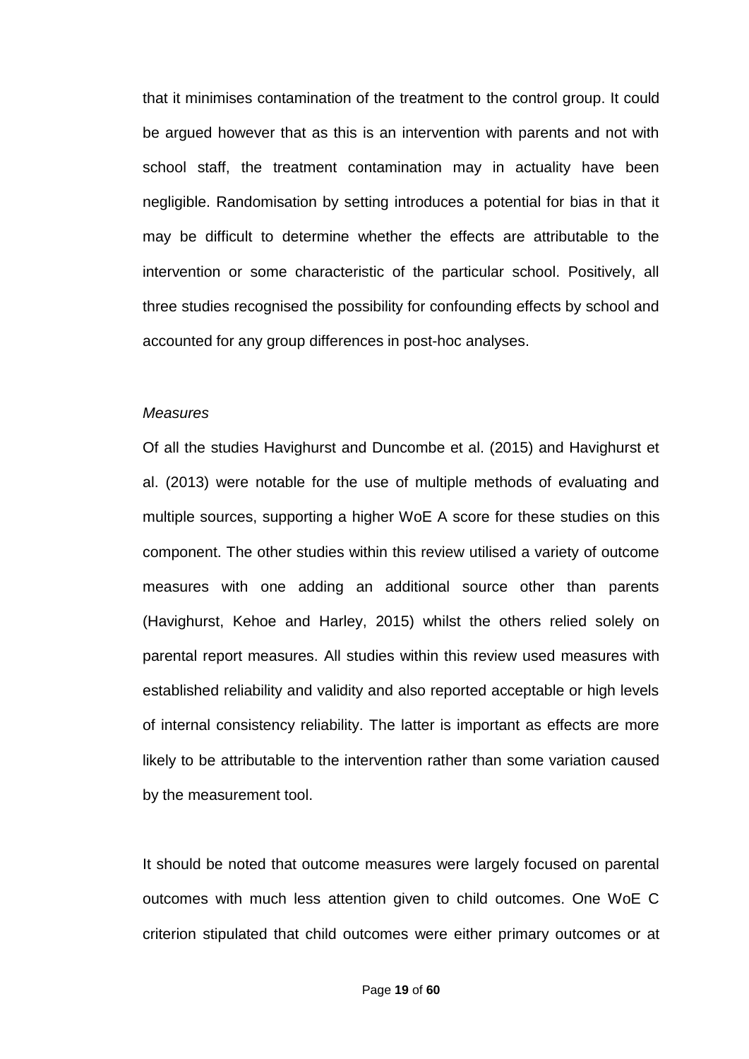that it minimises contamination of the treatment to the control group. It could be argued however that as this is an intervention with parents and not with school staff, the treatment contamination may in actuality have been negligible. Randomisation by setting introduces a potential for bias in that it may be difficult to determine whether the effects are attributable to the intervention or some characteristic of the particular school. Positively, all three studies recognised the possibility for confounding effects by school and accounted for any group differences in post-hoc analyses.

*Measures*

Of all the studies Havighurst and Duncombe et al. (2015) and Havighurst et al. (2013) were notable for the use of multiple methods of evaluating and multiple sources, supporting a higher WoE A score for these studies on this component. The other studies within this review utilised a variety of outcome measures with one adding an additional source other than parents (Havighurst, Kehoe and Harley, 2015) whilst the others relied solely on parental report measures. All studies within this review used measures with established reliability and validity and also reported acceptable or high levels of internal consistency reliability. The latter is important as effects are more likely to be attributable to the intervention rather than some variation caused by the measurement tool.

It should be noted that outcome measures were largely focused on parental outcomes with much less attention given to child outcomes. One WoE C criterion stipulated that child outcomes were either primary outcomes or at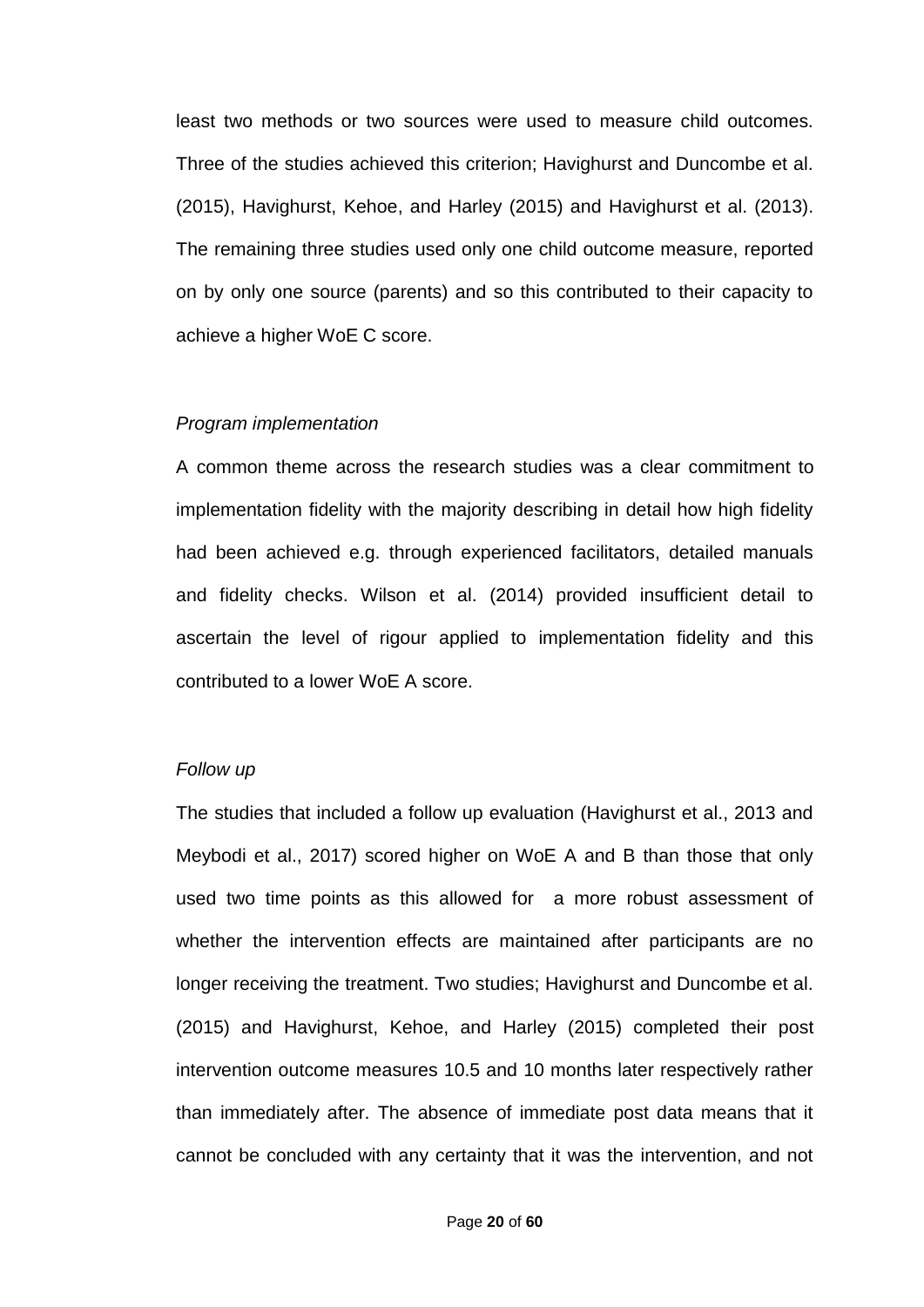least two methods or two sources were used to measure child outcomes. Three of the studies achieved this criterion; Havighurst and Duncombe et al. (2015), Havighurst, Kehoe, and Harley (2015) and Havighurst et al. (2013). The remaining three studies used only one child outcome measure, reported on by only one source (parents) and so this contributed to their capacity to achieve a higher WoE C score.

*Program implementation*

A common theme across the research studies was a clear commitment to implementation fidelity with the majority describing in detail how high fidelity had been achieved e.g. through experienced facilitators, detailed manuals and fidelity checks. Wilson et al. (2014) provided insufficient detail to ascertain the level of rigour applied to implementation fidelity and this contributed to a lower WoE A score.

*Follow up*

The studies that included a follow up evaluation (Havighurst et al., 2013 and Meybodi et al., 2017) scored higher on WoE A and B than those that only used two time points as this allowed for a more robust assessment of whether the intervention effects are maintained after participants are no longer receiving the treatment. Two studies; Havighurst and Duncombe et al. (2015) and Havighurst, Kehoe, and Harley (2015) completed their post intervention outcome measures 10.5 and 10 months later respectively rather than immediately after. The absence of immediate post data means that it cannot be concluded with any certainty that it was the intervention, and not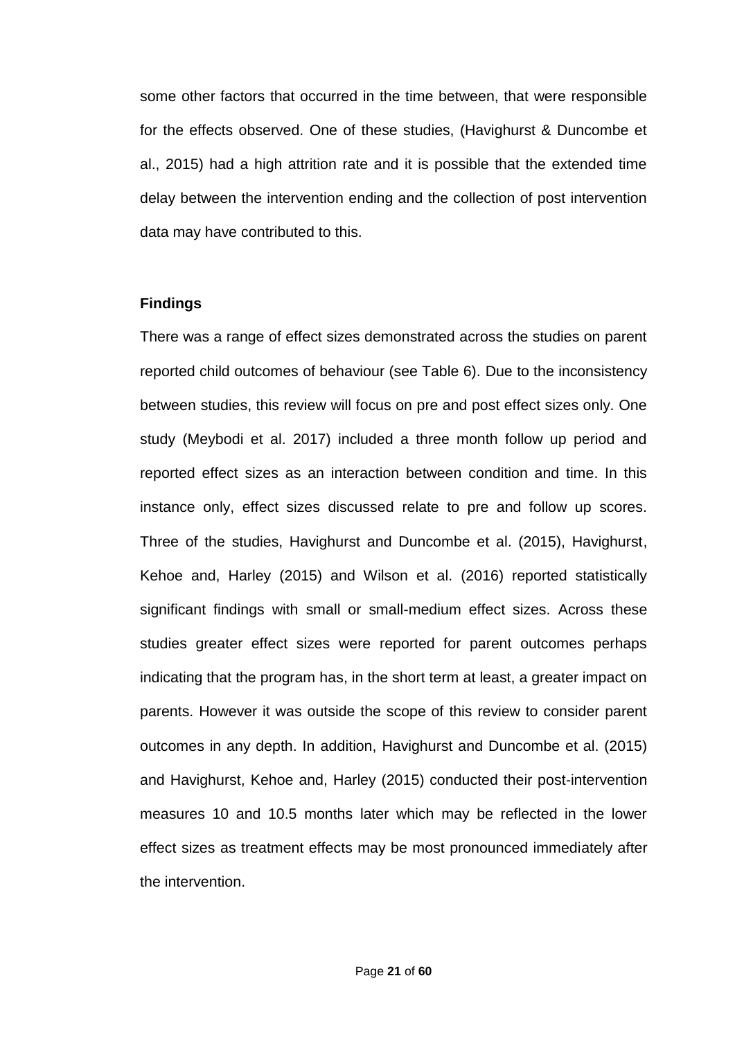some other factors that occurred in the time between, that were responsible for the effects observed. One of these studies, (Havighurst & Duncombe et al., 2015) had a high attrition rate and it is possible that the extended time delay between the intervention ending and the collection of post intervention data may have contributed to this.

**Findings**

There was a range of effect sizes demonstrated across the studies on parent reported child outcomes of behaviour (see Table 6). Due to the inconsistency between studies, this review will focus on pre and post effect sizes only. One study (Meybodi et al. 2017) included a three month follow up period and reported effect sizes as an interaction between condition and time. In this instance only, effect sizes discussed relate to pre and follow up scores. Three of the studies, Havighurst and Duncombe et al. (2015), Havighurst, Kehoe and, Harley (2015) and Wilson et al. (2016) reported statistically significant findings with small or small-medium effect sizes. Across these studies greater effect sizes were reported for parent outcomes perhaps indicating that the program has, in the short term at least, a greater impact on parents. However it was outside the scope of this review to consider parent outcomes in any depth. In addition, Havighurst and Duncombe et al. (2015) and Havighurst, Kehoe and, Harley (2015) conducted their post-intervention measures 10 and 10.5 months later which may be reflected in the lower effect sizes as treatment effects may be most pronounced immediately after the intervention.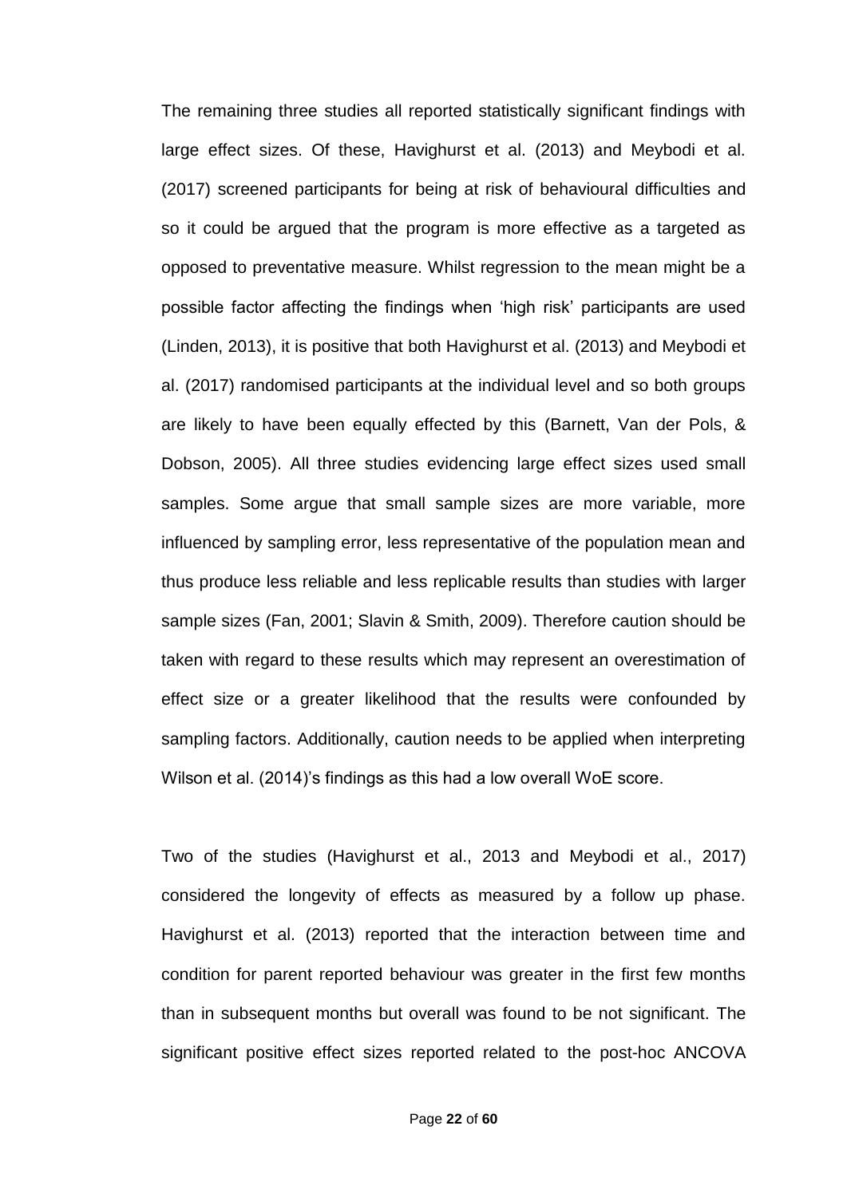The remaining three studies all reported statistically significant findings with large effect sizes. Of these, Havighurst et al. (2013) and Meybodi et al. (2017) screened participants for being at risk of behavioural difficulties and so it could be argued that the program is more effective as a targeted as opposed to preventative measure. Whilst regression to the mean might be a possible factor affecting the findings when 'high risk' participants are used (Linden, 2013), it is positive that both Havighurst et al. (2013) and Meybodi et al. (2017) randomised participants at the individual level and so both groups are likely to have been equally effected by this (Barnett, Van der Pols, & Dobson, 2005). All three studies evidencing large effect sizes used small samples. Some argue that small sample sizes are more variable, more influenced by sampling error, less representative of the population mean and thus produce less reliable and less replicable results than studies with larger sample sizes (Fan, 2001; Slavin & Smith, 2009). Therefore caution should be taken with regard to these results which may represent an overestimation of effect size or a greater likelihood that the results were confounded by sampling factors. Additionally, caution needs to be applied when interpreting Wilson et al. (2014)'s findings as this had a low overall WoE score.

Two of the studies (Havighurst et al., 2013 and Meybodi et al., 2017) considered the longevity of effects as measured by a follow up phase. Havighurst et al. (2013) reported that the interaction between time and condition for parent reported behaviour was greater in the first few months than in subsequent months but overall was found to be not significant. The significant positive effect sizes reported related to the post-hoc ANCOVA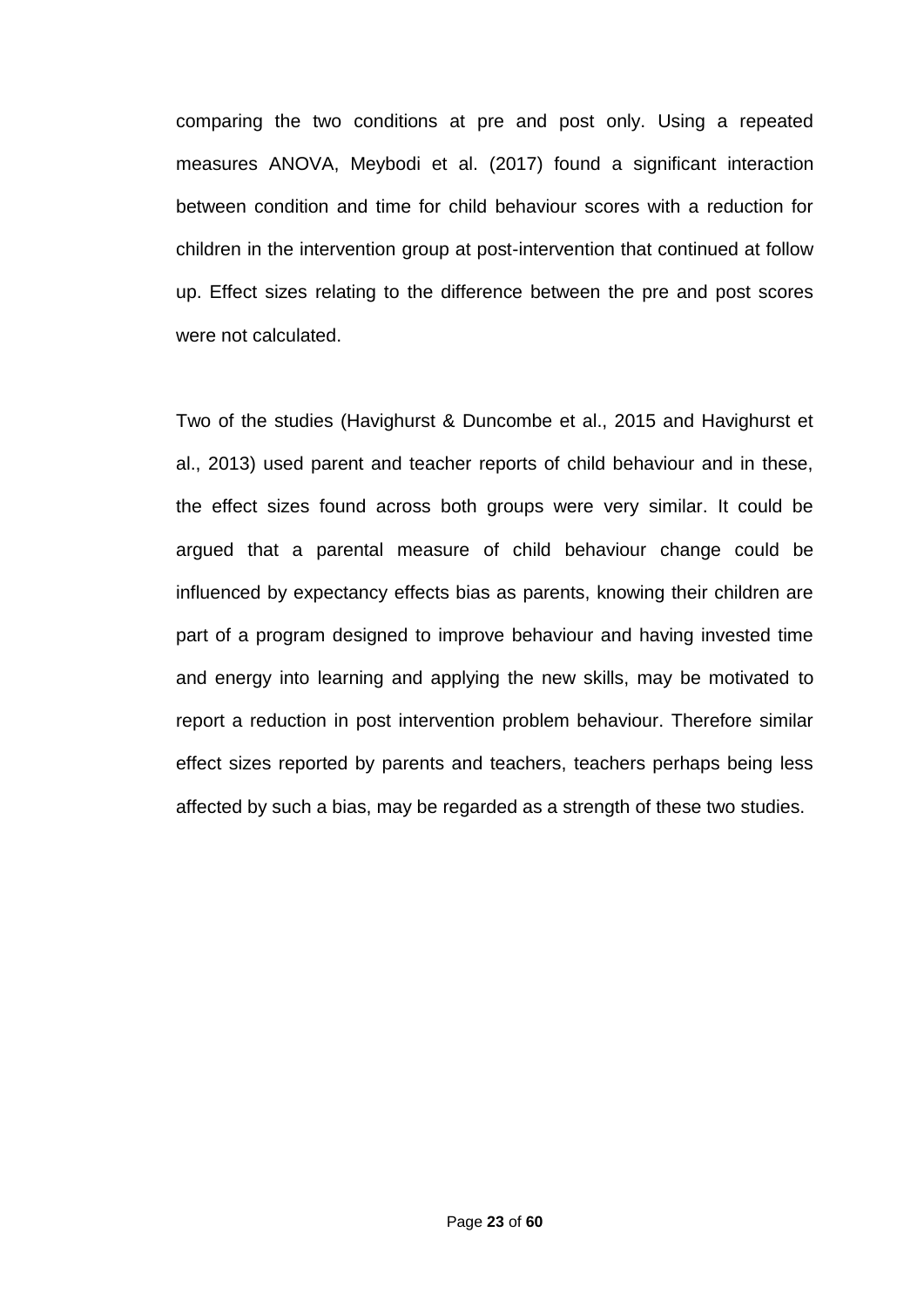comparing the two conditions at pre and post only. Using a repeated measures ANOVA, Meybodi et al. (2017) found a significant interaction between condition and time for child behaviour scores with a reduction for children in the intervention group at post-intervention that continued at follow up. Effect sizes relating to the difference between the pre and post scores were not calculated.

Two of the studies (Havighurst & Duncombe et al., 2015 and Havighurst et al., 2013) used parent and teacher reports of child behaviour and in these, the effect sizes found across both groups were very similar. It could be argued that a parental measure of child behaviour change could be influenced by expectancy effects bias as parents, knowing their children are part of a program designed to improve behaviour and having invested time and energy into learning and applying the new skills, may be motivated to report a reduction in post intervention problem behaviour. Therefore similar effect sizes reported by parents and teachers, teachers perhaps being less affected by such a bias, may be regarded as a strength of these two studies.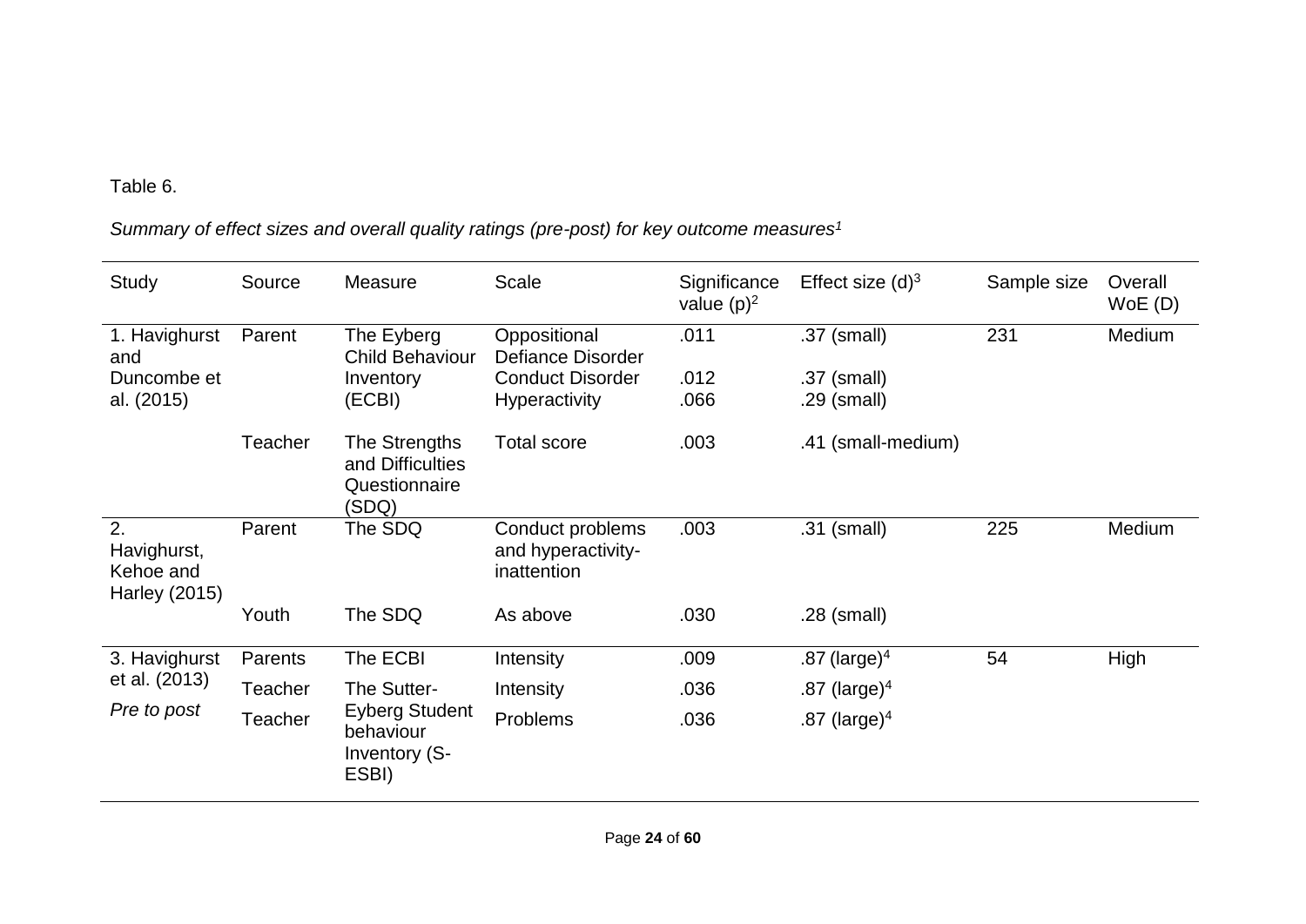Table 6.

*Summary of effect sizes and overall quality ratings (pre-post) for key outcome measures*[1]

| Study | Source | Measure | Scale | Significance value (p)[2] | Effect size (d)[3] | Sample size | Overall WoE (D) |
|---|---|---|---|---|---|---|---|
| 1. Havighurst and Duncombe et al. (2015) | Parent | The Eyberg Child Behaviour Inventory (ECBI) | Oppositional Defiance Disorder | .011 | .37 (small) | 231 | Medium |
| | | | Conduct Disorder | .012 | .37 (small) | | |
| | | | Hyperactivity | .066 | .29 (small) | | |
| | Teacher | The Strengths and Difficulties Questionnaire (SDQ) | Total score | .003 | .41 (small-medium) | | |
| 2. Havighurst, Kehoe and Harley (2015) | Parent | The SDQ | Conduct problems and hyperactivity-inattention | .003 | .31 (small) | 225 | Medium |
| | Youth | The SDQ | As above | .030 | .28 (small) | | |
| 3. Havighurst et al. (2013) *Pre to post* | Parents | The ECBI | Intensity | .009 | .87 (large)[4] | 54 | High |
| | Teacher | The Sutter-Eyberg Student behaviour Inventory (S-ESBI) | Intensity | .036 | .87 (large)[4] | | |
| | Teacher | | Problems | .036 | .87 (large)[4] | | |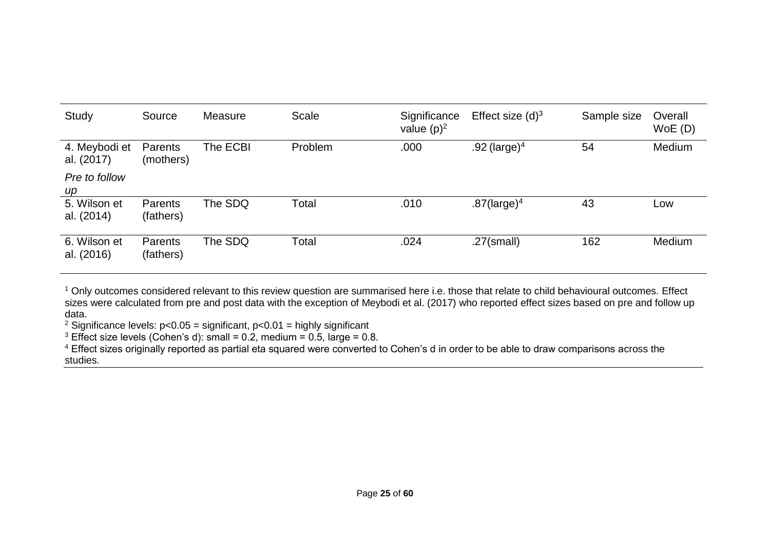| Study | Source | Measure | Scale | Significance value (p)[2] | Effect size (d)[3] | Sample size | Overall WoE (D) |
|---|---|---|---|---|---|---|---|
| 4. Meybodi et al. (2017) | Parents (mothers) | The ECBI | Problem | .000 | .92 (large)[4] | 54 | Medium |
| *Pre to follow up* | | | | | | | |
| 5. Wilson et al. (2014) | Parents (fathers) | The SDQ | Total | .010 | .87(large)[4] | 43 | Low |
| 6. Wilson et al. (2016) | Parents (fathers) | The SDQ | Total | .024 | .27(small) | 162 | Medium |

[1] Only outcomes considered relevant to this review question are summarised here i.e. those that relate to child behavioural outcomes. Effect sizes were calculated from pre and post data with the exception of Meybodi et al. (2017) who reported effect sizes based on pre and follow up data.

[2] Significance levels: $p<0.05$ = significant, $p<0.01$ = highly significant

[3] Effect size levels (Cohen's d): small = 0.2, medium = 0.5, large = 0.8.

[4] Effect sizes originally reported as partial eta squared were converted to Cohen's d in order to be able to draw comparisons across the studies.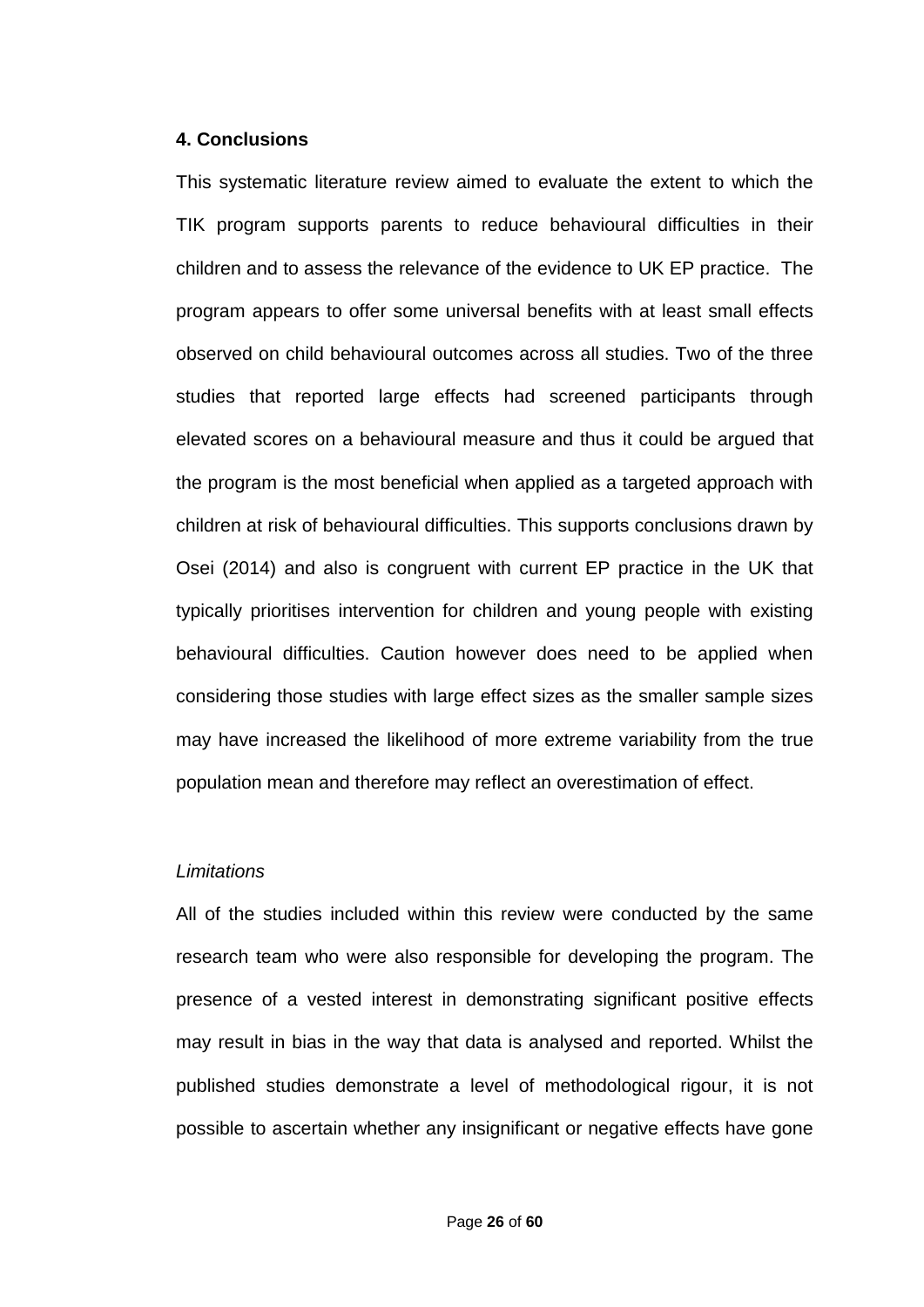## 4. Conclusions

This systematic literature review aimed to evaluate the extent to which the TIK program supports parents to reduce behavioural difficulties in their children and to assess the relevance of the evidence to UK EP practice. The program appears to offer some universal benefits with at least small effects observed on child behavioural outcomes across all studies. Two of the three studies that reported large effects had screened participants through elevated scores on a behavioural measure and thus it could be argued that the program is the most beneficial when applied as a targeted approach with children at risk of behavioural difficulties. This supports conclusions drawn by Osei (2014) and also is congruent with current EP practice in the UK that typically prioritises intervention for children and young people with existing behavioural difficulties. Caution however does need to be applied when considering those studies with large effect sizes as the smaller sample sizes may have increased the likelihood of more extreme variability from the true population mean and therefore may reflect an overestimation of effect.

*Limitations*

All of the studies included within this review were conducted by the same research team who were also responsible for developing the program. The presence of a vested interest in demonstrating significant positive effects may result in bias in the way that data is analysed and reported. Whilst the published studies demonstrate a level of methodological rigour, it is not possible to ascertain whether any insignificant or negative effects have gone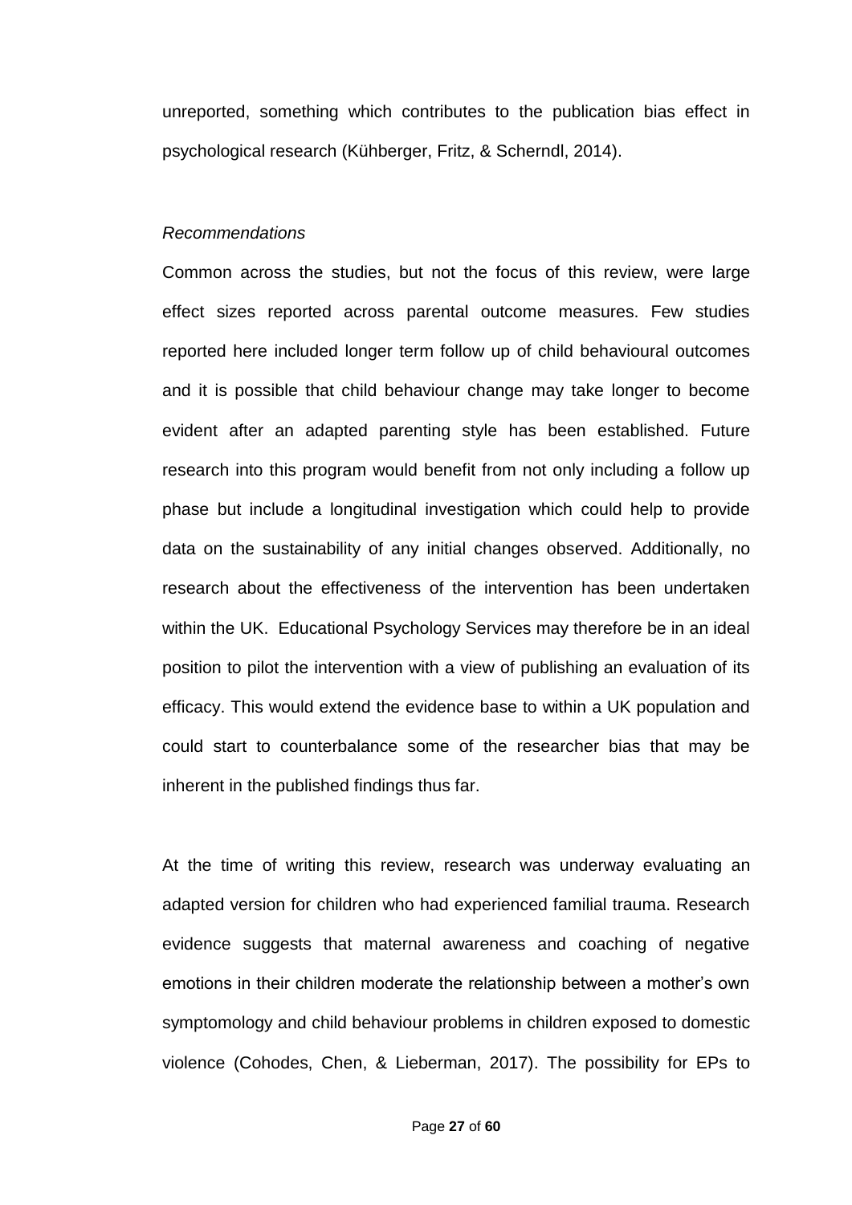unreported, something which contributes to the publication bias effect in psychological research (Kühberger, Fritz, & Scherndl, 2014).

*Recommendations*

Common across the studies, but not the focus of this review, were large effect sizes reported across parental outcome measures. Few studies reported here included longer term follow up of child behavioural outcomes and it is possible that child behaviour change may take longer to become evident after an adapted parenting style has been established. Future research into this program would benefit from not only including a follow up phase but include a longitudinal investigation which could help to provide data on the sustainability of any initial changes observed. Additionally, no research about the effectiveness of the intervention has been undertaken within the UK. Educational Psychology Services may therefore be in an ideal position to pilot the intervention with a view of publishing an evaluation of its efficacy. This would extend the evidence base to within a UK population and could start to counterbalance some of the researcher bias that may be inherent in the published findings thus far.

At the time of writing this review, research was underway evaluating an adapted version for children who had experienced familial trauma. Research evidence suggests that maternal awareness and coaching of negative emotions in their children moderate the relationship between a mother's own symptomology and child behaviour problems in children exposed to domestic violence (Cohodes, Chen, & Lieberman, 2017). The possibility for EPs to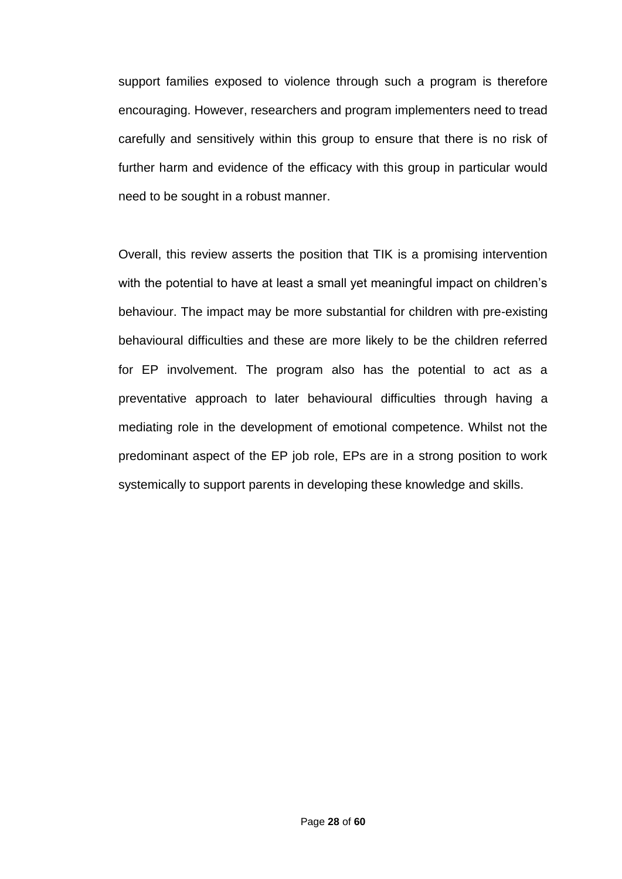support families exposed to violence through such a program is therefore encouraging. However, researchers and program implementers need to tread carefully and sensitively within this group to ensure that there is no risk of further harm and evidence of the efficacy with this group in particular would need to be sought in a robust manner.

Overall, this review asserts the position that TIK is a promising intervention with the potential to have at least a small yet meaningful impact on children's behaviour. The impact may be more substantial for children with pre-existing behavioural difficulties and these are more likely to be the children referred for EP involvement. The program also has the potential to act as a preventative approach to later behavioural difficulties through having a mediating role in the development of emotional competence. Whilst not the predominant aspect of the EP job role, EPs are in a strong position to work systemically to support parents in developing these knowledge and skills.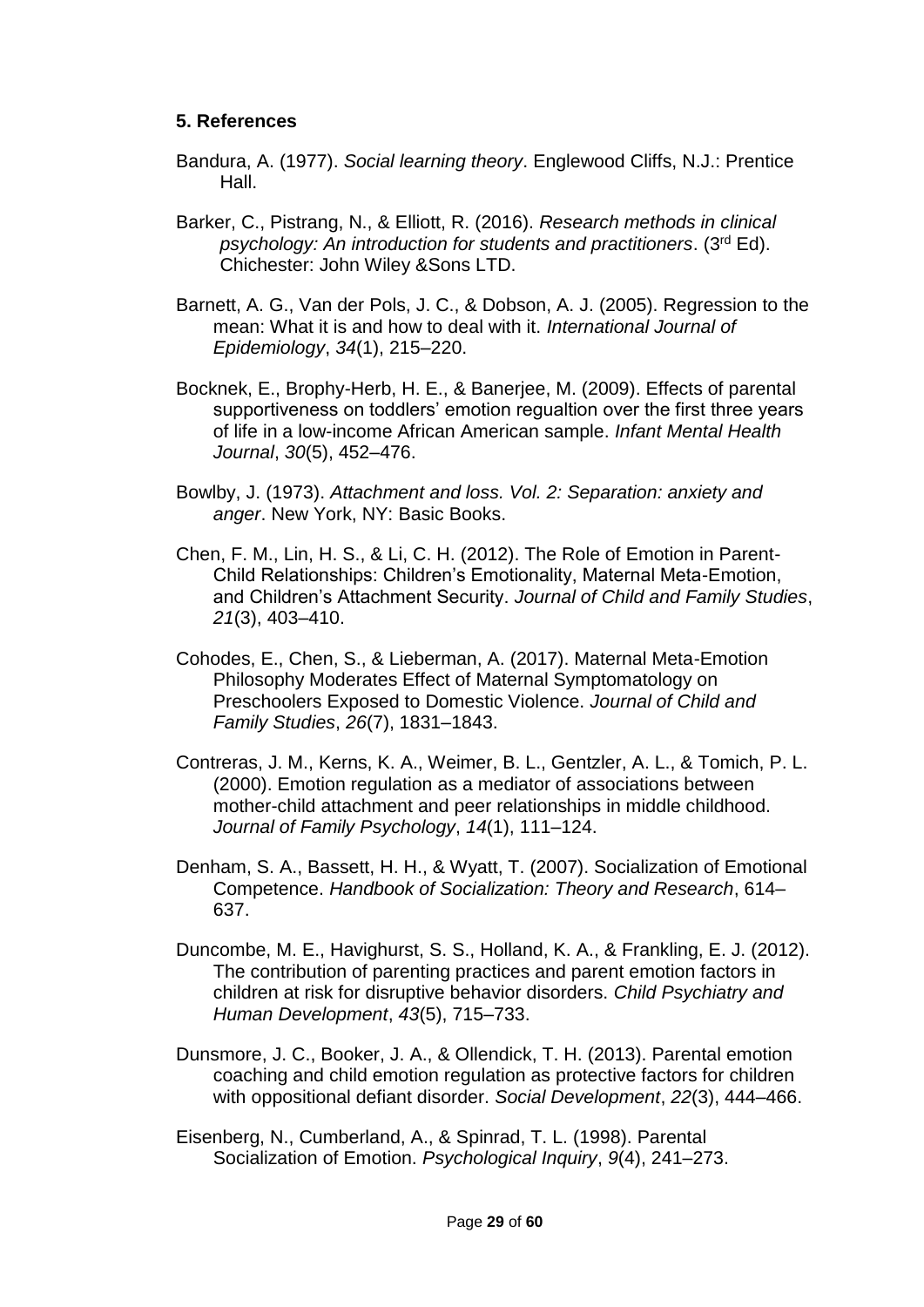## 5. References

Bandura, A. (1977). *Social learning theory*. Englewood Cliffs, N.J.: Prentice Hall.

Barker, C., Pistrang, N., & Elliott, R. (2016). *Research methods in clinical psychology: An introduction for students and practitioners*. (3rd Ed). Chichester: John Wiley &Sons LTD.

Barnett, A. G., Van der Pols, J. C., & Dobson, A. J. (2005). Regression to the mean: What it is and how to deal with it. *International Journal of Epidemiology*, *34*(1), 215–220.

Bocknek, E., Brophy-Herb, H. E., & Banerjee, M. (2009). Effects of parental supportiveness on toddlers' emotion regualtion over the first three years of life in a low-income African American sample. *Infant Mental Health Journal*, *30*(5), 452–476.

Bowlby, J. (1973). *Attachment and loss. Vol. 2: Separation: anxiety and anger*. New York, NY: Basic Books.

Chen, F. M., Lin, H. S., & Li, C. H. (2012). The Role of Emotion in Parent-Child Relationships: Children's Emotionality, Maternal Meta-Emotion, and Children's Attachment Security. *Journal of Child and Family Studies*, *21*(3), 403–410.

Cohodes, E., Chen, S., & Lieberman, A. (2017). Maternal Meta-Emotion Philosophy Moderates Effect of Maternal Symptomatology on Preschoolers Exposed to Domestic Violence. *Journal of Child and Family Studies*, *26*(7), 1831–1843.

Contreras, J. M., Kerns, K. A., Weimer, B. L., Gentzler, A. L., & Tomich, P. L. (2000). Emotion regulation as a mediator of associations between mother-child attachment and peer relationships in middle childhood. *Journal of Family Psychology*, *14*(1), 111–124.

Denham, S. A., Bassett, H. H., & Wyatt, T. (2007). Socialization of Emotional Competence. *Handbook of Socialization: Theory and Research*, 614–637.

Duncombe, M. E., Havighurst, S. S., Holland, K. A., & Frankling, E. J. (2012). The contribution of parenting practices and parent emotion factors in children at risk for disruptive behavior disorders. *Child Psychiatry and Human Development*, *43*(5), 715–733.

Dunsmore, J. C., Booker, J. A., & Ollendick, T. H. (2013). Parental emotion coaching and child emotion regulation as protective factors for children with oppositional defiant disorder. *Social Development*, *22*(3), 444–466.

Eisenberg, N., Cumberland, A., & Spinrad, T. L. (1998). Parental Socialization of Emotion. *Psychological Inquiry*, *9*(4), 241–273.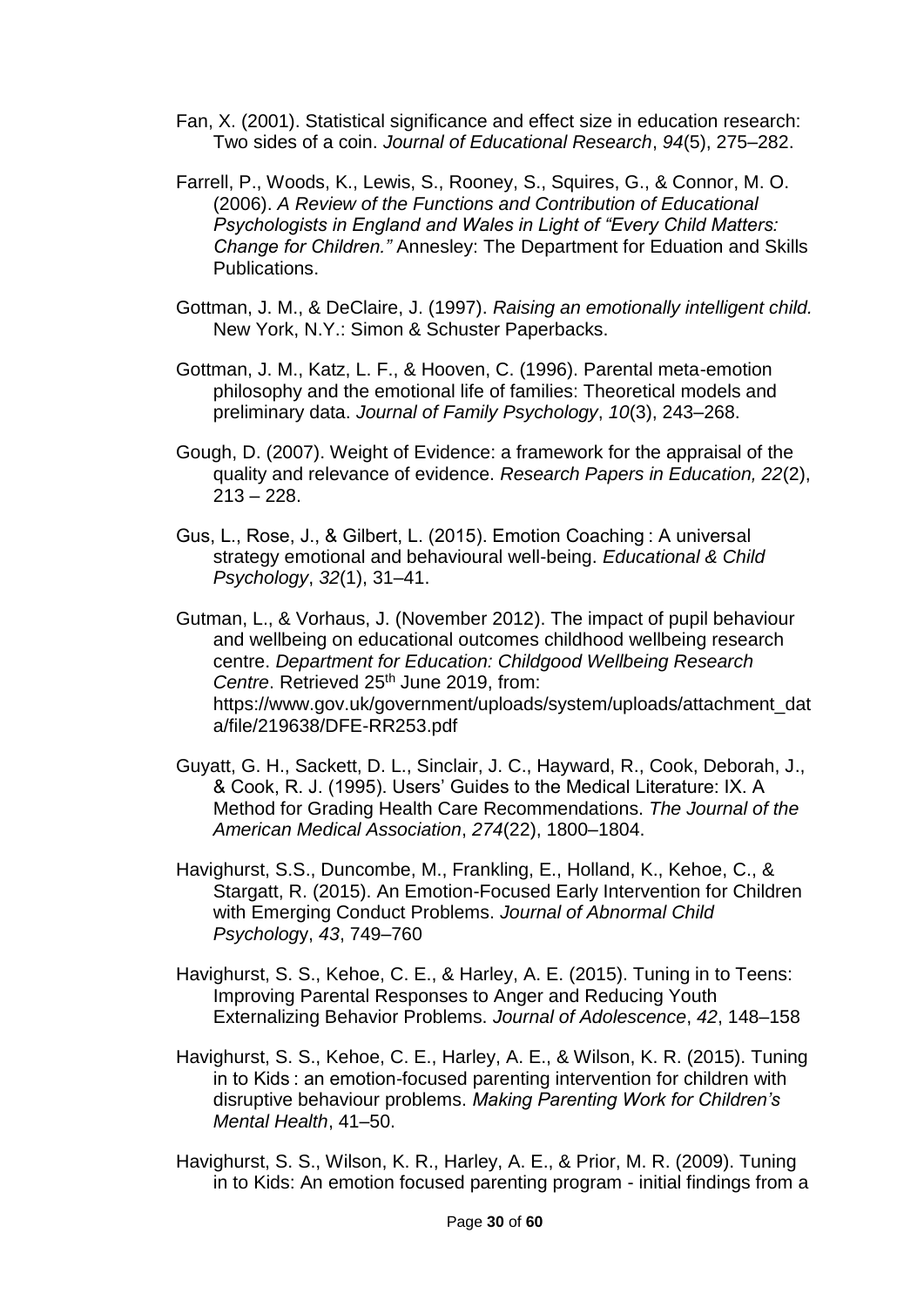Fan, X. (2001). Statistical significance and effect size in education research: Two sides of a coin. *Journal of Educational Research*, *94*(5), 275–282.

Farrell, P., Woods, K., Lewis, S., Rooney, S., Squires, G., & Connor, M. O. (2006). *A Review of the Functions and Contribution of Educational Psychologists in England and Wales in Light of "Every Child Matters: Change for Children."* Annesley: The Department for Eduation and Skills Publications.

Gottman, J. M., & DeClaire, J. (1997). *Raising an emotionally intelligent child.* New York, N.Y.: Simon & Schuster Paperbacks.

Gottman, J. M., Katz, L. F., & Hooven, C. (1996). Parental meta-emotion philosophy and the emotional life of families: Theoretical models and preliminary data. *Journal of Family Psychology*, *10*(3), 243–268.

Gough, D. (2007). Weight of Evidence: a framework for the appraisal of the quality and relevance of evidence. *Research Papers in Education, 22*(2), 213 – 228.

Gus, L., Rose, J., & Gilbert, L. (2015). Emotion Coaching : A universal strategy emotional and behavioural well-being. *Educational & Child Psychology*, *32*(1), 31–41.

Gutman, L., & Vorhaus, J. (November 2012). The impact of pupil behaviour and wellbeing on educational outcomes childhood wellbeing research centre. *Department for Education: Childgood Wellbeing Research Centre*. Retrieved 25th June 2019, from: https://www.gov.uk/government/uploads/system/uploads/attachment_data/file/219638/DFE-RR253.pdf

Guyatt, G. H., Sackett, D. L., Sinclair, J. C., Hayward, R., Cook, Deborah, J., & Cook, R. J. (1995). Users' Guides to the Medical Literature: IX. A Method for Grading Health Care Recommendations. *The Journal of the American Medical Association*, *274*(22), 1800–1804.

Havighurst, S.S., Duncombe, M., Frankling, E., Holland, K., Kehoe, C., & Stargatt, R. (2015). An Emotion-Focused Early Intervention for Children with Emerging Conduct Problems. *Journal of Abnormal Child Psychology*, *43*, 749–760

Havighurst, S. S., Kehoe, C. E., & Harley, A. E. (2015). Tuning in to Teens: Improving Parental Responses to Anger and Reducing Youth Externalizing Behavior Problems. *Journal of Adolescence*, *42*, 148–158

Havighurst, S. S., Kehoe, C. E., Harley, A. E., & Wilson, K. R. (2015). Tuning in to Kids : an emotion-focused parenting intervention for children with disruptive behaviour problems. *Making Parenting Work for Children's Mental Health*, 41–50.

Havighurst, S. S., Wilson, K. R., Harley, A. E., & Prior, M. R. (2009). Tuning in to Kids: An emotion focused parenting program - initial findings from a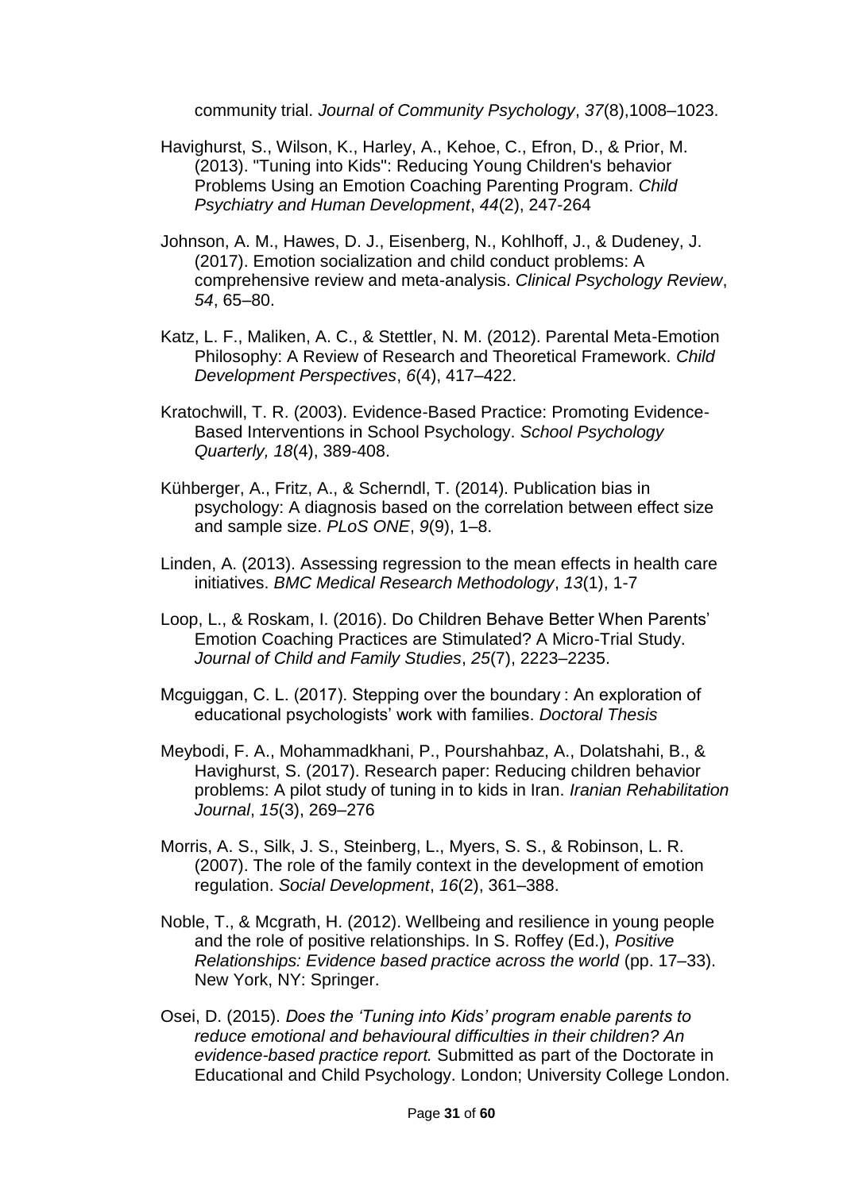community trial. *Journal of Community Psychology*, *37*(8),1008–1023.

Havighurst, S., Wilson, K., Harley, A., Kehoe, C., Efron, D., & Prior, M. (2013). "Tuning into Kids": Reducing Young Children's behavior Problems Using an Emotion Coaching Parenting Program. *Child Psychiatry and Human Development*, *44*(2), 247-264

Johnson, A. M., Hawes, D. J., Eisenberg, N., Kohlhoff, J., & Dudeney, J. (2017). Emotion socialization and child conduct problems: A comprehensive review and meta-analysis. *Clinical Psychology Review*, *54*, 65–80.

Katz, L. F., Maliken, A. C., & Stettler, N. M. (2012). Parental Meta-Emotion Philosophy: A Review of Research and Theoretical Framework. *Child Development Perspectives*, *6*(4), 417–422.

Kratochwill, T. R. (2003). Evidence-Based Practice: Promoting Evidence-Based Interventions in School Psychology. *School Psychology Quarterly, 18*(4), 389-408.

Kühberger, A., Fritz, A., & Scherndl, T. (2014). Publication bias in psychology: A diagnosis based on the correlation between effect size and sample size. *PLoS ONE*, *9*(9), 1–8.

Linden, A. (2013). Assessing regression to the mean effects in health care initiatives. *BMC Medical Research Methodology*, *13*(1), 1-7

Loop, L., & Roskam, I. (2016). Do Children Behave Better When Parents' Emotion Coaching Practices are Stimulated? A Micro-Trial Study. *Journal of Child and Family Studies*, *25*(7), 2223–2235.

Mcguiggan, C. L. (2017). Stepping over the boundary : An exploration of educational psychologists' work with families. *Doctoral Thesis*

Meybodi, F. A., Mohammadkhani, P., Pourshahbaz, A., Dolatshahi, B., & Havighurst, S. (2017). Research paper: Reducing children behavior problems: A pilot study of tuning in to kids in Iran. *Iranian Rehabilitation Journal*, *15*(3), 269–276

Morris, A. S., Silk, J. S., Steinberg, L., Myers, S. S., & Robinson, L. R. (2007). The role of the family context in the development of emotion regulation. *Social Development*, *16*(2), 361–388.

Noble, T., & Mcgrath, H. (2012). Wellbeing and resilience in young people and the role of positive relationships. In S. Roffey (Ed.), *Positive Relationships: Evidence based practice across the world* (pp. 17–33). New York, NY: Springer.

Osei, D. (2015). *Does the 'Tuning into Kids' program enable parents to reduce emotional and behavioural difficulties in their children? An evidence-based practice report.* Submitted as part of the Doctorate in Educational and Child Psychology. London; University College London.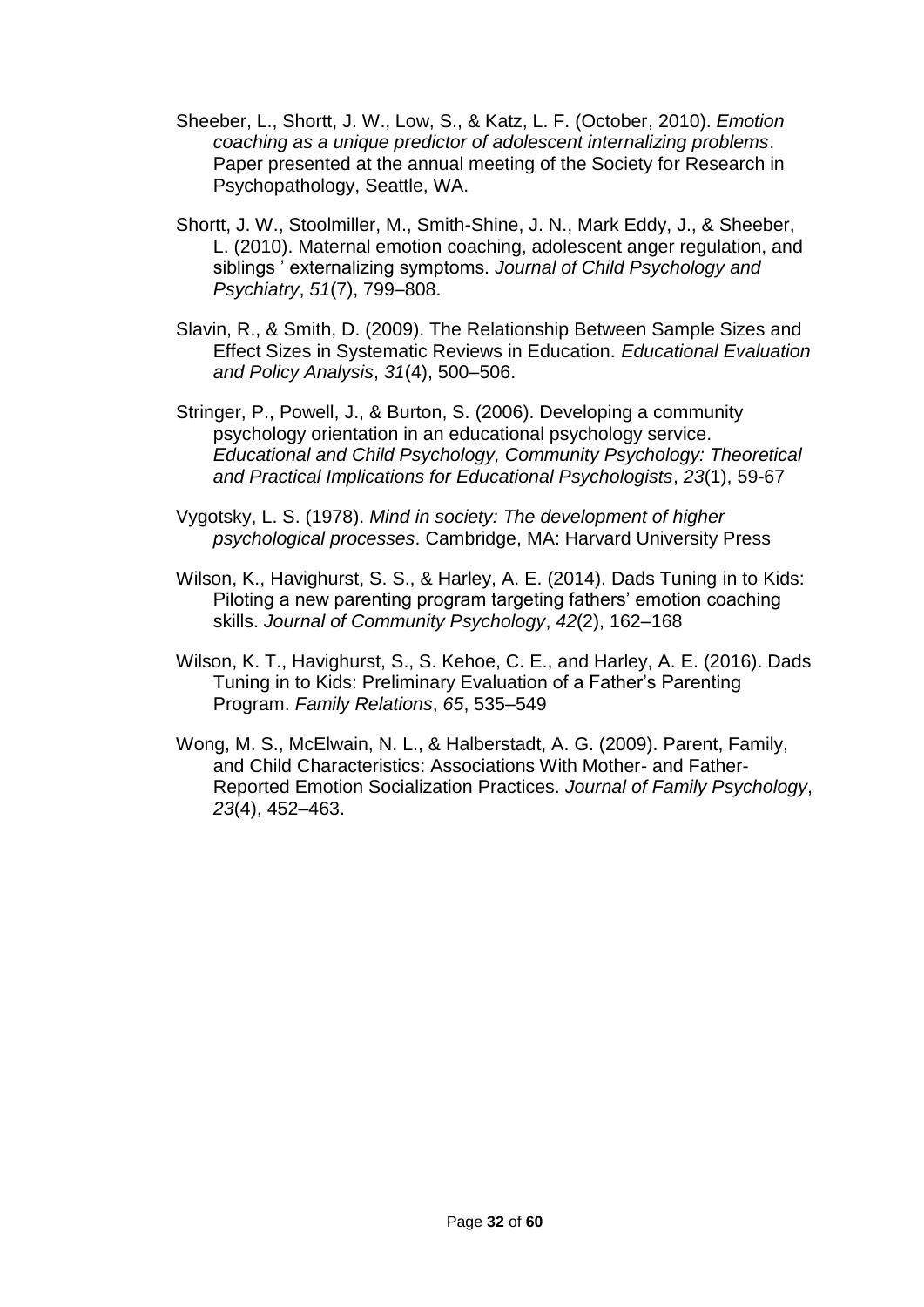Sheeber, L., Shortt, J. W., Low, S., & Katz, L. F. (October, 2010). *Emotion coaching as a unique predictor of adolescent internalizing problems*. Paper presented at the annual meeting of the Society for Research in Psychopathology, Seattle, WA.

Shortt, J. W., Stoolmiller, M., Smith-Shine, J. N., Mark Eddy, J., & Sheeber, L. (2010). Maternal emotion coaching, adolescent anger regulation, and siblings ' externalizing symptoms. *Journal of Child Psychology and Psychiatry*, *51*(7), 799–808.

Slavin, R., & Smith, D. (2009). The Relationship Between Sample Sizes and Effect Sizes in Systematic Reviews in Education. *Educational Evaluation and Policy Analysis*, *31*(4), 500–506.

Stringer, P., Powell, J., & Burton, S. (2006). Developing a community psychology orientation in an educational psychology service. *Educational and Child Psychology, Community Psychology: Theoretical and Practical Implications for Educational Psychologists*, *23*(1), 59-67

Vygotsky, L. S. (1978). *Mind in society: The development of higher psychological processes*. Cambridge, MA: Harvard University Press

Wilson, K., Havighurst, S. S., & Harley, A. E. (2014). Dads Tuning in to Kids: Piloting a new parenting program targeting fathers' emotion coaching skills. *Journal of Community Psychology*, *42*(2), 162–168

Wilson, K. T., Havighurst, S., S. Kehoe, C. E., and Harley, A. E. (2016). Dads Tuning in to Kids: Preliminary Evaluation of a Father's Parenting Program. *Family Relations*, *65*, 535–549

Wong, M. S., McElwain, N. L., & Halberstadt, A. G. (2009). Parent, Family, and Child Characteristics: Associations With Mother- and Father-Reported Emotion Socialization Practices. *Journal of Family Psychology*, *23*(4), 452–463.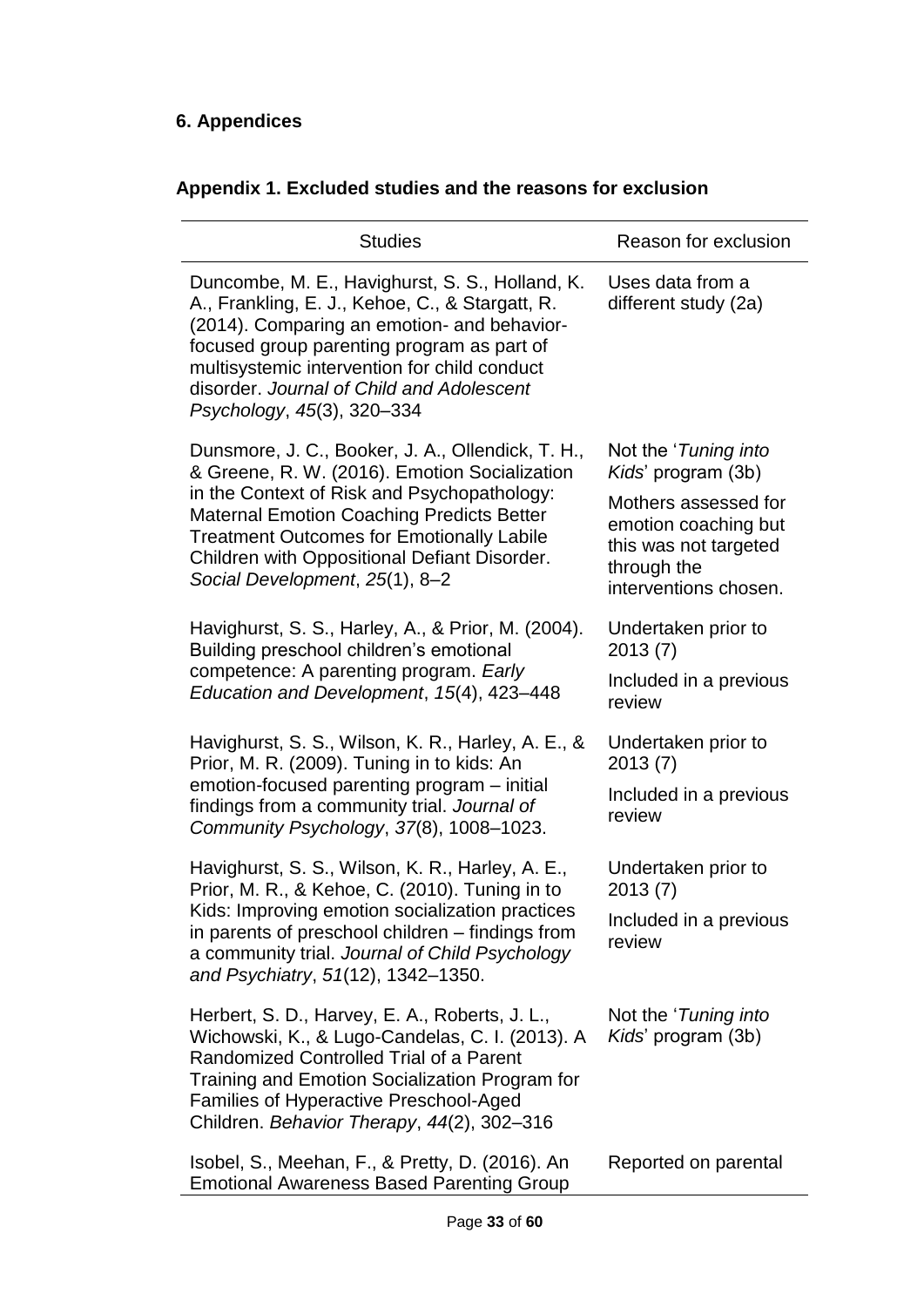## 6. Appendices

### Appendix 1. Excluded studies and the reasons for exclusion

| Studies | Reason for exclusion |
|---|---|
| Duncombe, M. E., Havighurst, S. S., Holland, K. A., Frankling, E. J., Kehoe, C., & Stargatt, R. (2014). Comparing an emotion- and behavior-focused group parenting program as part of multisystemic intervention for child conduct disorder. *Journal of Child and Adolescent Psychology*, *45*(3), 320–334 | Uses data from a different study (2a) |
| Dunsmore, J. C., Booker, J. A., Ollendick, T. H., & Greene, R. W. (2016). Emotion Socialization in the Context of Risk and Psychopathology: Maternal Emotion Coaching Predicts Better Treatment Outcomes for Emotionally Labile Children with Oppositional Defiant Disorder. *Social Development*, *25*(1), 8–2 | Not the '*Tuning into Kids*' program (3b)<br><br>Mothers assessed for emotion coaching but this was not targeted through the interventions chosen. |
| Havighurst, S. S., Harley, A., & Prior, M. (2004). Building preschool children's emotional competence: A parenting program. *Early Education and Development*, *15*(4), 423–448 | Undertaken prior to 2013 (7)<br><br>Included in a previous review |
| Havighurst, S. S., Wilson, K. R., Harley, A. E., & Prior, M. R. (2009). Tuning in to kids: An emotion-focused parenting program – initial findings from a community trial. *Journal of Community Psychology*, *37*(8), 1008–1023. | Undertaken prior to 2013 (7)<br><br>Included in a previous review |
| Havighurst, S. S., Wilson, K. R., Harley, A. E., Prior, M. R., & Kehoe, C. (2010). Tuning in to Kids: Improving emotion socialization practices in parents of preschool children – findings from a community trial. *Journal of Child Psychology and Psychiatry*, *51*(12), 1342–1350. | Undertaken prior to 2013 (7)<br><br>Included in a previous review |
| Herbert, S. D., Harvey, E. A., Roberts, J. L., Wichowski, K., & Lugo-Candelas, C. I. (2013). A Randomized Controlled Trial of a Parent Training and Emotion Socialization Program for Families of Hyperactive Preschool-Aged Children. *Behavior Therapy*, *44*(2), 302–316 | Not the '*Tuning into Kids*' program (3b) |
| Isobel, S., Meehan, F., & Pretty, D. (2016). An Emotional Awareness Based Parenting Group | Reported on parental |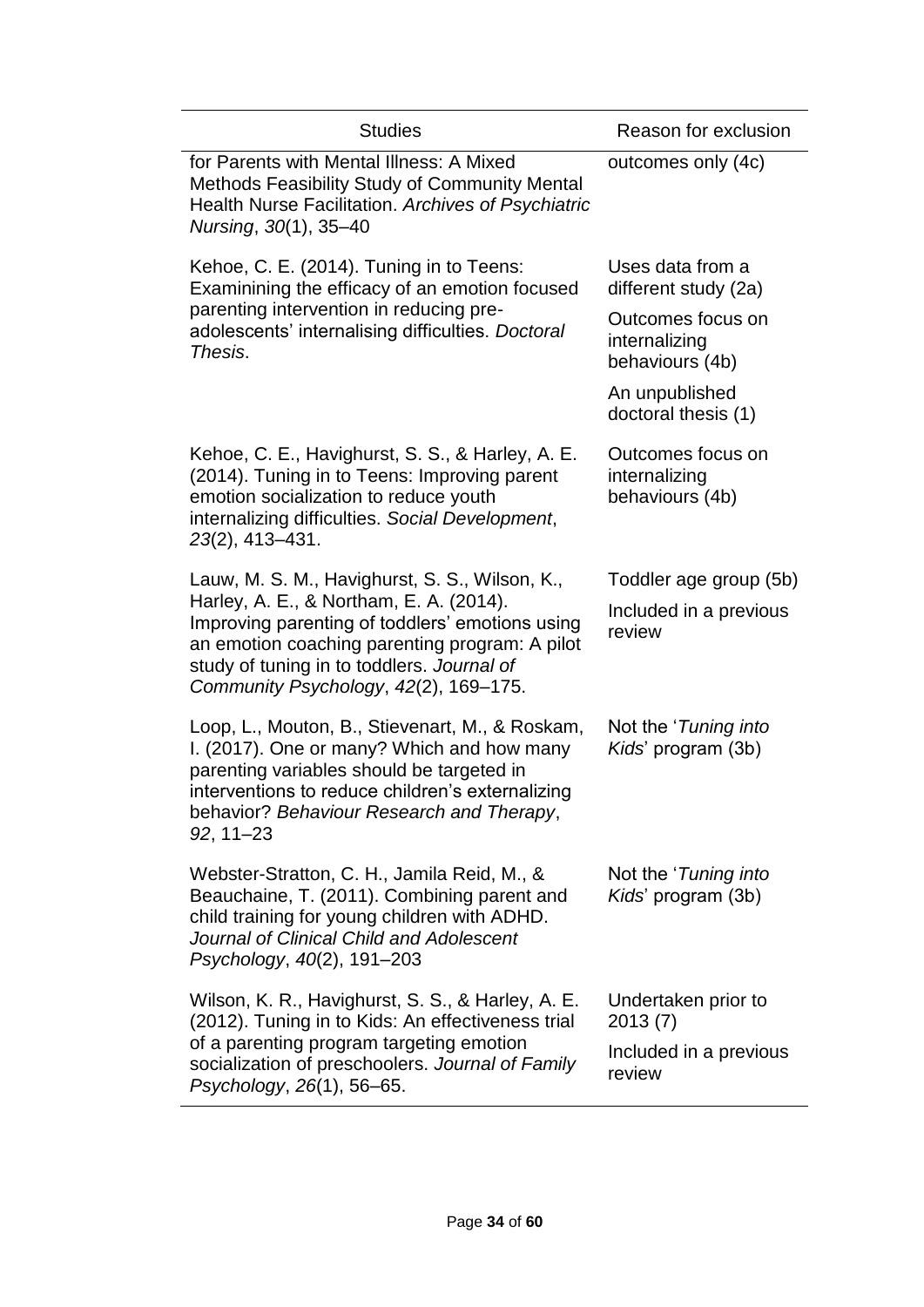| Studies | Reason for exclusion |
|---|---|
| for Parents with Mental Illness: A Mixed Methods Feasibility Study of Community Mental Health Nurse Facilitation. *Archives of Psychiatric Nursing*, *30*(1), 35–40 | outcomes only (4c) |
| Kehoe, C. E. (2014). Tuning in to Teens: Examinining the efficacy of an emotion focused parenting intervention in reducing pre-adolescents' internalising difficulties. *Doctoral Thesis*. | Uses data from a different study (2a)<br>Outcomes focus on internalizing behaviours (4b)<br>An unpublished doctoral thesis (1) |
| Kehoe, C. E., Havighurst, S. S., & Harley, A. E. (2014). Tuning in to Teens: Improving parent emotion socialization to reduce youth internalizing difficulties. *Social Development*, *23*(2), 413–431. | Outcomes focus on internalizing behaviours (4b) |
| Lauw, M. S. M., Havighurst, S. S., Wilson, K., Harley, A. E., & Northam, E. A. (2014). Improving parenting of toddlers' emotions using an emotion coaching parenting program: A pilot study of tuning in to toddlers. *Journal of Community Psychology*, *42*(2), 169–175. | Toddler age group (5b)<br>Included in a previous review |
| Loop, L., Mouton, B., Stievenart, M., & Roskam, I. (2017). One or many? Which and how many parenting variables should be targeted in interventions to reduce children's externalizing behavior? *Behaviour Research and Therapy*, *92*, 11–23 | Not the '*Tuning into Kids*' program (3b) |
| Webster-Stratton, C. H., Jamila Reid, M., & Beauchaine, T. (2011). Combining parent and child training for young children with ADHD. *Journal of Clinical Child and Adolescent Psychology*, *40*(2), 191–203 | Not the '*Tuning into Kids*' program (3b) |
| Wilson, K. R., Havighurst, S. S., & Harley, A. E. (2012). Tuning in to Kids: An effectiveness trial of a parenting program targeting emotion socialization of preschoolers. *Journal of Family Psychology*, *26*(1), 56–65. | Undertaken prior to 2013 (7)<br>Included in a previous review |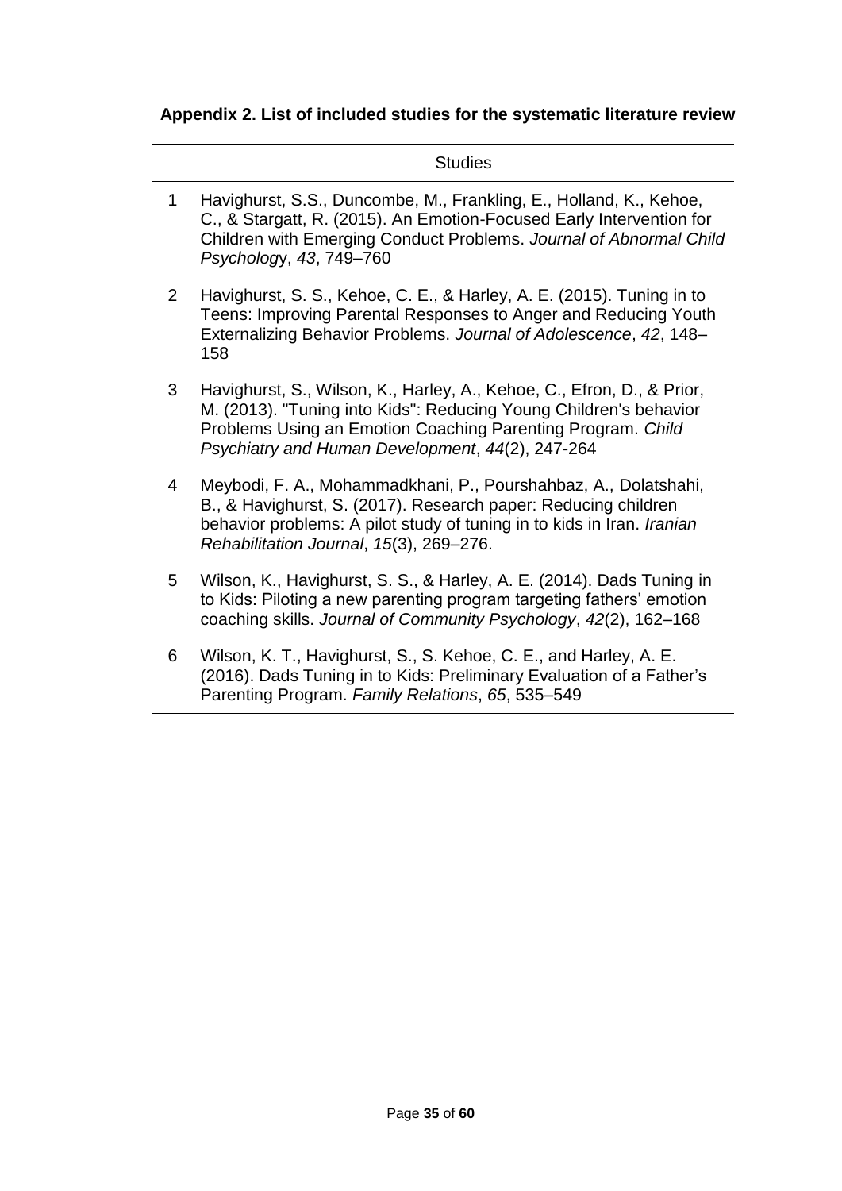**Appendix 2. List of included studies for the systematic literature review**

|  | Studies |
| --- | --- |
| 1 | Havighurst, S.S., Duncombe, M., Frankling, E., Holland, K., Kehoe, C., & Stargatt, R. (2015). An Emotion-Focused Early Intervention for Children with Emerging Conduct Problems. *Journal of Abnormal Child Psycholog*y, *43*, 749–760 |
| 2 | Havighurst, S. S., Kehoe, C. E., & Harley, A. E. (2015). Tuning in to Teens: Improving Parental Responses to Anger and Reducing Youth Externalizing Behavior Problems. *Journal of Adolescence*, *42*, 148–158 |
| 3 | Havighurst, S., Wilson, K., Harley, A., Kehoe, C., Efron, D., & Prior, M. (2013). "Tuning into Kids": Reducing Young Children's behavior Problems Using an Emotion Coaching Parenting Program. *Child Psychiatry and Human Development*, *44*(2), 247-264 |
| 4 | Meybodi, F. A., Mohammadkhani, P., Pourshahbaz, A., Dolatshahi, B., & Havighurst, S. (2017). Research paper: Reducing children behavior problems: A pilot study of tuning in to kids in Iran. *Iranian Rehabilitation Journal*, *15*(3), 269–276. |
| 5 | Wilson, K., Havighurst, S. S., & Harley, A. E. (2014). Dads Tuning in to Kids: Piloting a new parenting program targeting fathers' emotion coaching skills. *Journal of Community Psychology*, *42*(2), 162–168 |
| 6 | Wilson, K. T., Havighurst, S., S. Kehoe, C. E., and Harley, A. E. (2016). Dads Tuning in to Kids: Preliminary Evaluation of a Father's Parenting Program. *Family Relations*, *65*, 535–549 |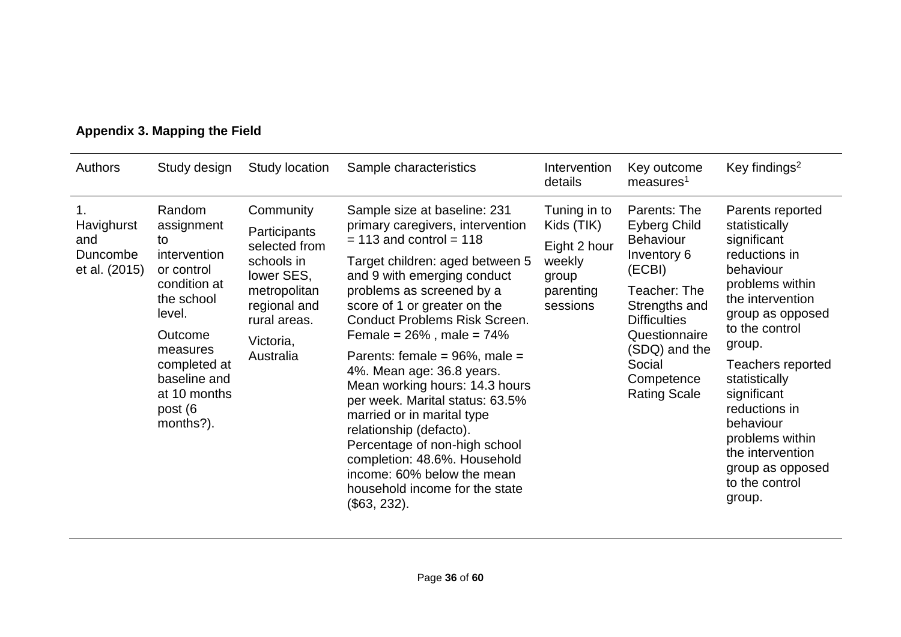**Appendix 3. Mapping the Field**

| Authors | Study design | Study location | Sample characteristics | Intervention details | Key outcome measures[1] | Key findings[2] |
|---|---|---|---|---|---|---|
| 1. Havighurst and Duncombe et al. (2015) | Random assignment to intervention or control condition at the school level.<br><br>Outcome measures completed at baseline and at 10 months post (6 months?). | Community<br><br>Participants selected from schools in lower SES, metropolitan regional and rural areas.<br><br>Victoria, Australia | Sample size at baseline: 231 primary caregivers, intervention = 113 and control = 118<br><br>Target children: aged between 5 and 9 with emerging conduct problems as screened by a score of 1 or greater on the Conduct Problems Risk Screen. Female = 26% , male = 74%<br><br>Parents: female = 96%, male = 4%. Mean age: 36.8 years. Mean working hours: 14.3 hours per week. Marital status: 63.5% married or in marital type relationship (defacto). Percentage of non-high school completion: 48.6%. Household income: 60% below the mean household income for the state ($63, 232). | Tuning in to Kids (TIK)<br><br>Eight 2 hour weekly group parenting sessions | Parents: The Eyberg Child Behaviour Inventory 6 (ECBI)<br><br>Teacher: The Strengths and Difficulties Questionnaire (SDQ) and the Social Competence Rating Scale | Parents reported statistically significant reductions in behaviour problems within the intervention group as opposed to the control group.<br><br>Teachers reported statistically significant reductions in behaviour problems within the intervention group as opposed to the control group. |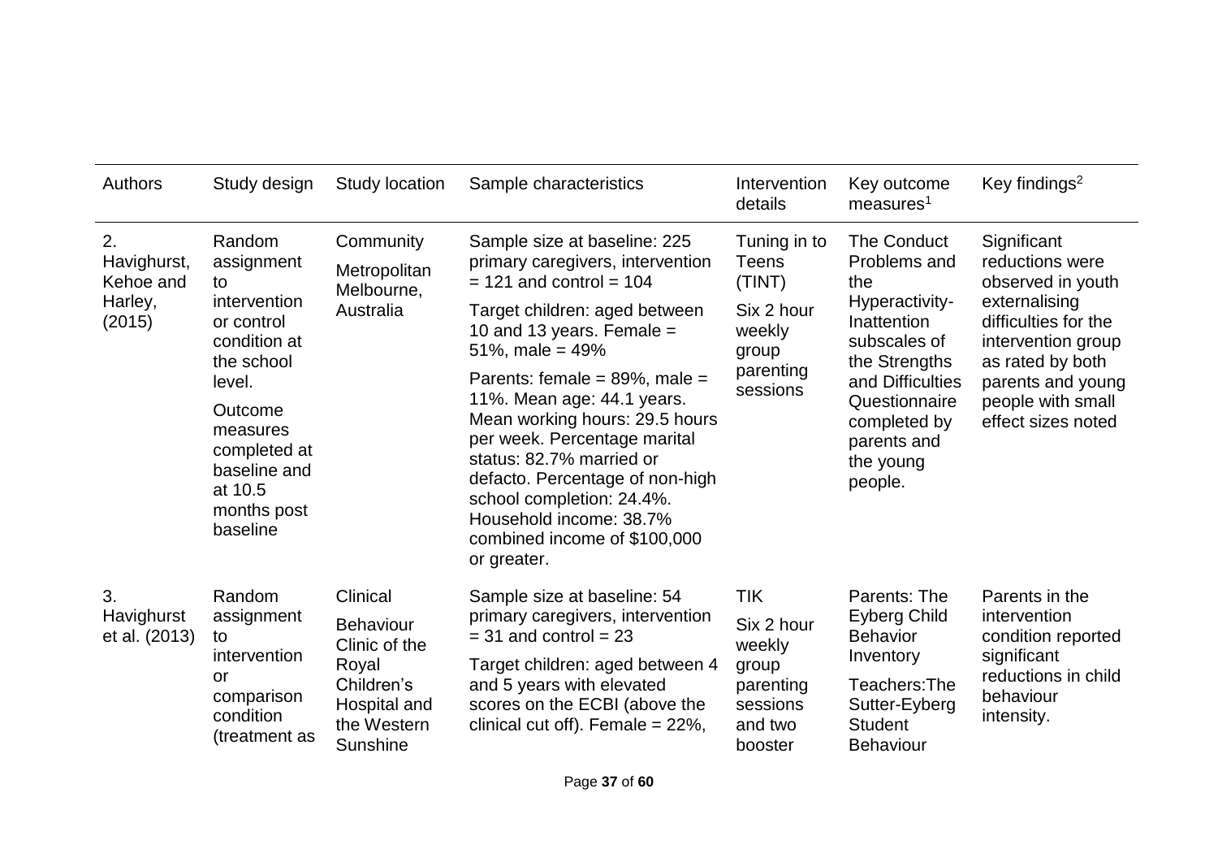| Authors | Study design | Study location | Sample characteristics | Intervention details | Key outcome measures[1] | Key findings[2] |
|---|---|---|---|---|---|---|
| 2. Havighurst, Kehoe and Harley, (2015) | Random assignment to intervention or control condition at the school level. Outcome measures completed at baseline and at 10.5 months post baseline | Community Metropolitan Melbourne, Australia | Sample size at baseline: 225 primary caregivers, intervention = 121 and control = 104 Target children: aged between 10 and 13 years. Female = 51%, male = 49% Parents: female = 89%, male = 11%. Mean age: 44.1 years. Mean working hours: 29.5 hours per week. Percentage marital status: 82.7% married or defacto. Percentage of non-high school completion: 24.4%. Household income: 38.7% combined income of $100,000 or greater. | Tuning in to Teens (TINT) Six 2 hour weekly group parenting sessions | The Conduct Problems and the Hyperactivity-Inattention subscales of the Strengths and Difficulties Questionnaire completed by parents and the young people. | Significant reductions were observed in youth externalising difficulties for the intervention group as rated by both parents and young people with small effect sizes noted |
| 3. Havighurst et al. (2013) | Random assignment to intervention or comparison condition (treatment as | Clinical Behaviour Clinic of the Royal Children's Hospital and the Western Sunshine | Sample size at baseline: 54 primary caregivers, intervention = 31 and control = 23 Target children: aged between 4 and 5 years with elevated scores on the ECBI (above the clinical cut off). Female = 22%, | TIK Six 2 hour weekly group parenting sessions and two booster | Parents: The Eyberg Child Behavior Inventory Teachers:The Sutter-Eyberg Student Behaviour | Parents in the intervention condition reported significant reductions in child behaviour intensity. |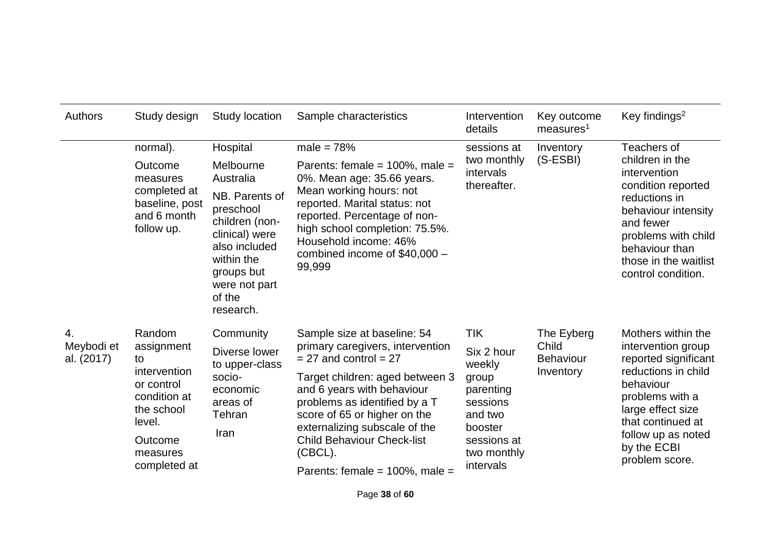| Authors | Study design | Study location | Sample characteristics | Intervention details | Key outcome measures[1] | Key findings[2] |
|---|---|---|---|---|---|---|
| | normal). Outcome measures completed at baseline, post and 6 month follow up. | Hospital Melbourne Australia NB. Parents of preschool children (non-clinical) were also included within the groups but were not part of the research. | male = 78% Parents: female = 100%, male = 0%. Mean age: 35.66 years. Mean working hours: not reported. Marital status: not reported. Percentage of non-high school completion: 75.5%. Household income: 46% combined income of $40,000 – 99,999 | sessions at two monthly intervals thereafter. | Inventory (S-ESBI) | Teachers of children in the intervention condition reported reductions in behaviour intensity and fewer problems with child behaviour than those in the waitlist control condition. |
| 4. Meybodi et al. (2017) | Random assignment to intervention or control condition at the school level. Outcome measures completed at | Community Diverse lower to upper-class socio-economic areas of Tehran Iran | Sample size at baseline: 54 primary caregivers, intervention = 27 and control = 27 Target children: aged between 3 and 6 years with behaviour problems as identified by a T score of 65 or higher on the externalizing subscale of the Child Behaviour Check-list (CBCL). Parents: female = 100%, male = | TIK Six 2 hour weekly group parenting sessions and two booster sessions at two monthly intervals | The Eyberg Child Behaviour Inventory | Mothers within the intervention group reported significant reductions in child behaviour problems with a large effect size that continued at follow up as noted by the ECBI problem score. |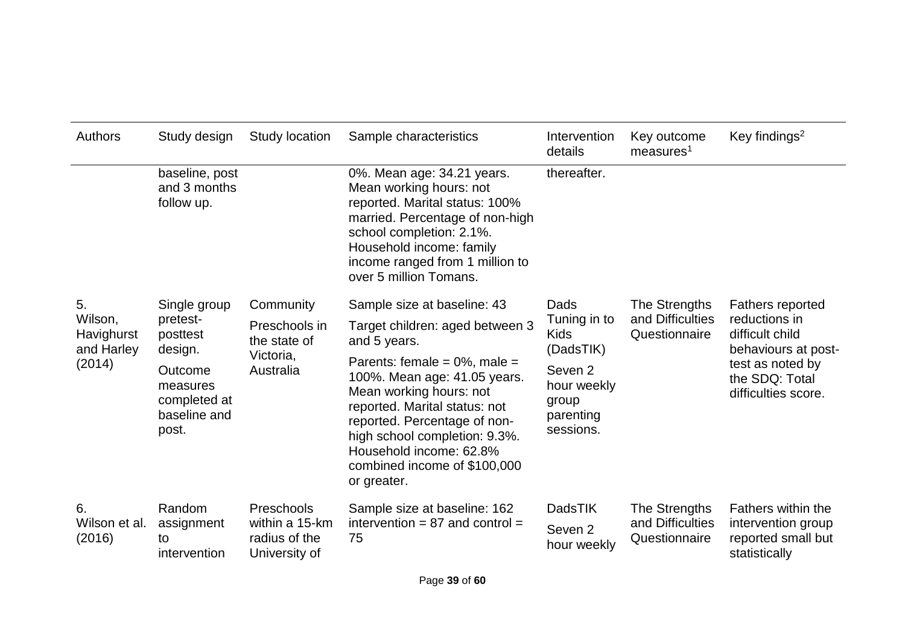| Authors | Study design | Study location | Sample characteristics | Intervention details | Key outcome measures[1] | Key findings[2] |
|---|---|---|---|---|---|---|
| | baseline, post and 3 months follow up. | | 0%. Mean age: 34.21 years. Mean working hours: not reported. Marital status: 100% married. Percentage of non-high school completion: 2.1%. Household income: family income ranged from 1 million to over 5 million Tomans. | thereafter. | | |
| 5. Wilson, Havighurst and Harley (2014) | Single group pretest-posttest design. Outcome measures completed at baseline and post. | Community Preschools in the state of Victoria, Australia | Sample size at baseline: 43 Target children: aged between 3 and 5 years. Parents: female = 0%, male = 100%. Mean age: 41.05 years. Mean working hours: not reported. Marital status: not reported. Percentage of non-high school completion: 9.3%. Household income: 62.8% combined income of $100,000 or greater. | Dads Tuning in to Kids (DadsTIK) Seven 2 hour weekly group parenting sessions. | The Strengths and Difficulties Questionnaire | Fathers reported reductions in difficult child behaviours at post-test as noted by the SDQ: Total difficulties score. |
| 6. Wilson et al. (2016) | Random assignment to intervention | Preschools within a 15-km radius of the University of | Sample size at baseline: 162 intervention = 87 and control = 75 | DadsTIK Seven 2 hour weekly | The Strengths and Difficulties Questionnaire | Fathers within the intervention group reported small but statistically |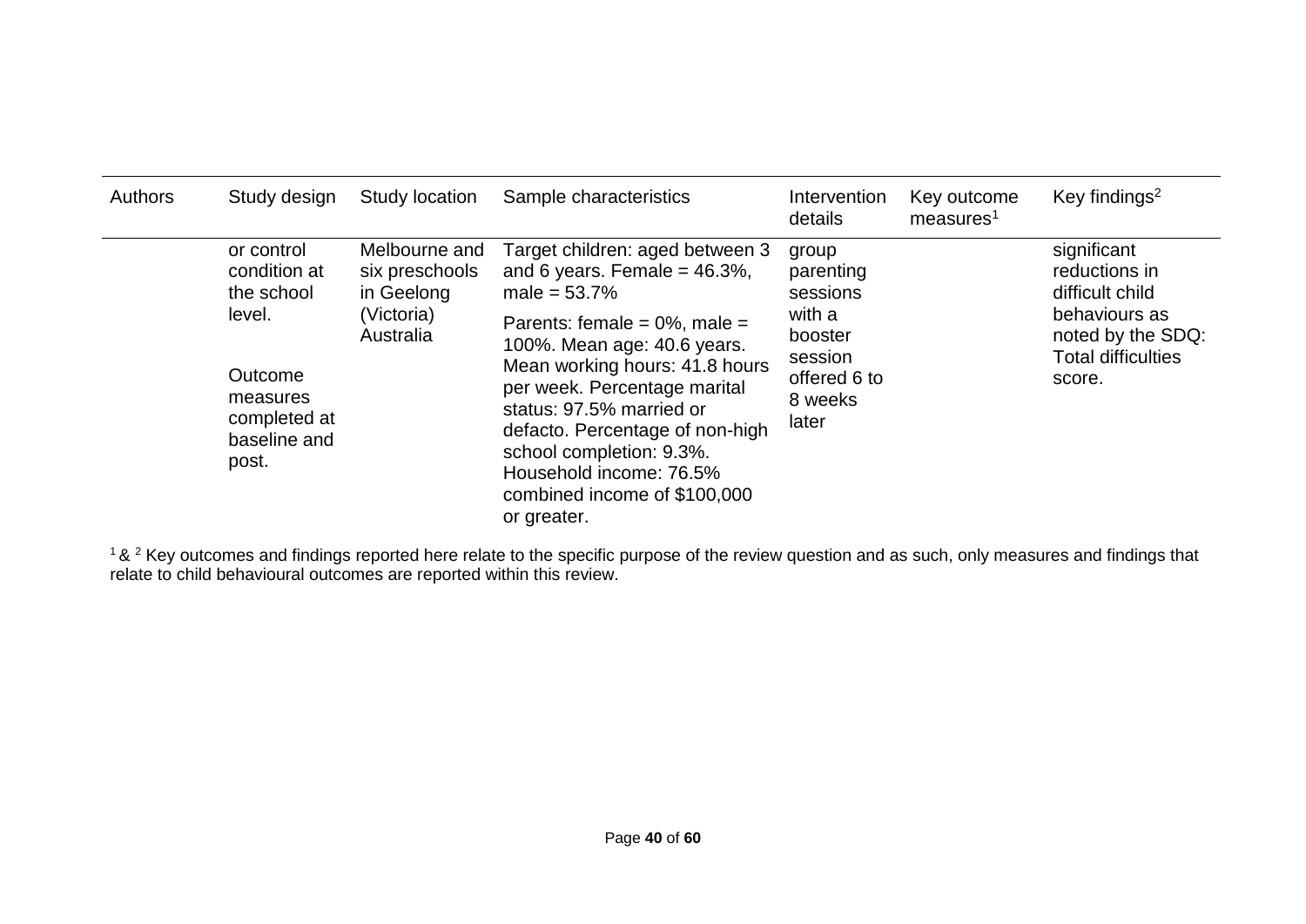| Authors | Study design | Study location | Sample characteristics | Intervention details | Key outcome measures[1] | Key findings[2] |
|---|---|---|---|---|---|---|
| | or control condition at the school level.<br><br>Outcome measures completed at baseline and post. | Melbourne and six preschools in Geelong (Victoria) Australia | Target children: aged between 3 and 6 years. Female = 46.3%, male = 53.7%<br><br>Parents: female = 0%, male = 100%. Mean age: 40.6 years. Mean working hours: 41.8 hours per week. Percentage marital status: 97.5% married or defacto. Percentage of non-high school completion: 9.3%. Household income: 76.5% combined income of $100,000 or greater. | group parenting sessions with a booster session offered 6 to 8 weeks later | | significant reductions in difficult child behaviours as noted by the SDQ: Total difficulties score. |

[1] & [2] Key outcomes and findings reported here relate to the specific purpose of the review question and as such, only measures and findings that relate to child behavioural outcomes are reported within this review.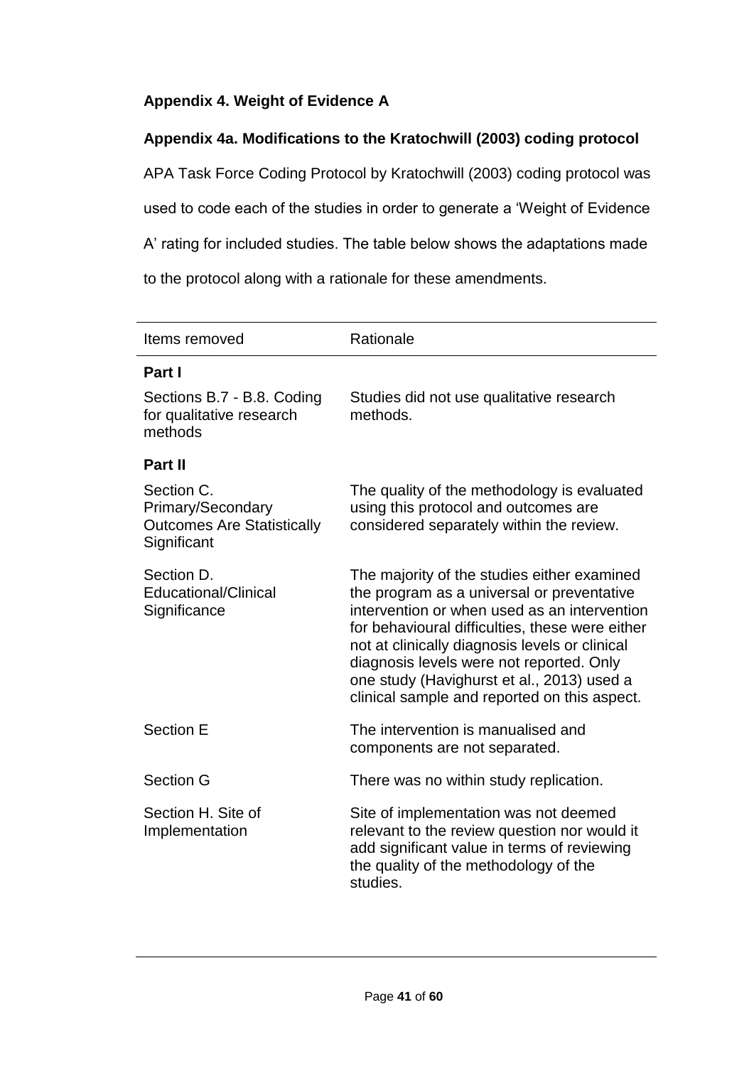## Appendix 4. Weight of Evidence A

### Appendix 4a. Modifications to the Kratochwill (2003) coding protocol

APA Task Force Coding Protocol by Kratochwill (2003) coding protocol was used to code each of the studies in order to generate a 'Weight of Evidence A' rating for included studies. The table below shows the adaptations made to the protocol along with a rationale for these amendments.

| Items removed | Rationale |
|---|---|
| **Part I** | |
| Sections B.7 - B.8. Coding for qualitative research methods | Studies did not use qualitative research methods. |
| **Part II** | |
| Section C. Primary/Secondary Outcomes Are Statistically Significant | The quality of the methodology is evaluated using this protocol and outcomes are considered separately within the review. |
| Section D. Educational/Clinical Significance | The majority of the studies either examined the program as a universal or preventative intervention or when used as an intervention for behavioural difficulties, these were either not at clinically diagnosis levels or clinical diagnosis levels were not reported. Only one study (Havighurst et al., 2013) used a clinical sample and reported on this aspect. |
| Section E | The intervention is manualised and components are not separated. |
| Section G | There was no within study replication. |
| Section H. Site of Implementation | Site of implementation was not deemed relevant to the review question nor would it add significant value in terms of reviewing the quality of the methodology of the studies. |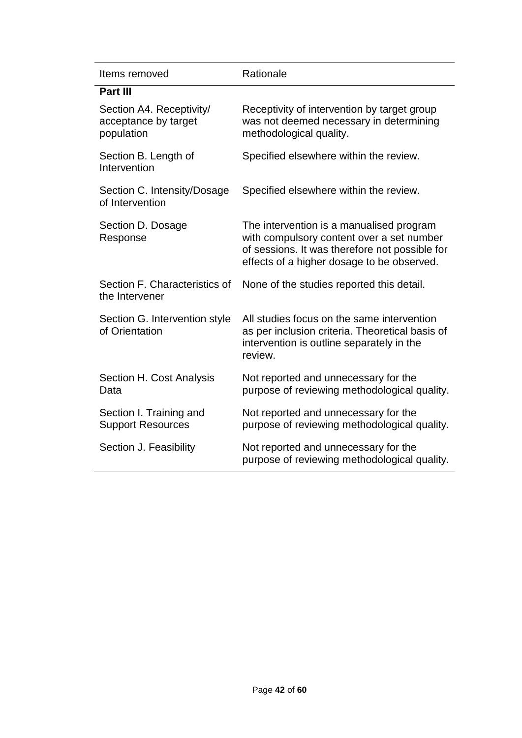| Items removed | Rationale |
|---|---|
| **Part III** | |
| Section A4. Receptivity/ acceptance by target population | Receptivity of intervention by target group was not deemed necessary in determining methodological quality. |
| Section B. Length of Intervention | Specified elsewhere within the review. |
| Section C. Intensity/Dosage of Intervention | Specified elsewhere within the review. |
| Section D. Dosage Response | The intervention is a manualised program with compulsory content over a set number of sessions. It was therefore not possible for effects of a higher dosage to be observed. |
| Section F. Characteristics of the Intervener | None of the studies reported this detail. |
| Section G. Intervention style of Orientation | All studies focus on the same intervention as per inclusion criteria. Theoretical basis of intervention is outline separately in the review. |
| Section H. Cost Analysis Data | Not reported and unnecessary for the purpose of reviewing methodological quality. |
| Section I. Training and Support Resources | Not reported and unnecessary for the purpose of reviewing methodological quality. |
| Section J. Feasibility | Not reported and unnecessary for the purpose of reviewing methodological quality. |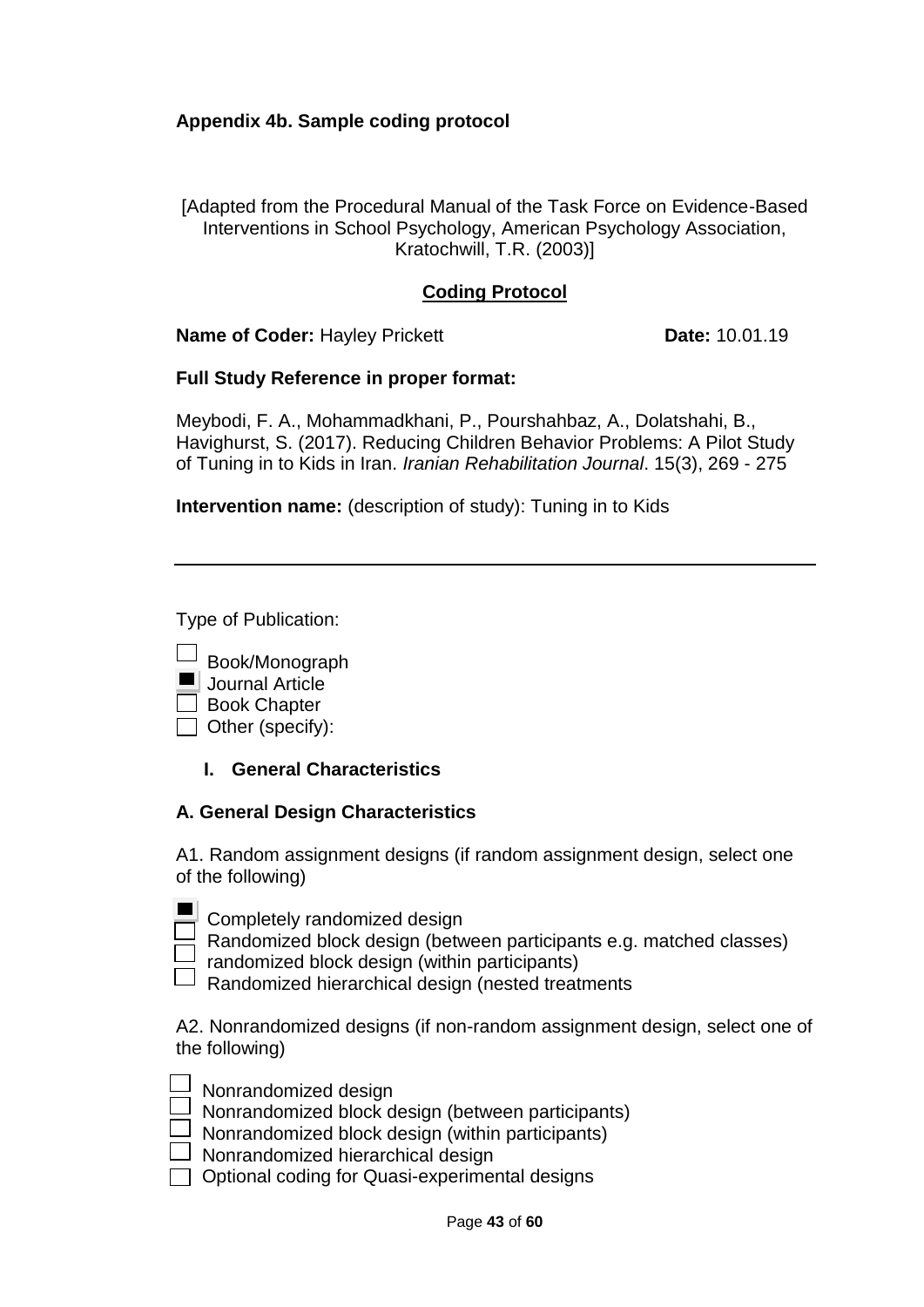**Appendix 4b. Sample coding protocol**

[Adapted from the Procedural Manual of the Task Force on Evidence-Based Interventions in School Psychology, American Psychology Association, Kratochwill, T.R. (2003)]

**Coding Protocol**

**Name of Coder:** Hayley Prickett **Date:** 10.01.19

**Full Study Reference in proper format:**

Meybodi, F. A., Mohammadkhani, P., Pourshahbaz, A., Dolatshahi, B., Havighurst, S. (2017). Reducing Children Behavior Problems: A Pilot Study of Tuning in to Kids in Iran. *Iranian Rehabilitation Journal*. 15(3), 269 - 275

**Intervention name:** (description of study): Tuning in to Kids

---

Type of Publication:

- [ ] Book/Monograph
- [x] Journal Article
- [ ] Book Chapter
- [ ] Other (specify):

## I. General Characteristics

### A. General Design Characteristics

A1. Random assignment designs (if random assignment design, select one of the following)

- [x] Completely randomized design
- [ ] Randomized block design (between participants e.g. matched classes)
- [ ] randomized block design (within participants)
- [ ] Randomized hierarchical design (nested treatments

A2. Nonrandomized designs (if non-random assignment design, select one of the following)

- [ ] Nonrandomized design
- [ ] Nonrandomized block design (between participants)
- [ ] Nonrandomized block design (within participants)
- [ ] Nonrandomized hierarchical design
- [ ] Optional coding for Quasi-experimental designs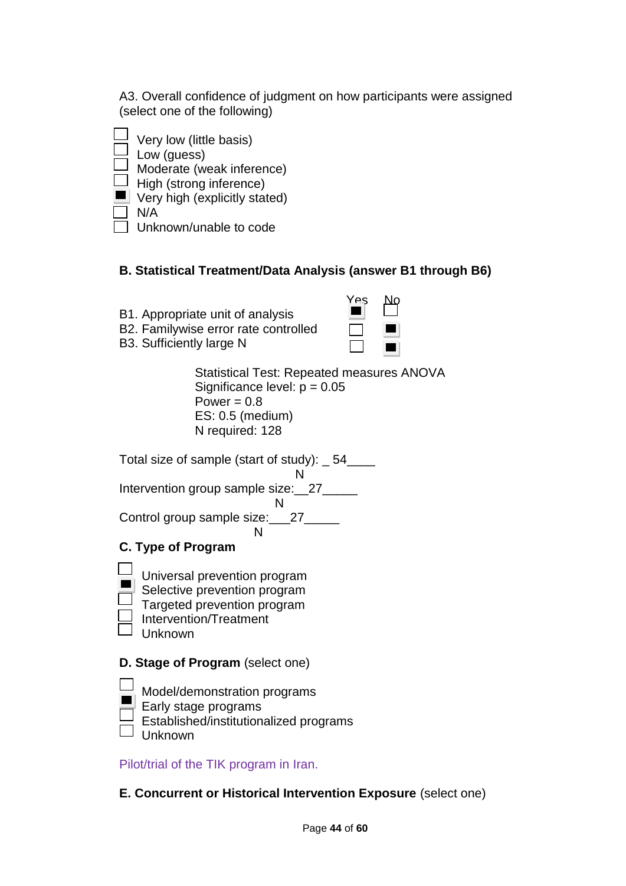A3. Overall confidence of judgment on how participants were assigned (select one of the following)

- [ ] Very low (little basis)
- [ ] Low (guess)
- [ ] Moderate (weak inference)
- [ ] High (strong inference)
- [x] Very high (explicitly stated)
- [ ] N/A
- [ ] Unknown/unable to code

**B. Statistical Treatment/Data Analysis (answer B1 through B6)**

| | Yes | No |
|---|---|---|
| B1. Appropriate unit of analysis | ■ | ☐ |
| B2. Familywise error rate controlled | ☐ | ■ |
| B3. Sufficiently large N | ☐ | ■ |

Statistical Test: Repeated measures ANOVA
Significance level: p = 0.05
Power = 0.8
ES: 0.5 (medium)
N required: 128

Total size of sample (start of study): _ 54____
N

Intervention group sample size:__27_____
N

Control group sample size:___27_____
N

**C. Type of Program**

- [ ] Universal prevention program
- [x] Selective prevention program
- [ ] Targeted prevention program
- [ ] Intervention/Treatment
- [ ] Unknown

**D. Stage of Program** (select one)

- [ ] Model/demonstration programs
- [x] Early stage programs
- [ ] Established/institutionalized programs
- [ ] Unknown

Pilot/trial of the TIK program in Iran.

**E. Concurrent or Historical Intervention Exposure** (select one)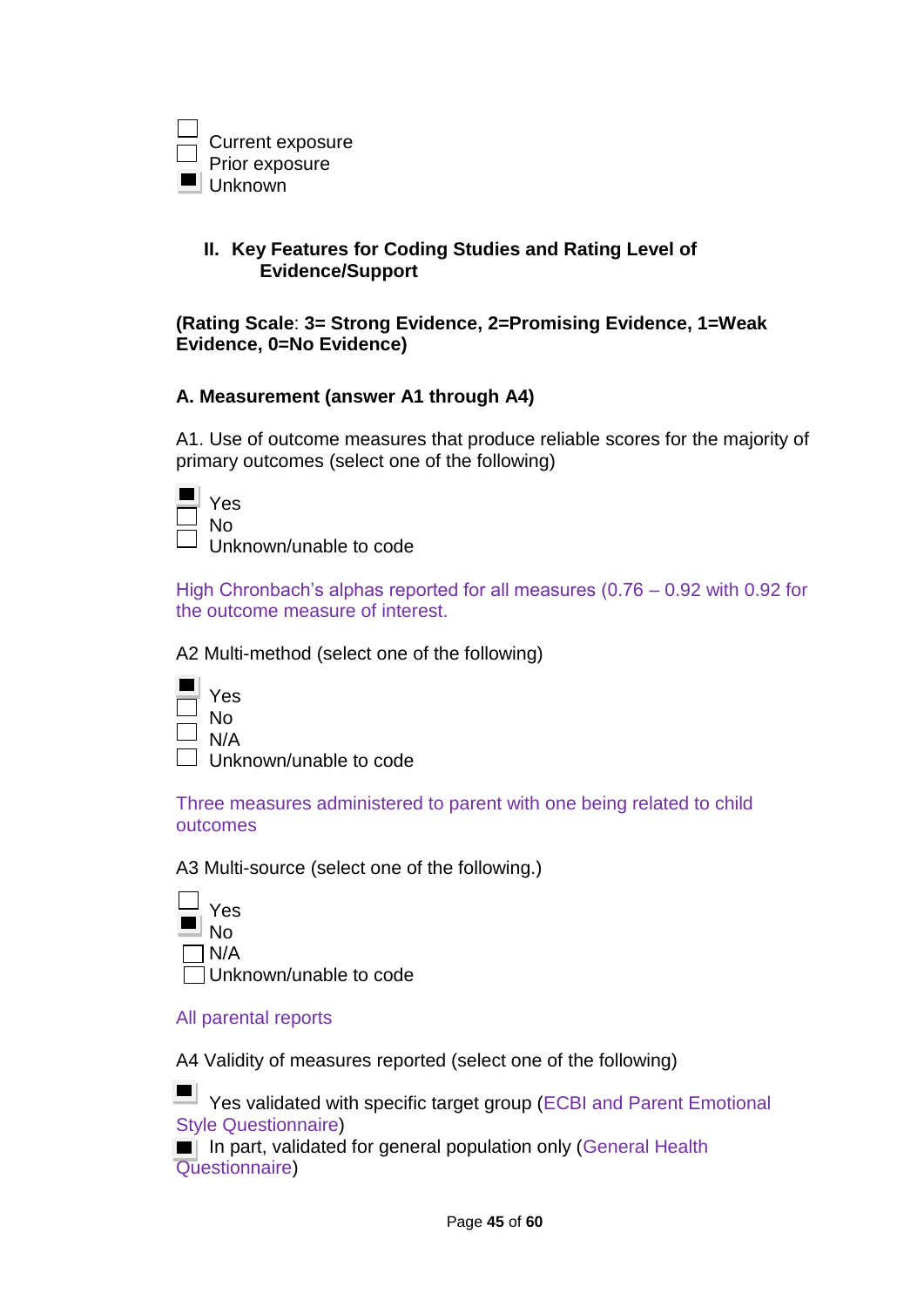- [ ] Current exposure
- [ ] Prior exposure
- [x] Unknown

## II. Key Features for Coding Studies and Rating Level of Evidence/Support

**(Rating Scale**: **3= Strong Evidence, 2=Promising Evidence, 1=Weak Evidence, 0=No Evidence)**

### A. Measurement (answer A1 through A4)

A1. Use of outcome measures that produce reliable scores for the majority of primary outcomes (select one of the following)

- [x] Yes
- [ ] No
- [ ] Unknown/unable to code

High Chronbach's alphas reported for all measures (0.76 – 0.92 with 0.92 for the outcome measure of interest.

A2 Multi-method (select one of the following)

- [x] Yes
- [ ] No
- [ ] N/A
- [ ] Unknown/unable to code

Three measures administered to parent with one being related to child outcomes

A3 Multi-source (select one of the following.)

- [ ] Yes
- [x] No
- [ ] N/A
- [ ] Unknown/unable to code

All parental reports

A4 Validity of measures reported (select one of the following)

- [x] Yes validated with specific target group (ECBI and Parent Emotional Style Questionnaire)
- [x] In part, validated for general population only (General Health Questionnaire)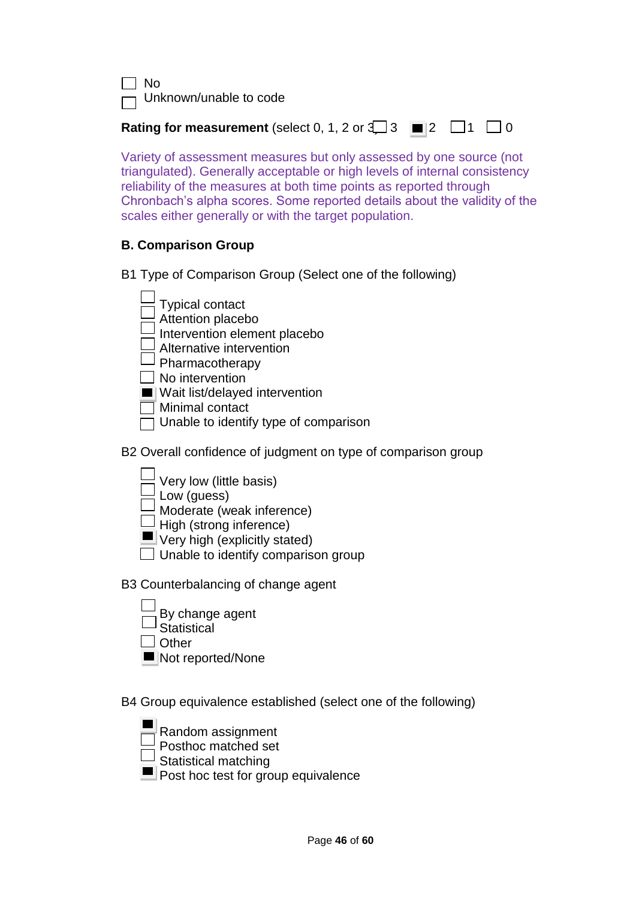☐ No
☐ Unknown/unable to code

**Rating for measurement** (select 0, 1, 2 or 3) ☐ 3 ■ 2 ☐ 1 ☐ 0

Variety of assessment measures but only assessed by one source (not triangulated). Generally acceptable or high levels of internal consistency reliability of the measures at both time points as reported through Chronbach's alpha scores. Some reported details about the validity of the scales either generally or with the target population.

**B. Comparison Group**

B1 Type of Comparison Group (Select one of the following)

☐ Typical contact
☐ Attention placebo
☐ Intervention element placebo
☐ Alternative intervention
☐ Pharmacotherapy
☐ No intervention
■ Wait list/delayed intervention
☐ Minimal contact
☐ Unable to identify type of comparison

B2 Overall confidence of judgment on type of comparison group

☐ Very low (little basis)
☐ Low (guess)
☐ Moderate (weak inference)
☐ High (strong inference)
■ Very high (explicitly stated)
☐ Unable to identify comparison group

B3 Counterbalancing of change agent

☐ By change agent
☐ Statistical
☐ Other
■ Not reported/None

B4 Group equivalence established (select one of the following)

■ Random assignment
☐ Posthoc matched set
☐ Statistical matching
■ Post hoc test for group equivalence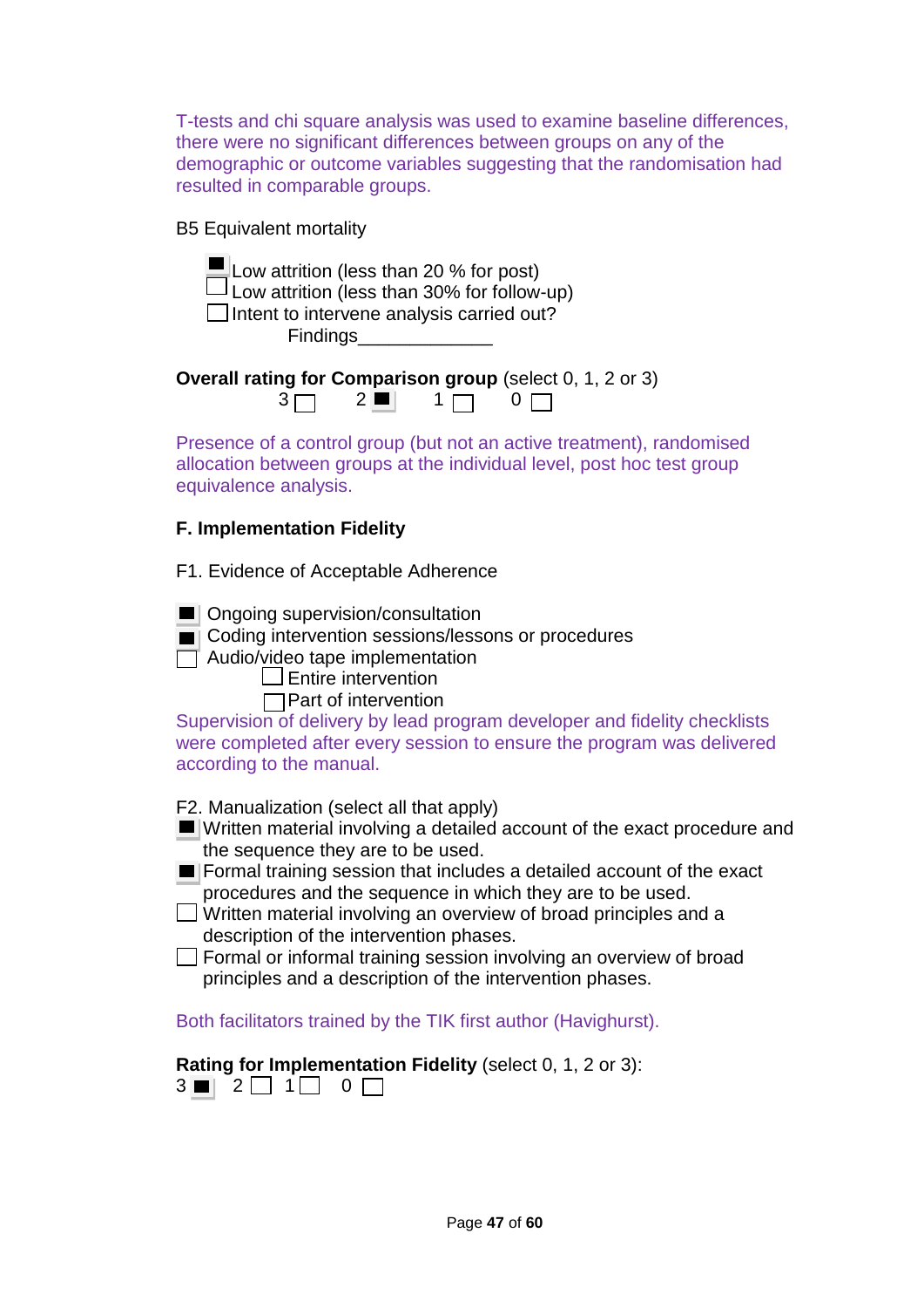T-tests and chi square analysis was used to examine baseline differences, there were no significant differences between groups on any of the demographic or outcome variables suggesting that the randomisation had resulted in comparable groups.

B5 Equivalent mortality

- [x] Low attrition (less than 20 % for post)
- [ ] Low attrition (less than 30% for follow-up)
- [ ] Intent to intervene analysis carried out?

  Findings_____________

**Overall rating for Comparison group** (select 0, 1, 2 or 3)

3 ☐ 2 ■ 1 ☐ 0 ☐

Presence of a control group (but not an active treatment), randomised allocation between groups at the individual level, post hoc test group equivalence analysis.

**F. Implementation Fidelity**

F1. Evidence of Acceptable Adherence

- [x] Ongoing supervision/consultation
- [x] Coding intervention sessions/lessons or procedures
- [ ] Audio/video tape implementation
  - [ ] Entire intervention
  - [ ] Part of intervention

Supervision of delivery by lead program developer and fidelity checklists were completed after every session to ensure the program was delivered according to the manual.

F2. Manualization (select all that apply)

- [x] Written material involving a detailed account of the exact procedure and the sequence they are to be used.
- [x] Formal training session that includes a detailed account of the exact procedures and the sequence in which they are to be used.
- [ ] Written material involving an overview of broad principles and a description of the intervention phases.
- [ ] Formal or informal training session involving an overview of broad principles and a description of the intervention phases.

Both facilitators trained by the TIK first author (Havighurst).

**Rating for Implementation Fidelity** (select 0, 1, 2 or 3):

3 ■ 2 ☐ 1 ☐ 0 ☐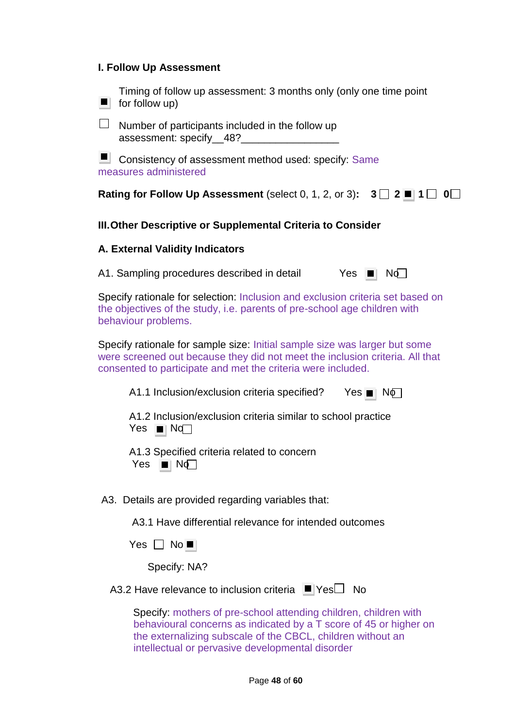**I. Follow Up Assessment**

■ Timing of follow up assessment: 3 months only (only one time point for follow up)

☐ Number of participants included in the follow up assessment: specify__48?________________

■ Consistency of assessment method used: specify: Same measures administered

**Rating for Follow Up Assessment** (select 0, 1, 2, or 3)**:** **3** ☐ **2** ■ **1** ☐ **0** ☐

**III. Other Descriptive or Supplemental Criteria to Consider**

**A. External Validity Indicators**

A1. Sampling procedures described in detail Yes ■ No ☐

Specify rationale for selection: Inclusion and exclusion criteria set based on the objectives of the study, i.e. parents of pre-school age children with behaviour problems.

Specify rationale for sample size: Initial sample size was larger but some were screened out because they did not meet the inclusion criteria. All that consented to participate and met the criteria were included.

A1.1 Inclusion/exclusion criteria specified? Yes ■ No ☐

A1.2 Inclusion/exclusion criteria similar to school practice
Yes ■ No ☐

A1.3 Specified criteria related to concern
Yes ■ No ☐

A3. Details are provided regarding variables that:

A3.1 Have differential relevance for intended outcomes

Yes ☐ No ■

Specify: NA?

A3.2 Have relevance to inclusion criteria ■ Yes ☐ No

Specify: mothers of pre-school attending children, children with behavioural concerns as indicated by a T score of 45 or higher on the externalizing subscale of the CBCL, children without an intellectual or pervasive developmental disorder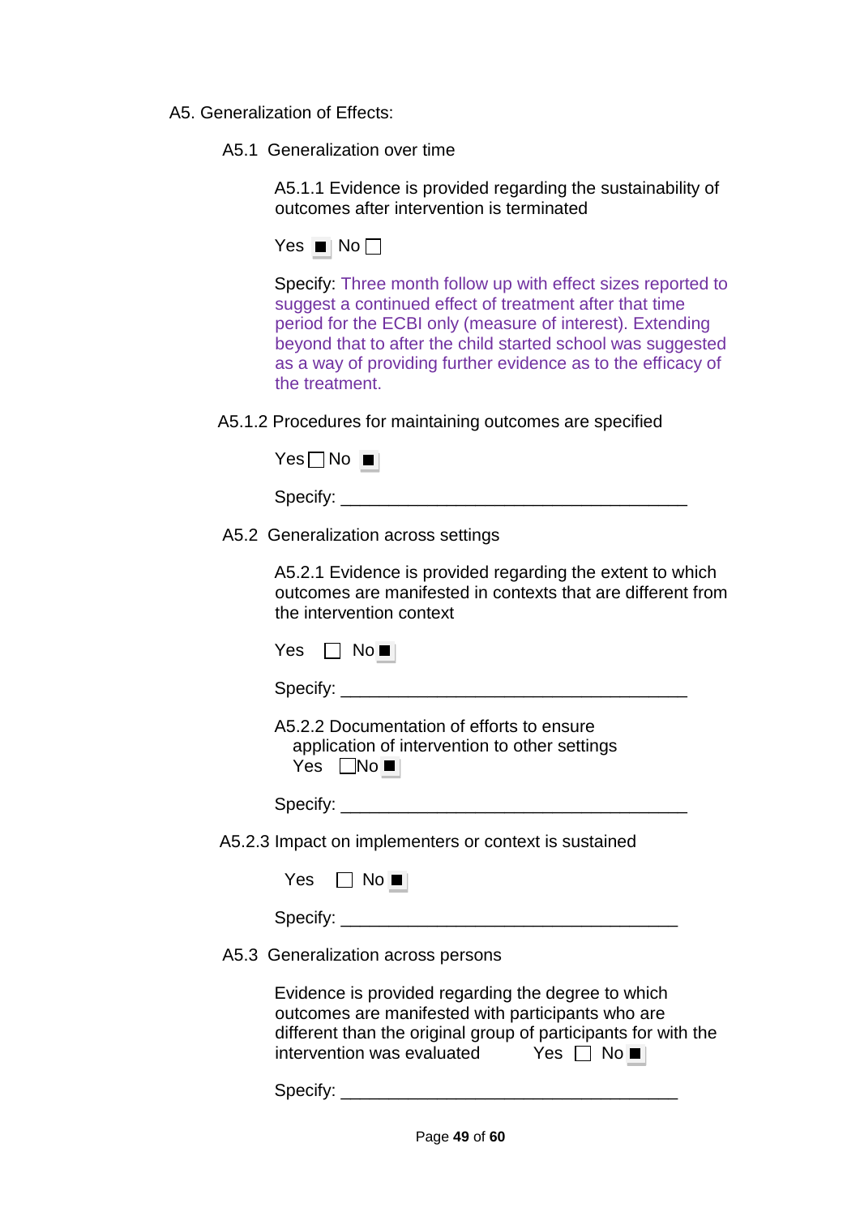A5. Generalization of Effects:

A5.1 Generalization over time

A5.1.1 Evidence is provided regarding the sustainability of outcomes after intervention is terminated

Yes ■ No □

Specify: Three month follow up with effect sizes reported to suggest a continued effect of treatment after that time period for the ECBI only (measure of interest). Extending beyond that to after the child started school was suggested as a way of providing further evidence as to the efficacy of the treatment.

A5.1.2 Procedures for maintaining outcomes are specified

Yes □ No ■

Specify: ____________________________________

A5.2 Generalization across settings

A5.2.1 Evidence is provided regarding the extent to which outcomes are manifested in contexts that are different from the intervention context

Yes □ No ■

Specify: ____________________________________

A5.2.2 Documentation of efforts to ensure application of intervention to other settings

Yes □ No ■

Specify: ____________________________________

A5.2.3 Impact on implementers or context is sustained

Yes □ No ■

Specify: ____________________________________

A5.3 Generalization across persons

Evidence is provided regarding the degree to which outcomes are manifested with participants who are different than the original group of participants for with the intervention was evaluated Yes □ No ■

Specify: ____________________________________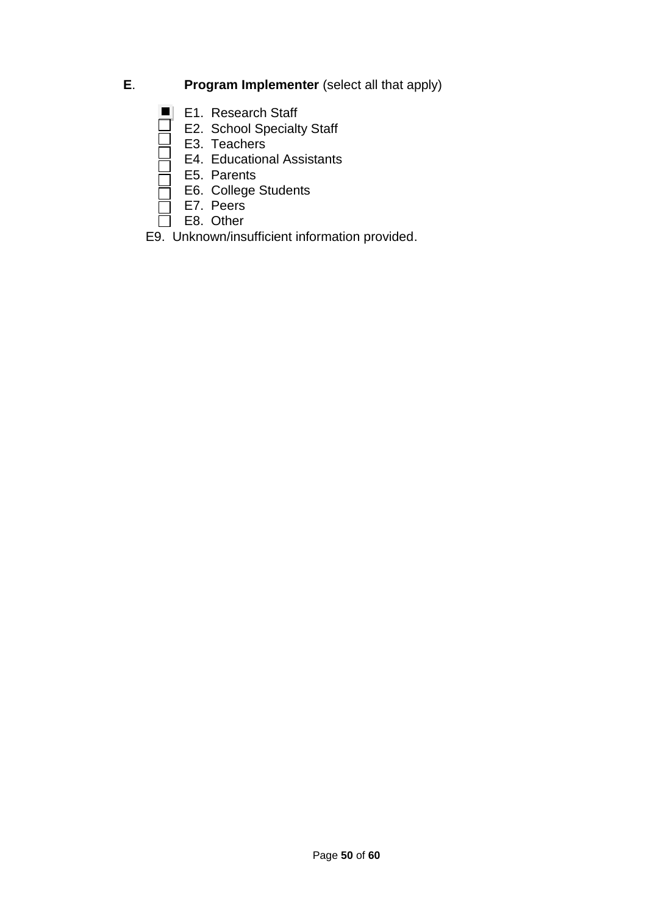**E**. **Program Implementer** (select all that apply)

- [x] E1. Research Staff
- [ ] E2. School Specialty Staff
- [ ] E3. Teachers
- [ ] E4. Educational Assistants
- [ ] E5. Parents
- [ ] E6. College Students
- [ ] E7. Peers
- [ ] E8. Other

E9. Unknown/insufficient information provided.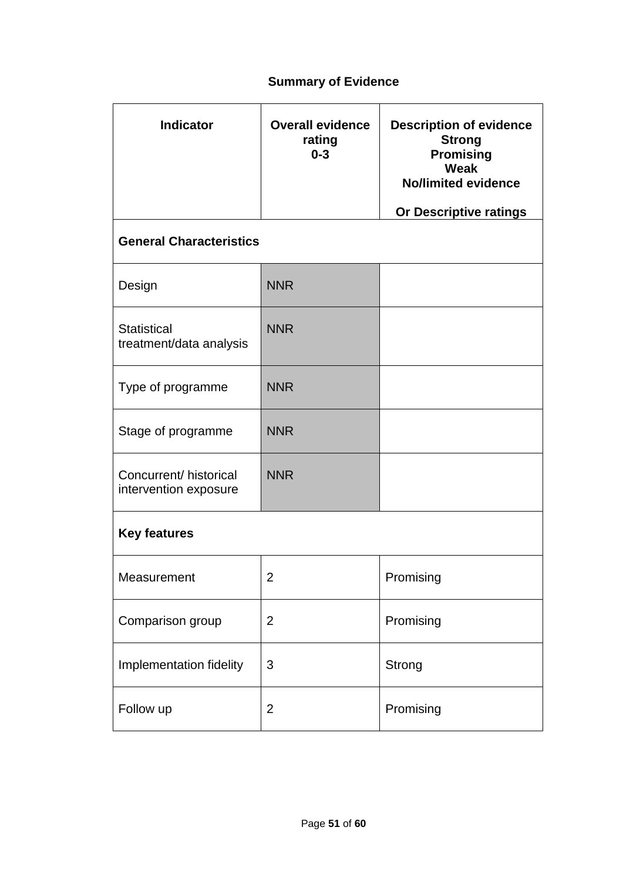## Summary of Evidence

| Indicator | Overall evidence rating 0-3 | Description of evidence Strong Promising Weak No/limited evidence Or Descriptive ratings |
|---|---|---|
| **General Characteristics** | | |
| Design | NNR | |
| Statistical treatment/data analysis | NNR | |
| Type of programme | NNR | |
| Stage of programme | NNR | |
| Concurrent/ historical intervention exposure | NNR | |
| **Key features** | | |
| Measurement | 2 | Promising |
| Comparison group | 2 | Promising |
| Implementation fidelity | 3 | Strong |
| Follow up | 2 | Promising |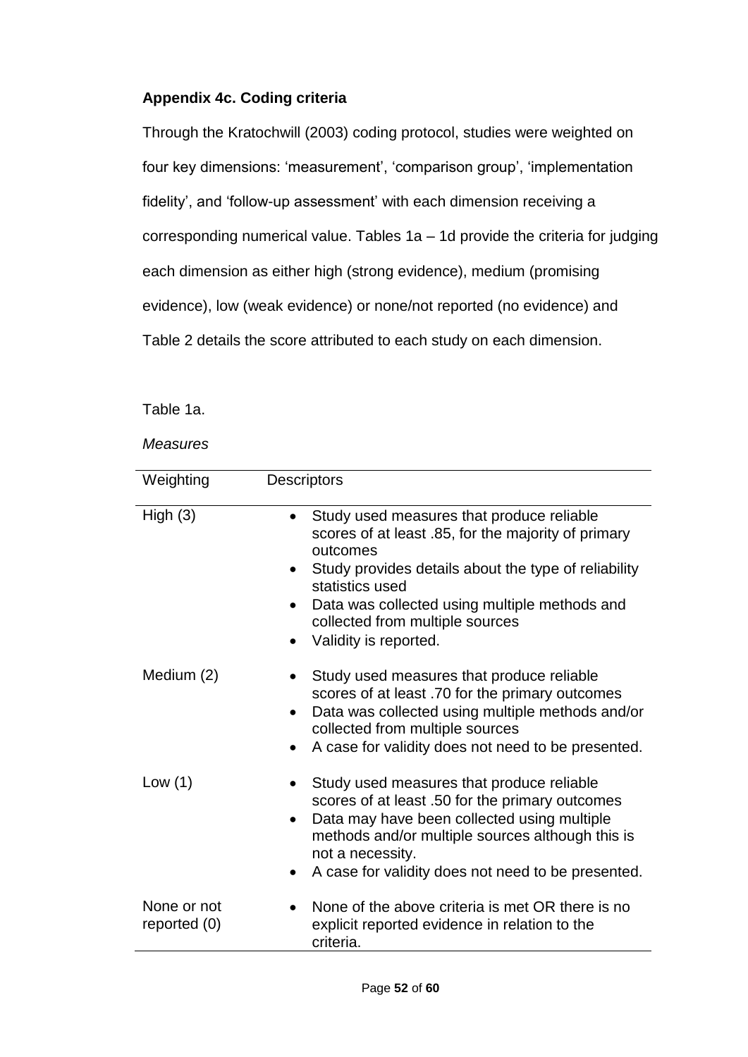**Appendix 4c. Coding criteria**

Through the Kratochwill (2003) coding protocol, studies were weighted on four key dimensions: 'measurement', 'comparison group', 'implementation fidelity', and 'follow-up assessment' with each dimension receiving a corresponding numerical value. Tables 1a – 1d provide the criteria for judging each dimension as either high (strong evidence), medium (promising evidence), low (weak evidence) or none/not reported (no evidence) and Table 2 details the score attributed to each study on each dimension.

Table 1a.

*Measures*

| Weighting | Descriptors |
|---|---|
| High (3) | • Study used measures that produce reliable scores of at least .85, for the majority of primary outcomes<br>• Study provides details about the type of reliability statistics used<br>• Data was collected using multiple methods and collected from multiple sources<br>• Validity is reported. |
| Medium (2) | • Study used measures that produce reliable scores of at least .70 for the primary outcomes<br>• Data was collected using multiple methods and/or collected from multiple sources<br>• A case for validity does not need to be presented. |
| Low (1) | • Study used measures that produce reliable scores of at least .50 for the primary outcomes<br>• Data may have been collected using multiple methods and/or multiple sources although this is not a necessity.<br>• A case for validity does not need to be presented. |
| None or not reported (0) | • None of the above criteria is met OR there is no explicit reported evidence in relation to the criteria. |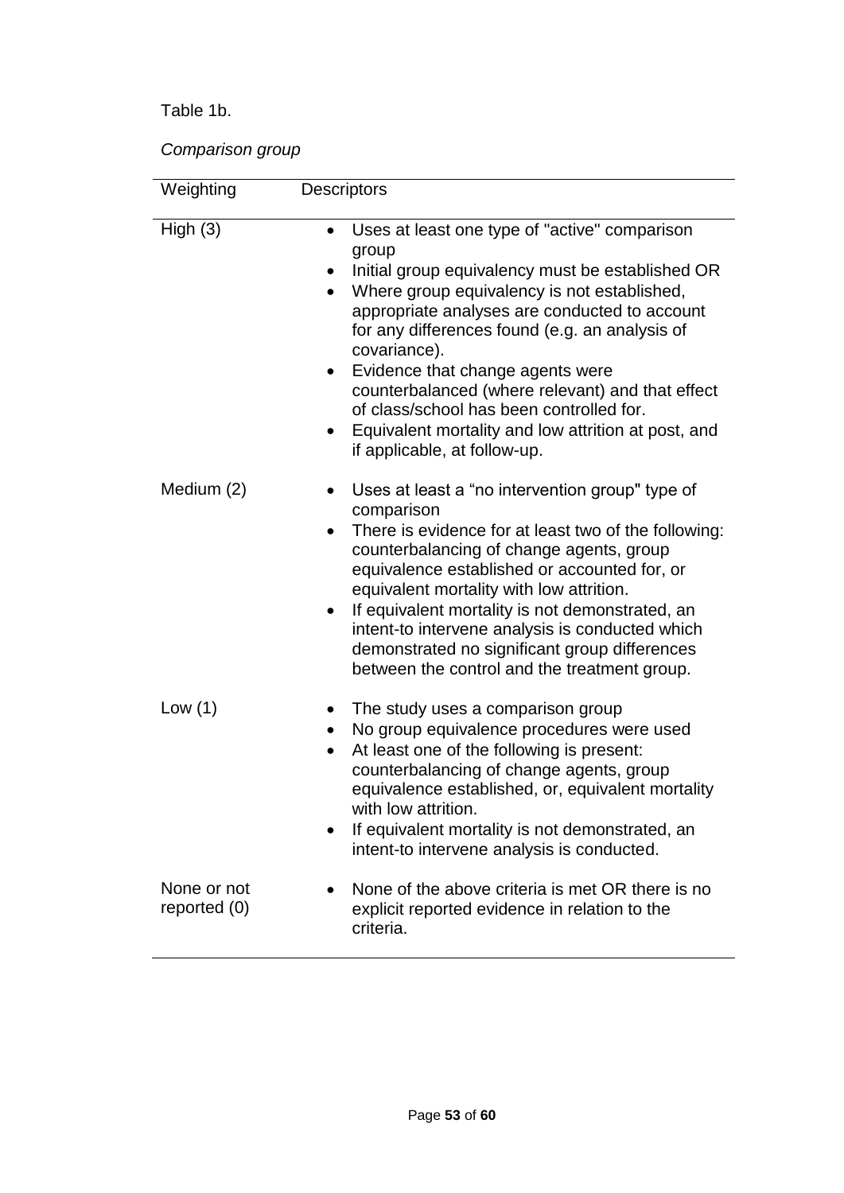Table 1b.

*Comparison group*

| Weighting | Descriptors |
|---|---|
| High (3) | • Uses at least one type of "active" comparison group<br>• Initial group equivalency must be established OR<br>• Where group equivalency is not established, appropriate analyses are conducted to account for any differences found (e.g. an analysis of covariance).<br>• Evidence that change agents were counterbalanced (where relevant) and that effect of class/school has been controlled for.<br>• Equivalent mortality and low attrition at post, and if applicable, at follow-up. |
| Medium (2) | • Uses at least a “no intervention group" type of comparison<br>• There is evidence for at least two of the following: counterbalancing of change agents, group equivalence established or accounted for, or equivalent mortality with low attrition.<br>• If equivalent mortality is not demonstrated, an intent-to intervene analysis is conducted which demonstrated no significant group differences between the control and the treatment group. |
| Low (1) | • The study uses a comparison group<br>• No group equivalence procedures were used<br>• At least one of the following is present: counterbalancing of change agents, group equivalence established, or, equivalent mortality with low attrition.<br>• If equivalent mortality is not demonstrated, an intent-to intervene analysis is conducted. |
| None or not reported (0) | • None of the above criteria is met OR there is no explicit reported evidence in relation to the criteria. |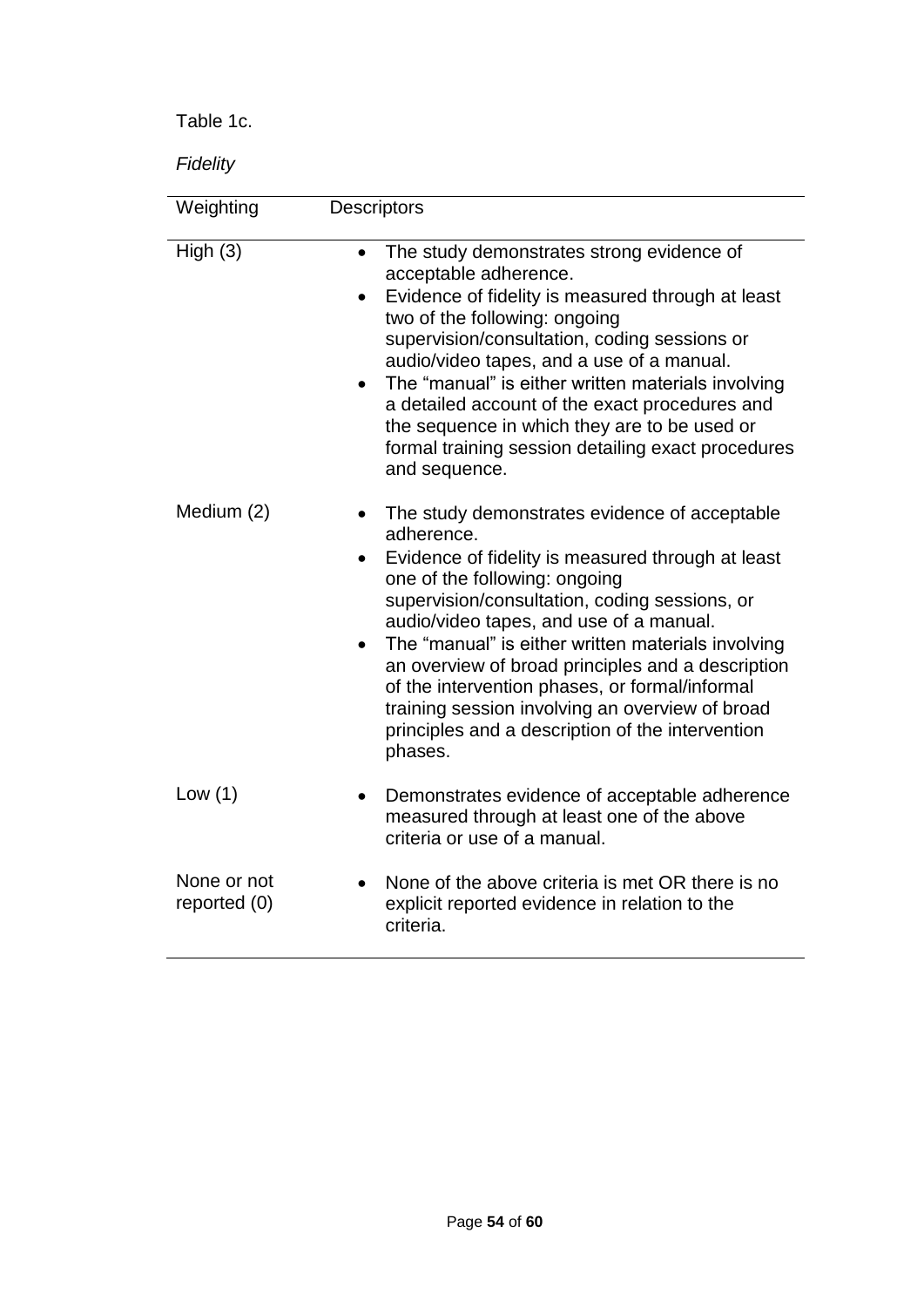Table 1c.

*Fidelity*

| Weighting | Descriptors |
|---|---|
| High (3) | • The study demonstrates strong evidence of acceptable adherence.<br>• Evidence of fidelity is measured through at least two of the following: ongoing supervision/consultation, coding sessions or audio/video tapes, and a use of a manual.<br>• The "manual" is either written materials involving a detailed account of the exact procedures and the sequence in which they are to be used or formal training session detailing exact procedures and sequence. |
| Medium (2) | • The study demonstrates evidence of acceptable adherence.<br>• Evidence of fidelity is measured through at least one of the following: ongoing supervision/consultation, coding sessions, or audio/video tapes, and use of a manual.<br>• The "manual" is either written materials involving an overview of broad principles and a description of the intervention phases, or formal/informal training session involving an overview of broad principles and a description of the intervention phases. |
| Low (1) | • Demonstrates evidence of acceptable adherence measured through at least one of the above criteria or use of a manual. |
| None or not reported (0) | • None of the above criteria is met OR there is no explicit reported evidence in relation to the criteria. |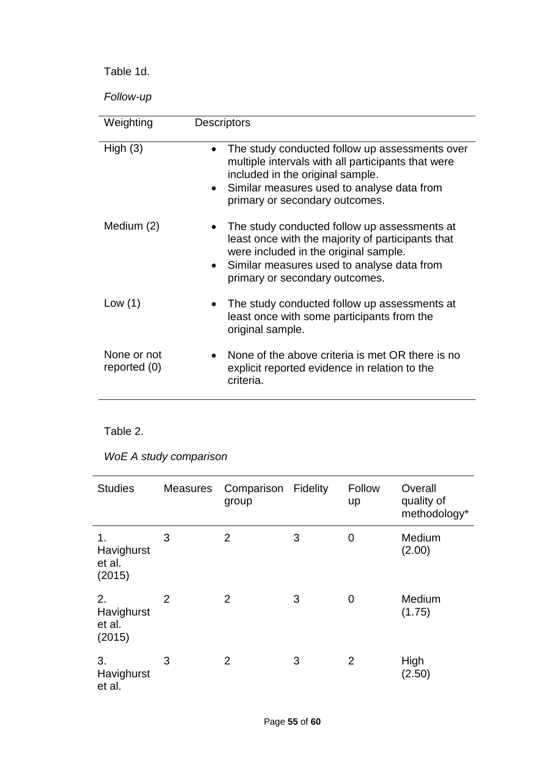Table 1d.

*Follow-up*

| Weighting | Descriptors |
|---|---|
| High (3) | • The study conducted follow up assessments over multiple intervals with all participants that were included in the original sample.<br>• Similar measures used to analyse data from primary or secondary outcomes. |
| Medium (2) | • The study conducted follow up assessments at least once with the majority of participants that were included in the original sample.<br>• Similar measures used to analyse data from primary or secondary outcomes. |
| Low (1) | • The study conducted follow up assessments at least once with some participants from the original sample. |
| None or not reported (0) | • None of the above criteria is met OR there is no explicit reported evidence in relation to the criteria. |

Table 2.

*WoE A study comparison*

| Studies | Measures | Comparison group | Fidelity | Follow up | Overall quality of methodology* |
|---|---|---|---|---|---|
| 1. Havighurst et al. (2015) | 3 | 2 | 3 | 0 | Medium (2.00) |
| 2. Havighurst et al. (2015) | 2 | 2 | 3 | 0 | Medium (1.75) |
| 3. Havighurst et al. | 3 | 2 | 3 | 2 | High (2.50) |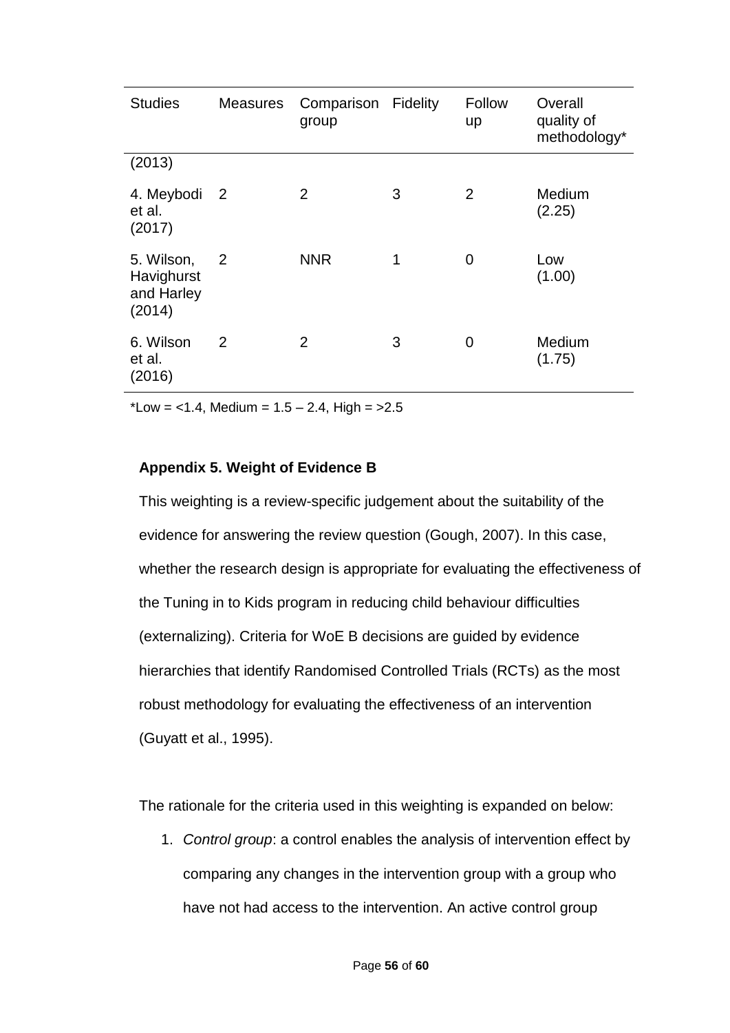| Studies | Measures | Comparison group | Fidelity | Follow up | Overall quality of methodology* |
|---|---|---|---|---|---|
| (2013) | | | | | |
| 4. Meybodi et al. (2017) | 2 | 2 | 3 | 2 | Medium (2.25) |
| 5. Wilson, Havighurst and Harley (2014) | 2 | NNR | 1 | 0 | Low (1.00) |
| 6. Wilson et al. (2016) | 2 | 2 | 3 | 0 | Medium (1.75) |

*Low = <1.4, Medium = 1.5 – 2.4, High = >2.5

### Appendix 5. Weight of Evidence B

This weighting is a review-specific judgement about the suitability of the evidence for answering the review question (Gough, 2007). In this case, whether the research design is appropriate for evaluating the effectiveness of the Tuning in to Kids program in reducing child behaviour difficulties (externalizing). Criteria for WoE B decisions are guided by evidence hierarchies that identify Randomised Controlled Trials (RCTs) as the most robust methodology for evaluating the effectiveness of an intervention (Guyatt et al., 1995).

The rationale for the criteria used in this weighting is expanded on below:

1. *Control group*: a control enables the analysis of intervention effect by comparing any changes in the intervention group with a group who have not had access to the intervention. An active control group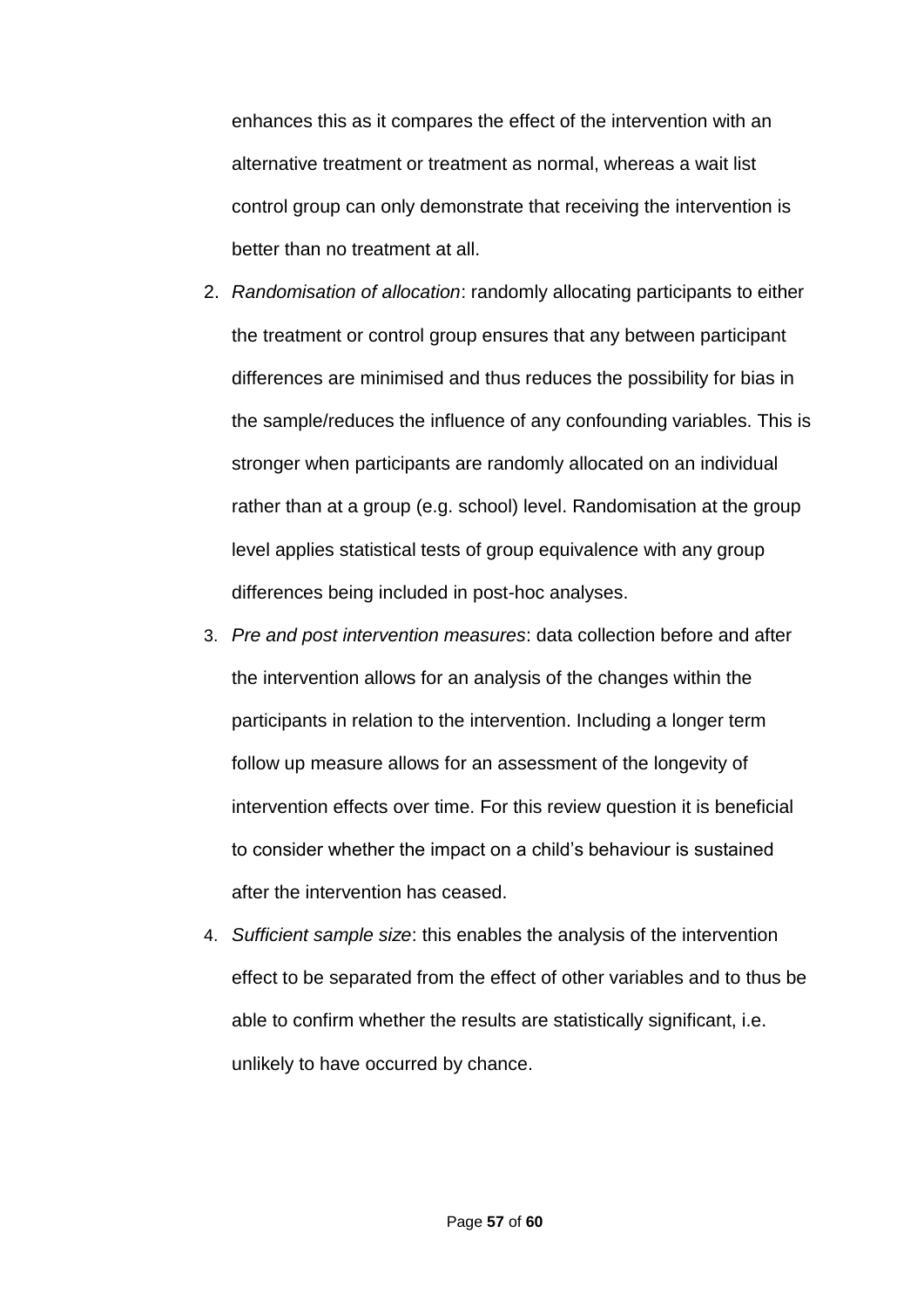enhances this as it compares the effect of the intervention with an alternative treatment or treatment as normal, whereas a wait list control group can only demonstrate that receiving the intervention is better than no treatment at all.

2. *Randomisation of allocation*: randomly allocating participants to either the treatment or control group ensures that any between participant differences are minimised and thus reduces the possibility for bias in the sample/reduces the influence of any confounding variables. This is stronger when participants are randomly allocated on an individual rather than at a group (e.g. school) level. Randomisation at the group level applies statistical tests of group equivalence with any group differences being included in post-hoc analyses.
3. *Pre and post intervention measures*: data collection before and after the intervention allows for an analysis of the changes within the participants in relation to the intervention. Including a longer term follow up measure allows for an assessment of the longevity of intervention effects over time. For this review question it is beneficial to consider whether the impact on a child's behaviour is sustained after the intervention has ceased.
4. *Sufficient sample size*: this enables the analysis of the intervention effect to be separated from the effect of other variables and to thus be able to confirm whether the results are statistically significant, i.e. unlikely to have occurred by chance.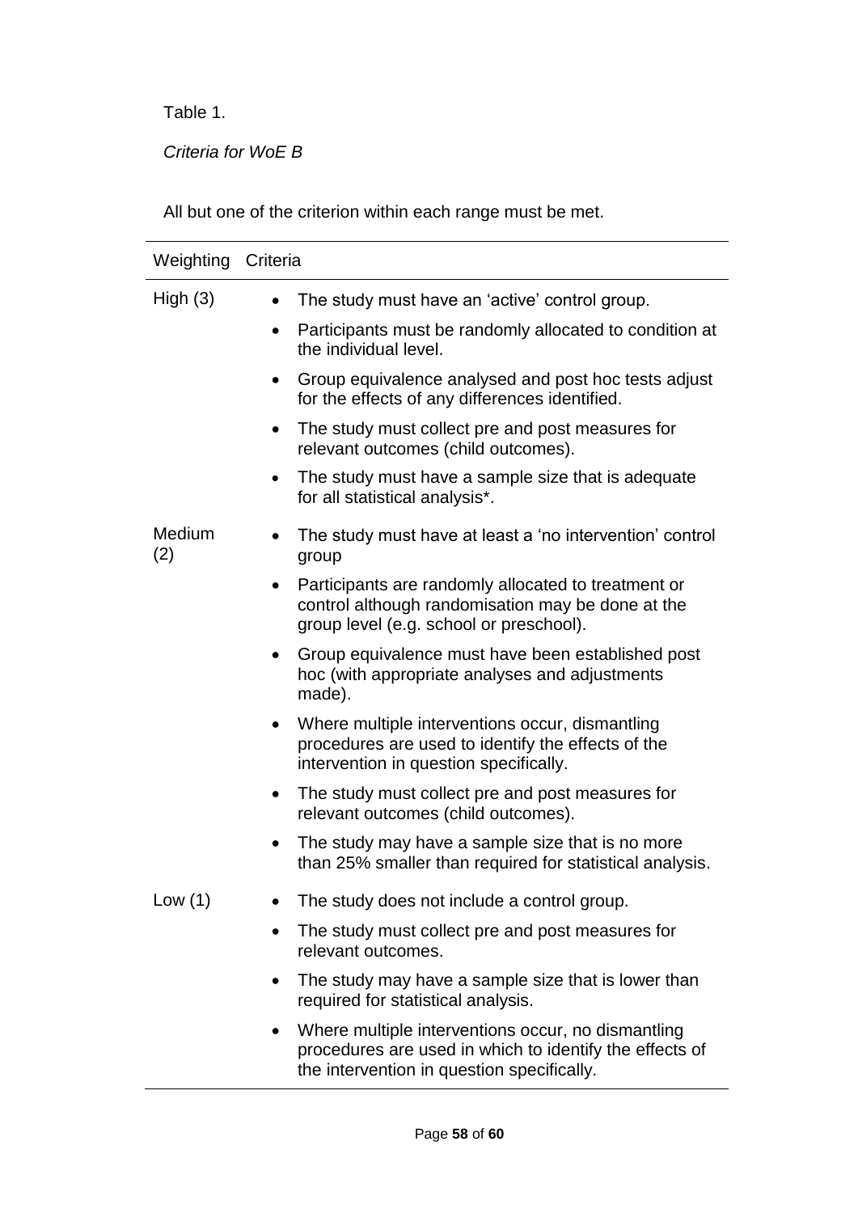Table 1.

*Criteria for WoE B*

All but one of the criterion within each range must be met.

| Weighting | Criteria |
| --- | --- |
| High (3) | • The study must have an 'active' control group.<br>• Participants must be randomly allocated to condition at the individual level.<br>• Group equivalence analysed and post hoc tests adjust for the effects of any differences identified.<br>• The study must collect pre and post measures for relevant outcomes (child outcomes).<br>• The study must have a sample size that is adequate for all statistical analysis*. |
| Medium (2) | • The study must have at least a 'no intervention' control group<br>• Participants are randomly allocated to treatment or control although randomisation may be done at the group level (e.g. school or preschool).<br>• Group equivalence must have been established post hoc (with appropriate analyses and adjustments made).<br>• Where multiple interventions occur, dismantling procedures are used to identify the effects of the intervention in question specifically.<br>• The study must collect pre and post measures for relevant outcomes (child outcomes).<br>• The study may have a sample size that is no more than 25% smaller than required for statistical analysis. |
| Low (1) | • The study does not include a control group.<br>• The study must collect pre and post measures for relevant outcomes.<br>• The study may have a sample size that is lower than required for statistical analysis.<br>• Where multiple interventions occur, no dismantling procedures are used in which to identify the effects of the intervention in question specifically. |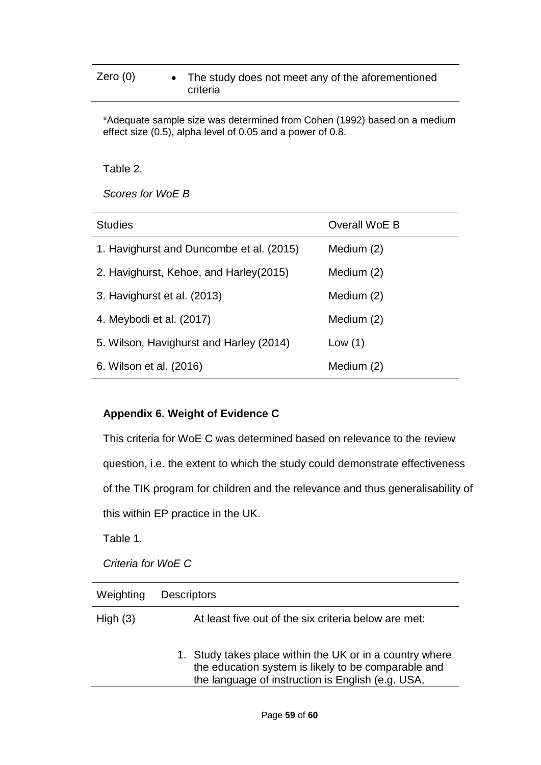| | |
|---|---|
| Zero (0) | • The study does not meet any of the aforementioned criteria |

*Adequate sample size was determined from Cohen (1992) based on a medium effect size (0.5), alpha level of 0.05 and a power of 0.8.

Table 2.

*Scores for WoE B*

| Studies | Overall WoE B |
|---|---|
| 1. Havighurst and Duncombe et al. (2015) | Medium (2) |
| 2. Havighurst, Kehoe, and Harley(2015) | Medium (2) |
| 3. Havighurst et al. (2013) | Medium (2) |
| 4. Meybodi et al. (2017) | Medium (2) |
| 5. Wilson, Havighurst and Harley (2014) | Low (1) |
| 6. Wilson et al. (2016) | Medium (2) |

**Appendix 6. Weight of Evidence C**

This criteria for WoE C was determined based on relevance to the review question, i.e. the extent to which the study could demonstrate effectiveness of the TIK program for children and the relevance and thus generalisability of this within EP practice in the UK.

Table 1.

*Criteria for WoE C*

| Weighting | Descriptors |
|---|---|
| High (3) | At least five out of the six criteria below are met:<br><br>1. Study takes place within the UK or in a country where the education system is likely to be comparable and the language of instruction is English (e.g. USA, |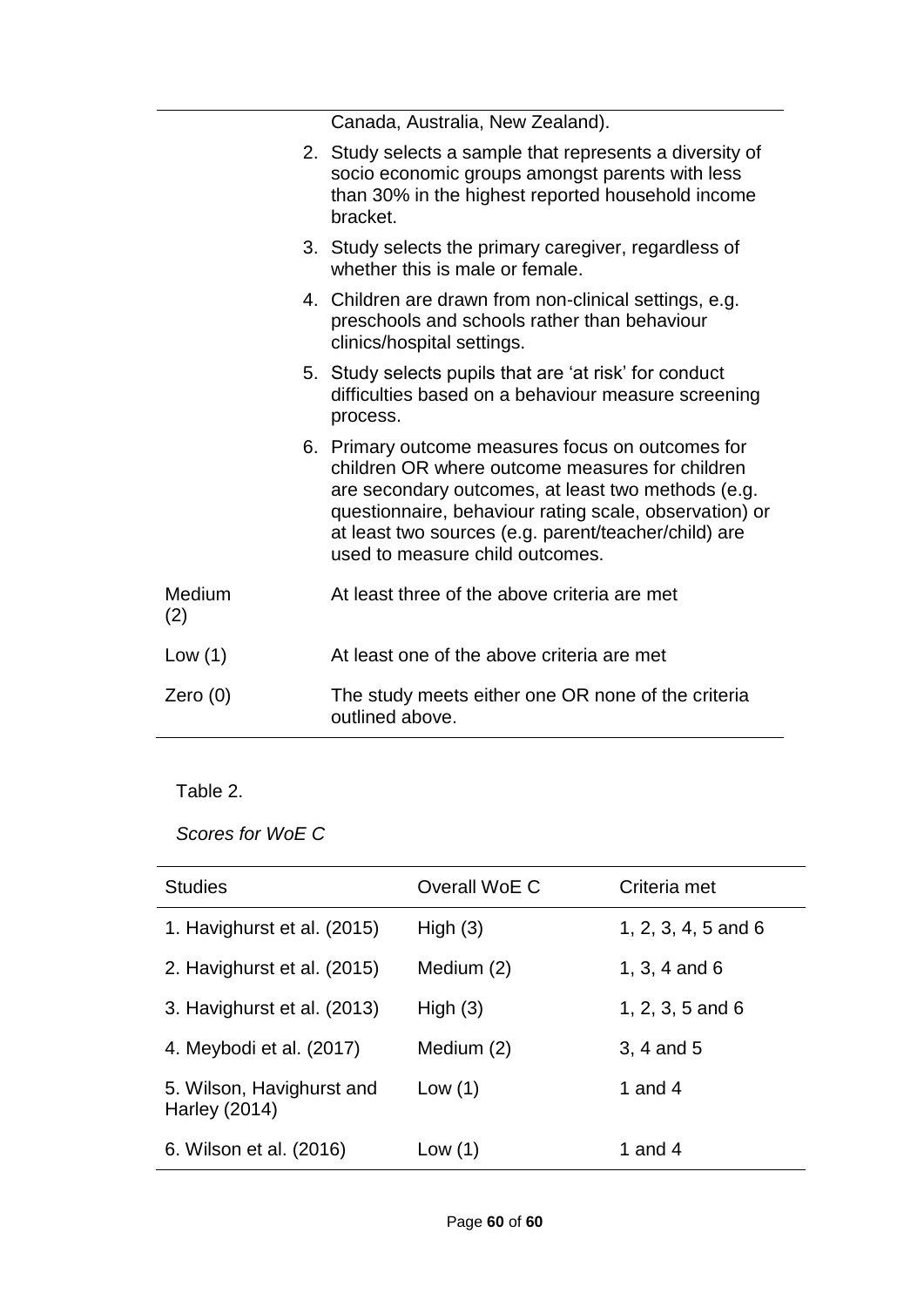| | |
|---|---|
| | Canada, Australia, New Zealand). |
| | 2. Study selects a sample that represents a diversity of socio economic groups amongst parents with less than 30% in the highest reported household income bracket. |
| | 3. Study selects the primary caregiver, regardless of whether this is male or female. |
| | 4. Children are drawn from non-clinical settings, e.g. preschools and schools rather than behaviour clinics/hospital settings. |
| | 5. Study selects pupils that are 'at risk' for conduct difficulties based on a behaviour measure screening process. |
| | 6. Primary outcome measures focus on outcomes for children OR where outcome measures for children are secondary outcomes, at least two methods (e.g. questionnaire, behaviour rating scale, observation) or at least two sources (e.g. parent/teacher/child) are used to measure child outcomes. |
| Medium (2) | At least three of the above criteria are met |
| Low (1) | At least one of the above criteria are met |
| Zero (0) | The study meets either one OR none of the criteria outlined above. |

Table 2.

*Scores for WoE C*

| Studies | Overall WoE C | Criteria met |
|---|---|---|
| 1. Havighurst et al. (2015) | High (3) | 1, 2, 3, 4, 5 and 6 |
| 2. Havighurst et al. (2015) | Medium (2) | 1, 3, 4 and 6 |
| 3. Havighurst et al. (2013) | High (3) | 1, 2, 3, 5 and 6 |
| 4. Meybodi et al. (2017) | Medium (2) | 3, 4 and 5 |
| 5. Wilson, Havighurst and Harley (2014) | Low (1) | 1 and 4 |
| 6. Wilson et al. (2016) | Low (1) | 1 and 4 |